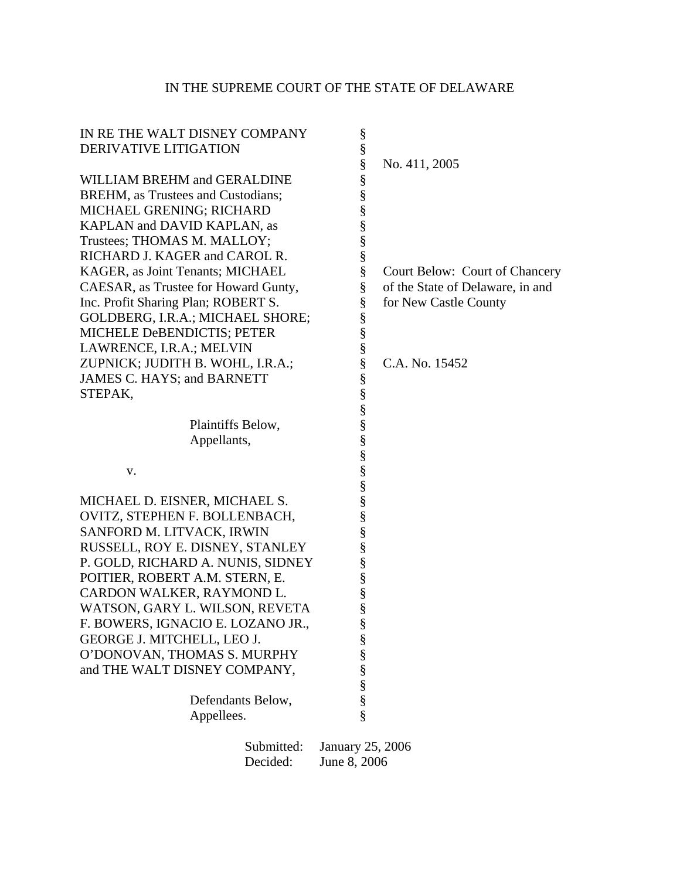IN THE SUPREME COURT OF THE STATE OF DELAWARE

| | | |
|---|---|---|
| IN RE THE WALT DISNEY COMPANY DERIVATIVE LITIGATION | § | No. 411, 2005 |
| WILLIAM BREHM and GERALDINE BREHM, as Trustees and Custodians; MICHAEL GRENING; RICHARD KAPLAN and DAVID KAPLAN, as Trustees; THOMAS M. MALLOY; RICHARD J. KAGER and CAROL R. KAGER, as Joint Tenants; MICHAEL CAESAR, as Trustee for Howard Gunty, Inc. Profit Sharing Plan; ROBERT S. GOLDBERG, I.R.A.; MICHAEL SHORE; MICHELE DeBENDICTIS; PETER LAWRENCE, I.R.A.; MELVIN ZUPNICK; JUDITH B. WOHL, I.R.A.; JAMES C. HAYS; and BARNETT STEPAK, | § | Court Below: Court of Chancery of the State of Delaware, in and for New Castle County<br><br>C.A. No. 15452 |
| Plaintiffs Below, Appellants, | § | |
| v. | § | |
| MICHAEL D. EISNER, MICHAEL S. OVITZ, STEPHEN F. BOLLENBACH, SANFORD M. LITVACK, IRWIN RUSSELL, ROY E. DISNEY, STANLEY P. GOLD, RICHARD A. NUNIS, SIDNEY POITIER, ROBERT A.M. STERN, E. CARDON WALKER, RAYMOND L. WATSON, GARY L. WILSON, REVETA F. BOWERS, IGNACIO E. LOZANO JR., GEORGE J. MITCHELL, LEO J. O'DONOVAN, THOMAS S. MURPHY and THE WALT DISNEY COMPANY, | § | |
| Defendants Below, Appellees. | § | |

Submitted: January 25, 2006
Decided: June 8, 2006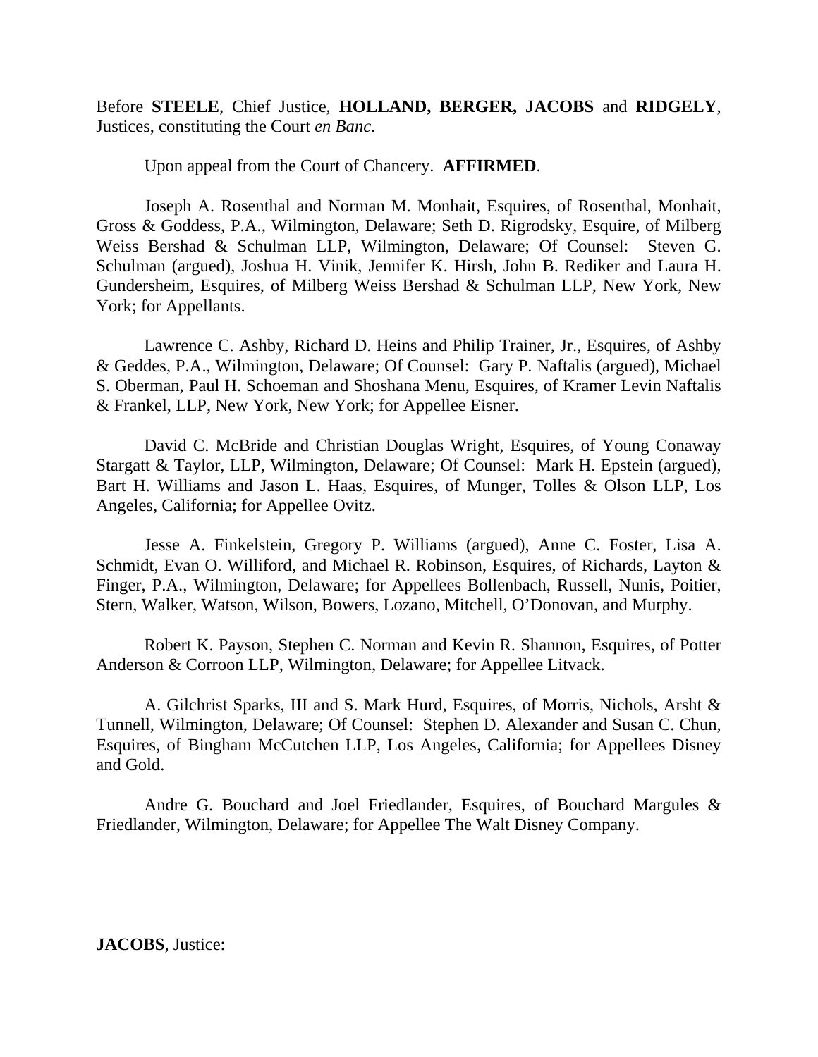Before **STEELE**, Chief Justice, **HOLLAND, BERGER, JACOBS** and **RIDGELY**, Justices, constituting the Court *en Banc*.

Upon appeal from the Court of Chancery. **AFFIRMED**.

Joseph A. Rosenthal and Norman M. Monhait, Esquires, of Rosenthal, Monhait, Gross & Goddess, P.A., Wilmington, Delaware; Seth D. Rigrodsky, Esquire, of Milberg Weiss Bershad & Schulman LLP, Wilmington, Delaware; Of Counsel: Steven G. Schulman (argued), Joshua H. Vinik, Jennifer K. Hirsh, John B. Rediker and Laura H. Gundersheim, Esquires, of Milberg Weiss Bershad & Schulman LLP, New York, New York; for Appellants.

Lawrence C. Ashby, Richard D. Heins and Philip Trainer, Jr., Esquires, of Ashby & Geddes, P.A., Wilmington, Delaware; Of Counsel: Gary P. Naftalis (argued), Michael S. Oberman, Paul H. Schoeman and Shoshana Menu, Esquires, of Kramer Levin Naftalis & Frankel, LLP, New York, New York; for Appellee Eisner.

David C. McBride and Christian Douglas Wright, Esquires, of Young Conaway Stargatt & Taylor, LLP, Wilmington, Delaware; Of Counsel: Mark H. Epstein (argued), Bart H. Williams and Jason L. Haas, Esquires, of Munger, Tolles & Olson LLP, Los Angeles, California; for Appellee Ovitz.

Jesse A. Finkelstein, Gregory P. Williams (argued), Anne C. Foster, Lisa A. Schmidt, Evan O. Williford, and Michael R. Robinson, Esquires, of Richards, Layton & Finger, P.A., Wilmington, Delaware; for Appellees Bollenbach, Russell, Nunis, Poitier, Stern, Walker, Watson, Wilson, Bowers, Lozano, Mitchell, O'Donovan, and Murphy.

Robert K. Payson, Stephen C. Norman and Kevin R. Shannon, Esquires, of Potter Anderson & Corroon LLP, Wilmington, Delaware; for Appellee Litvack.

A. Gilchrist Sparks, III and S. Mark Hurd, Esquires, of Morris, Nichols, Arsht & Tunnell, Wilmington, Delaware; Of Counsel: Stephen D. Alexander and Susan C. Chun, Esquires, of Bingham McCutchen LLP, Los Angeles, California; for Appellees Disney and Gold.

Andre G. Bouchard and Joel Friedlander, Esquires, of Bouchard Margules & Friedlander, Wilmington, Delaware; for Appellee The Walt Disney Company.

**JACOBS**, Justice: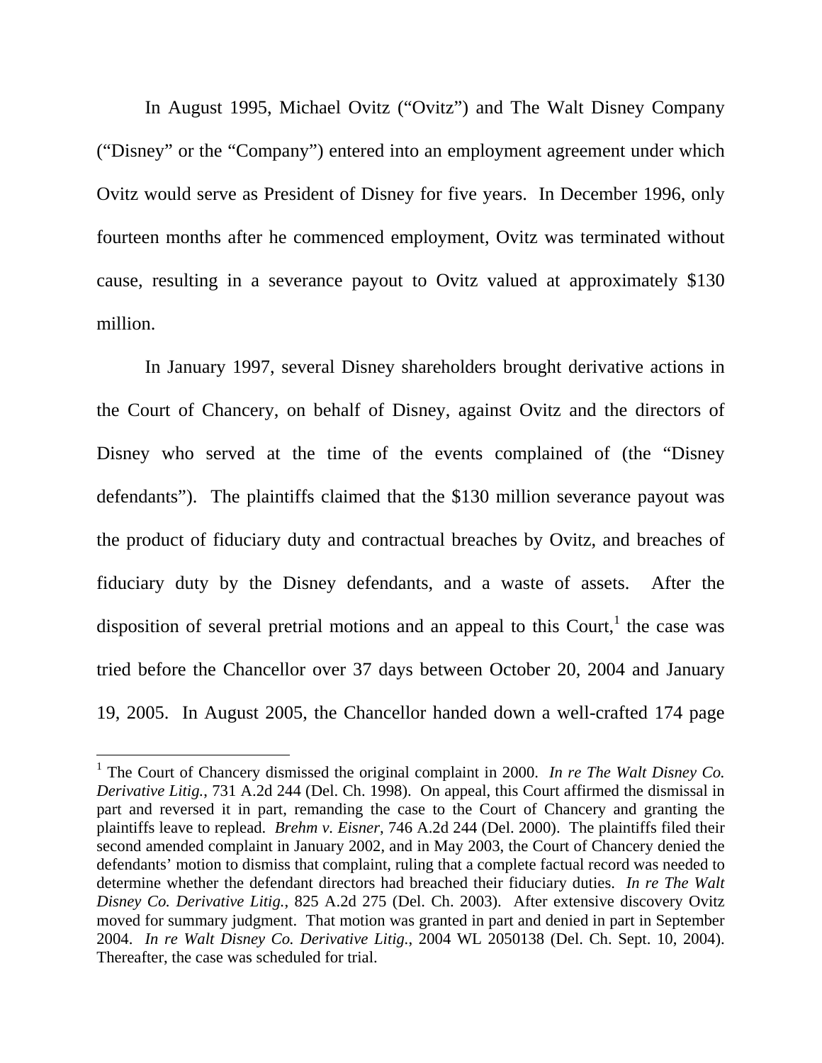In August 1995, Michael Ovitz ("Ovitz") and The Walt Disney Company ("Disney" or the "Company") entered into an employment agreement under which Ovitz would serve as President of Disney for five years. In December 1996, only fourteen months after he commenced employment, Ovitz was terminated without cause, resulting in a severance payout to Ovitz valued at approximately $130 million.

In January 1997, several Disney shareholders brought derivative actions in the Court of Chancery, on behalf of Disney, against Ovitz and the directors of Disney who served at the time of the events complained of (the "Disney defendants"). The plaintiffs claimed that the $130 million severance payout was the product of fiduciary duty and contractual breaches by Ovitz, and breaches of fiduciary duty by the Disney defendants, and a waste of assets. After the disposition of several pretrial motions and an appeal to this Court,[1] the case was tried before the Chancellor over 37 days between October 20, 2004 and January 19, 2005. In August 2005, the Chancellor handed down a well-crafted 174 page

---

[1] The Court of Chancery dismissed the original complaint in 2000. *In re The Walt Disney Co. Derivative Litig.*, 731 A.2d 244 (Del. Ch. 1998). On appeal, this Court affirmed the dismissal in part and reversed it in part, remanding the case to the Court of Chancery and granting the plaintiffs leave to replead. *Brehm v. Eisner*, 746 A.2d 244 (Del. 2000). The plaintiffs filed their second amended complaint in January 2002, and in May 2003, the Court of Chancery denied the defendants' motion to dismiss that complaint, ruling that a complete factual record was needed to determine whether the defendant directors had breached their fiduciary duties. *In re The Walt Disney Co. Derivative Litig.*, 825 A.2d 275 (Del. Ch. 2003). After extensive discovery Ovitz moved for summary judgment. That motion was granted in part and denied in part in September 2004. *In re Walt Disney Co. Derivative Litig.*, 2004 WL 2050138 (Del. Ch. Sept. 10, 2004). Thereafter, the case was scheduled for trial.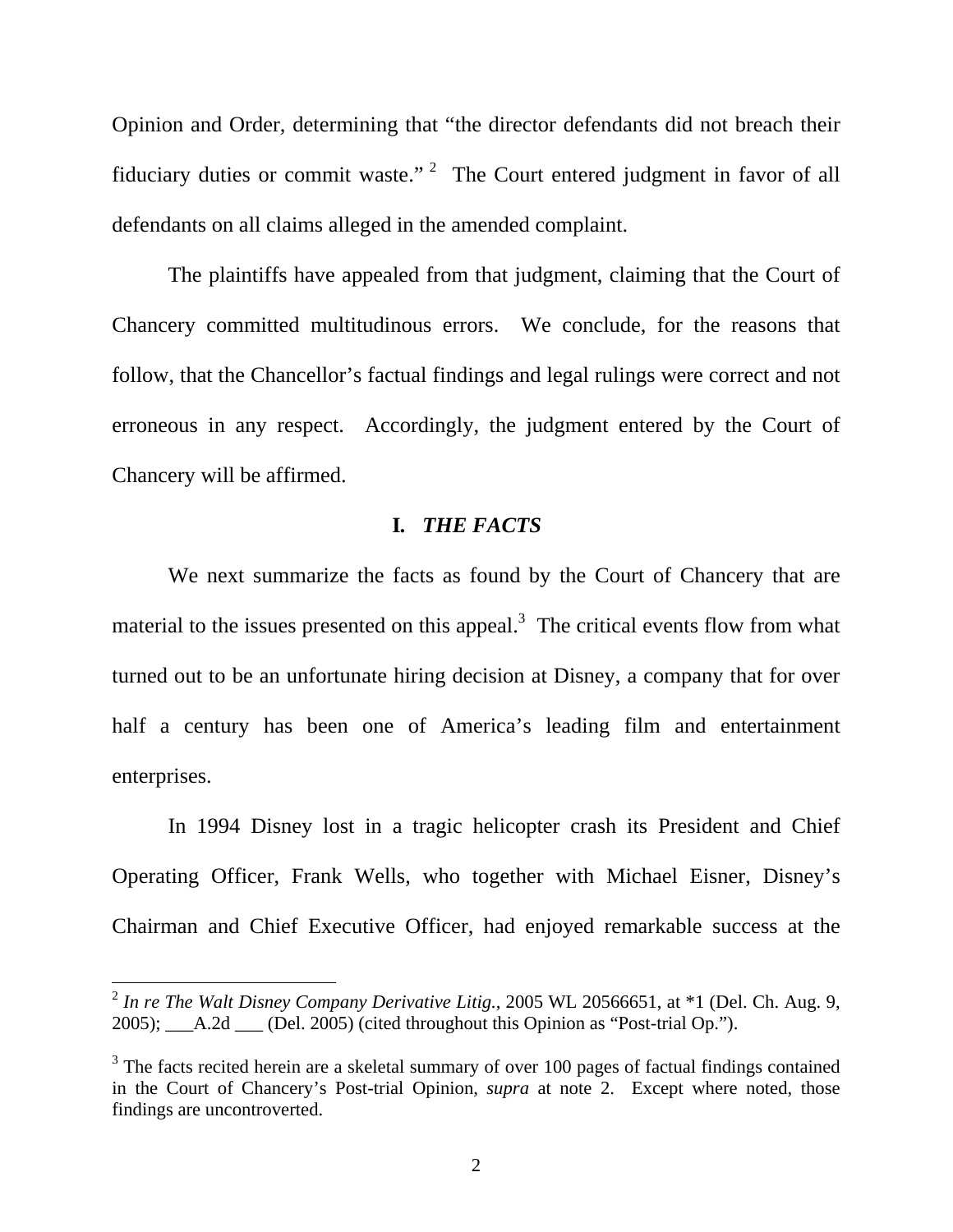Opinion and Order, determining that "the director defendants did not breach their fiduciary duties or commit waste."[2] The Court entered judgment in favor of all defendants on all claims alleged in the amended complaint.

The plaintiffs have appealed from that judgment, claiming that the Court of Chancery committed multitudinous errors. We conclude, for the reasons that follow, that the Chancellor's factual findings and legal rulings were correct and not erroneous in any respect. Accordingly, the judgment entered by the Court of Chancery will be affirmed.

## I. *THE FACTS*

We next summarize the facts as found by the Court of Chancery that are material to the issues presented on this appeal.[3] The critical events flow from what turned out to be an unfortunate hiring decision at Disney, a company that for over half a century has been one of America's leading film and entertainment enterprises.

In 1994 Disney lost in a tragic helicopter crash its President and Chief Operating Officer, Frank Wells, who together with Michael Eisner, Disney's Chairman and Chief Executive Officer, had enjoyed remarkable success at the

---

[2] *In re The Walt Disney Company Derivative Litig.*, 2005 WL 20566651, at *1 (Del. Ch. Aug. 9, 2005); ___A.2d ___ (Del. 2005) (cited throughout this Opinion as "Post-trial Op.").

[3] The facts recited herein are a skeletal summary of over 100 pages of factual findings contained in the Court of Chancery's Post-trial Opinion, *supra* at note 2. Except where noted, those findings are uncontroverted.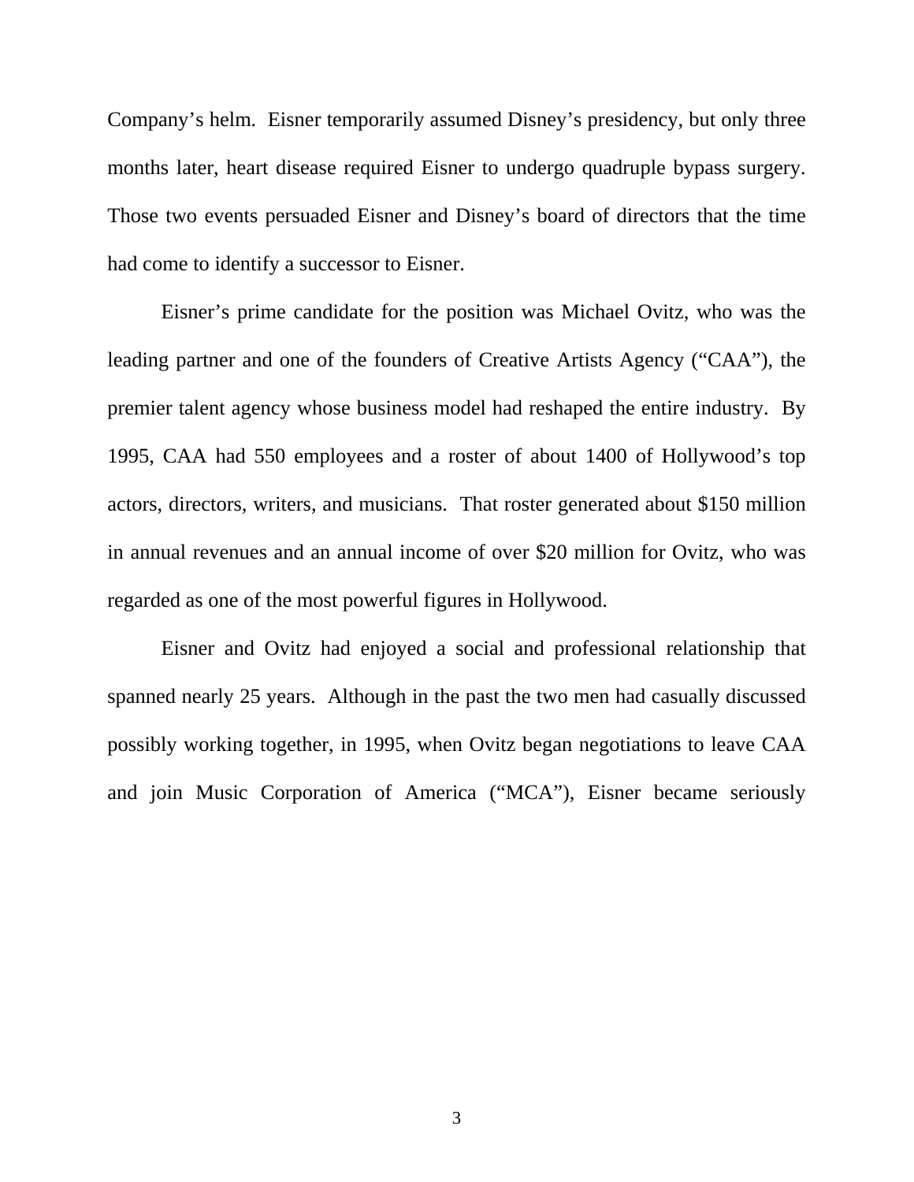Company's helm. Eisner temporarily assumed Disney's presidency, but only three months later, heart disease required Eisner to undergo quadruple bypass surgery. Those two events persuaded Eisner and Disney's board of directors that the time had come to identify a successor to Eisner.

Eisner's prime candidate for the position was Michael Ovitz, who was the leading partner and one of the founders of Creative Artists Agency ("CAA"), the premier talent agency whose business model had reshaped the entire industry. By 1995, CAA had 550 employees and a roster of about 1400 of Hollywood's top actors, directors, writers, and musicians. That roster generated about $150 million in annual revenues and an annual income of over $20 million for Ovitz, who was regarded as one of the most powerful figures in Hollywood.

Eisner and Ovitz had enjoyed a social and professional relationship that spanned nearly 25 years. Although in the past the two men had casually discussed possibly working together, in 1995, when Ovitz began negotiations to leave CAA and join Music Corporation of America ("MCA"), Eisner became seriously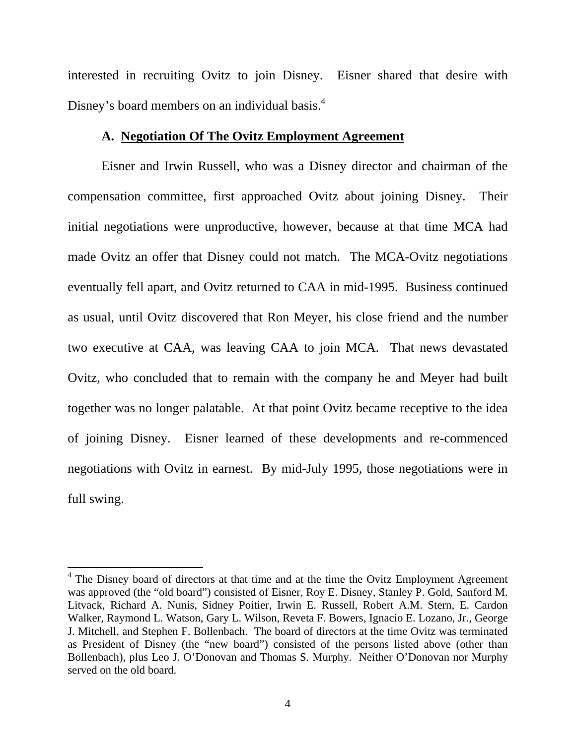interested in recruiting Ovitz to join Disney. Eisner shared that desire with Disney's board members on an individual basis.[4]

### A. Negotiation Of The Ovitz Employment Agreement

Eisner and Irwin Russell, who was a Disney director and chairman of the compensation committee, first approached Ovitz about joining Disney. Their initial negotiations were unproductive, however, because at that time MCA had made Ovitz an offer that Disney could not match. The MCA-Ovitz negotiations eventually fell apart, and Ovitz returned to CAA in mid-1995. Business continued as usual, until Ovitz discovered that Ron Meyer, his close friend and the number two executive at CAA, was leaving CAA to join MCA. That news devastated Ovitz, who concluded that to remain with the company he and Meyer had built together was no longer palatable. At that point Ovitz became receptive to the idea of joining Disney. Eisner learned of these developments and re-commenced negotiations with Ovitz in earnest. By mid-July 1995, those negotiations were in full swing.

---

[4] The Disney board of directors at that time and at the time the Ovitz Employment Agreement was approved (the "old board") consisted of Eisner, Roy E. Disney, Stanley P. Gold, Sanford M. Litvack, Richard A. Nunis, Sidney Poitier, Irwin E. Russell, Robert A.M. Stern, E. Cardon Walker, Raymond L. Watson, Gary L. Wilson, Reveta F. Bowers, Ignacio E. Lozano, Jr., George J. Mitchell, and Stephen F. Bollenbach. The board of directors at the time Ovitz was terminated as President of Disney (the "new board") consisted of the persons listed above (other than Bollenbach), plus Leo J. O'Donovan and Thomas S. Murphy. Neither O'Donovan nor Murphy served on the old board.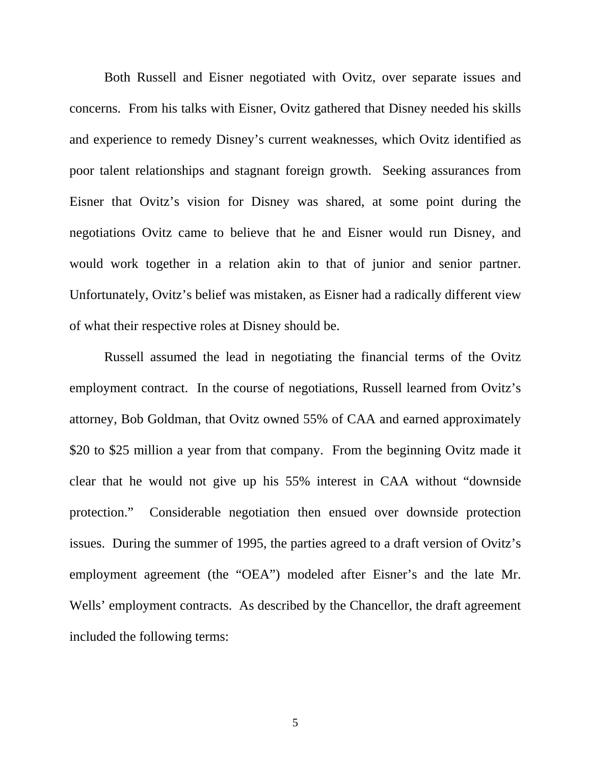Both Russell and Eisner negotiated with Ovitz, over separate issues and concerns. From his talks with Eisner, Ovitz gathered that Disney needed his skills and experience to remedy Disney's current weaknesses, which Ovitz identified as poor talent relationships and stagnant foreign growth. Seeking assurances from Eisner that Ovitz's vision for Disney was shared, at some point during the negotiations Ovitz came to believe that he and Eisner would run Disney, and would work together in a relation akin to that of junior and senior partner. Unfortunately, Ovitz's belief was mistaken, as Eisner had a radically different view of what their respective roles at Disney should be.

Russell assumed the lead in negotiating the financial terms of the Ovitz employment contract. In the course of negotiations, Russell learned from Ovitz's attorney, Bob Goldman, that Ovitz owned 55% of CAA and earned approximately $20 to $25 million a year from that company. From the beginning Ovitz made it clear that he would not give up his 55% interest in CAA without "downside protection." Considerable negotiation then ensued over downside protection issues. During the summer of 1995, the parties agreed to a draft version of Ovitz's employment agreement (the "OEA") modeled after Eisner's and the late Mr. Wells' employment contracts. As described by the Chancellor, the draft agreement included the following terms: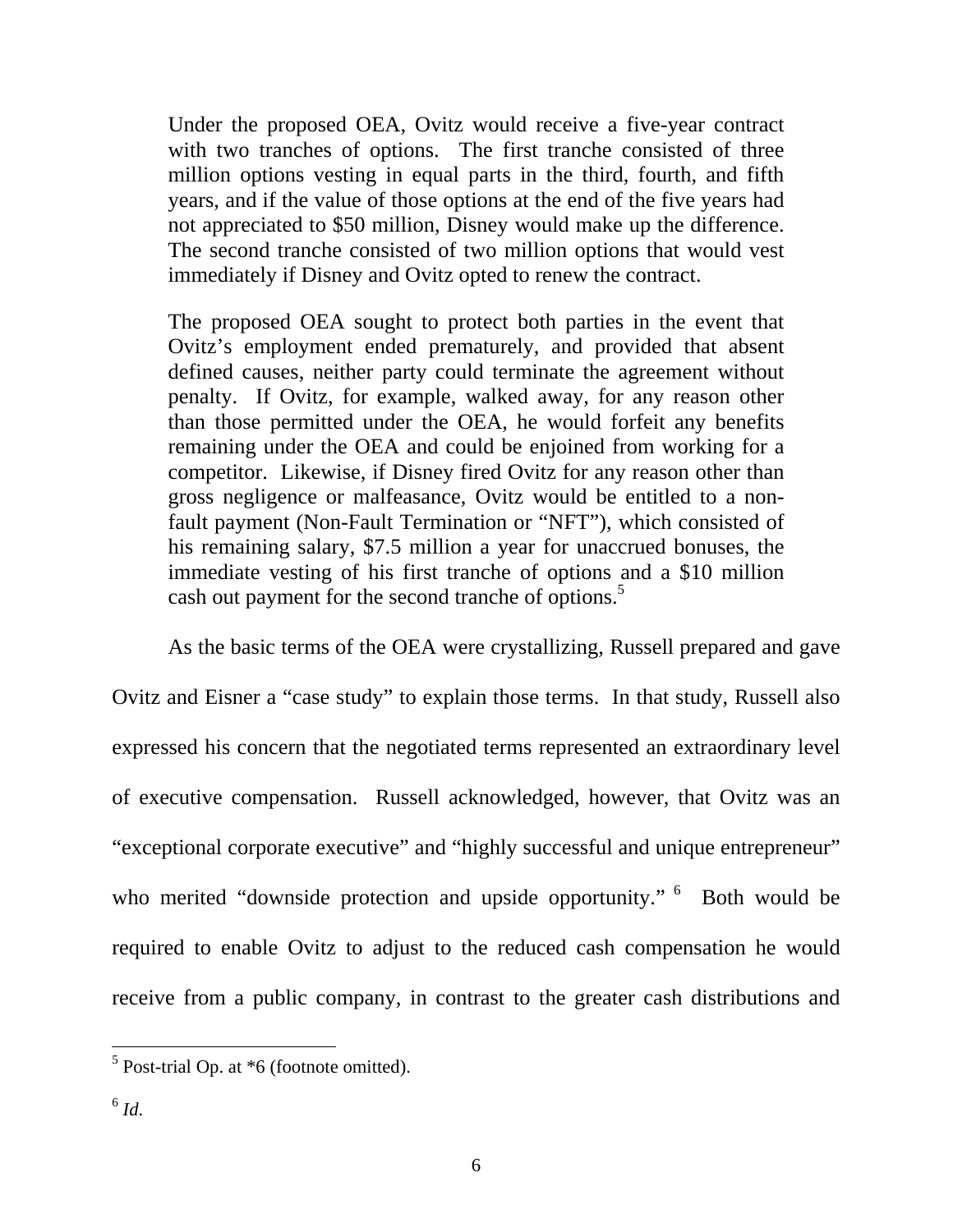> Under the proposed OEA, Ovitz would receive a five-year contract with two tranches of options. The first tranche consisted of three million options vesting in equal parts in the third, fourth, and fifth years, and if the value of those options at the end of the five years had not appreciated to $50 million, Disney would make up the difference. The second tranche consisted of two million options that would vest immediately if Disney and Ovitz opted to renew the contract.
>
> The proposed OEA sought to protect both parties in the event that Ovitz's employment ended prematurely, and provided that absent defined causes, neither party could terminate the agreement without penalty. If Ovitz, for example, walked away, for any reason other than those permitted under the OEA, he would forfeit any benefits remaining under the OEA and could be enjoined from working for a competitor. Likewise, if Disney fired Ovitz for any reason other than gross negligence or malfeasance, Ovitz would be entitled to a non-fault payment (Non-Fault Termination or "NFT"), which consisted of his remaining salary, $7.5 million a year for unaccrued bonuses, the immediate vesting of his first tranche of options and a $10 million cash out payment for the second tranche of options.[5]

As the basic terms of the OEA were crystallizing, Russell prepared and gave Ovitz and Eisner a "case study" to explain those terms. In that study, Russell also expressed his concern that the negotiated terms represented an extraordinary level of executive compensation. Russell acknowledged, however, that Ovitz was an "exceptional corporate executive" and "highly successful and unique entrepreneur" who merited "downside protection and upside opportunity."[6] Both would be required to enable Ovitz to adjust to the reduced cash compensation he would receive from a public company, in contrast to the greater cash distributions and

---

[5] Post-trial Op. at *6 (footnote omitted).

[6] *Id.*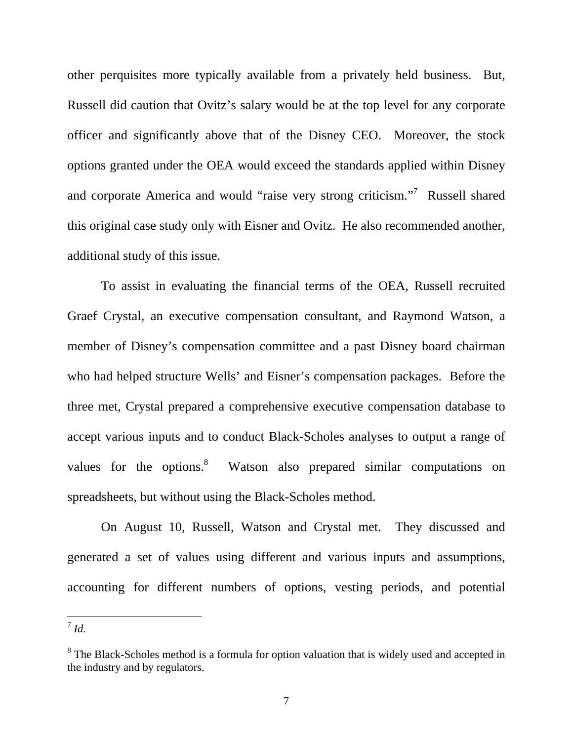other perquisites more typically available from a privately held business. But, Russell did caution that Ovitz's salary would be at the top level for any corporate officer and significantly above that of the Disney CEO. Moreover, the stock options granted under the OEA would exceed the standards applied within Disney and corporate America and would "raise very strong criticism."[7] Russell shared this original case study only with Eisner and Ovitz. He also recommended another, additional study of this issue.

To assist in evaluating the financial terms of the OEA, Russell recruited Graef Crystal, an executive compensation consultant, and Raymond Watson, a member of Disney's compensation committee and a past Disney board chairman who had helped structure Wells' and Eisner's compensation packages. Before the three met, Crystal prepared a comprehensive executive compensation database to accept various inputs and to conduct Black-Scholes analyses to output a range of values for the options.[8] Watson also prepared similar computations on spreadsheets, but without using the Black-Scholes method.

On August 10, Russell, Watson and Crystal met. They discussed and generated a set of values using different and various inputs and assumptions, accounting for different numbers of options, vesting periods, and potential

---

[7] *Id.*

[8] The Black-Scholes method is a formula for option valuation that is widely used and accepted in the industry and by regulators.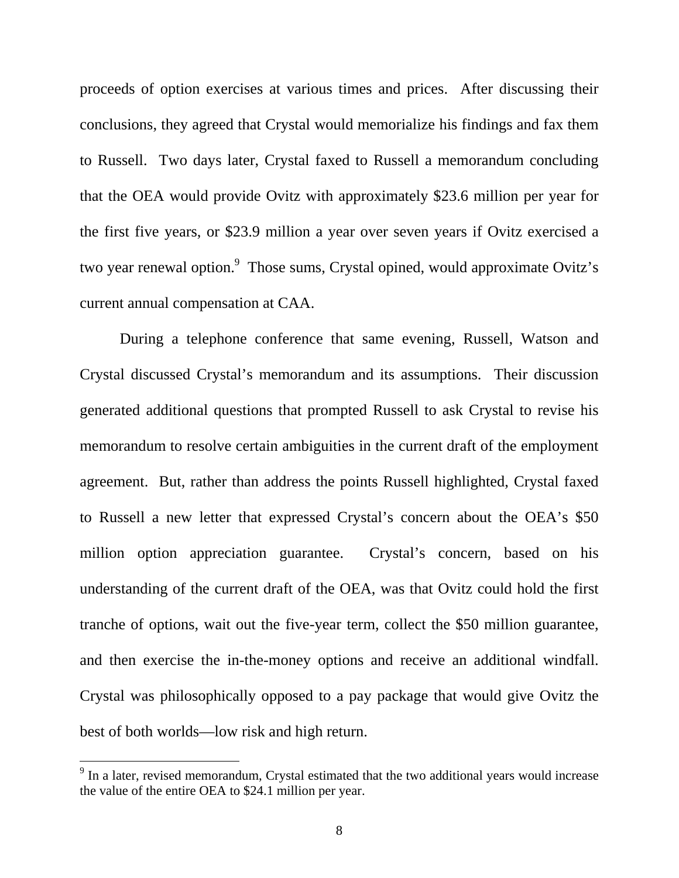proceeds of option exercises at various times and prices. After discussing their conclusions, they agreed that Crystal would memorialize his findings and fax them to Russell. Two days later, Crystal faxed to Russell a memorandum concluding that the OEA would provide Ovitz with approximately $23.6 million per year for the first five years, or $23.9 million a year over seven years if Ovitz exercised a two year renewal option.[9] Those sums, Crystal opined, would approximate Ovitz's current annual compensation at CAA.

During a telephone conference that same evening, Russell, Watson and Crystal discussed Crystal's memorandum and its assumptions. Their discussion generated additional questions that prompted Russell to ask Crystal to revise his memorandum to resolve certain ambiguities in the current draft of the employment agreement. But, rather than address the points Russell highlighted, Crystal faxed to Russell a new letter that expressed Crystal's concern about the OEA's $50 million option appreciation guarantee. Crystal's concern, based on his understanding of the current draft of the OEA, was that Ovitz could hold the first tranche of options, wait out the five-year term, collect the $50 million guarantee, and then exercise the in-the-money options and receive an additional windfall. Crystal was philosophically opposed to a pay package that would give Ovitz the best of both worlds—low risk and high return.

[9] In a later, revised memorandum, Crystal estimated that the two additional years would increase the value of the entire OEA to $24.1 million per year.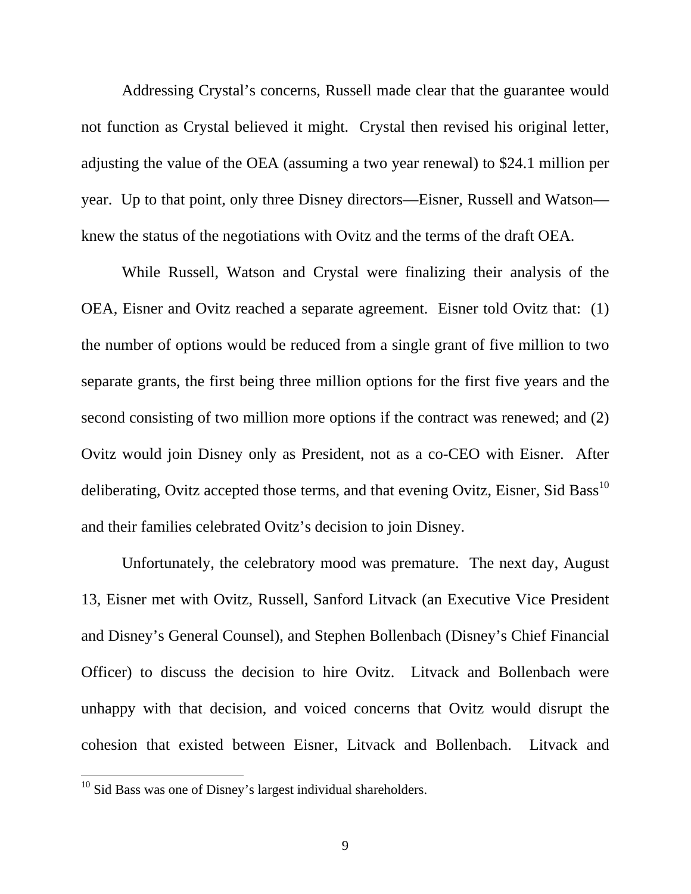Addressing Crystal's concerns, Russell made clear that the guarantee would not function as Crystal believed it might. Crystal then revised his original letter, adjusting the value of the OEA (assuming a two year renewal) to $24.1 million per year. Up to that point, only three Disney directors—Eisner, Russell and Watson—knew the status of the negotiations with Ovitz and the terms of the draft OEA.

While Russell, Watson and Crystal were finalizing their analysis of the OEA, Eisner and Ovitz reached a separate agreement. Eisner told Ovitz that: (1) the number of options would be reduced from a single grant of five million to two separate grants, the first being three million options for the first five years and the second consisting of two million more options if the contract was renewed; and (2) Ovitz would join Disney only as President, not as a co-CEO with Eisner. After deliberating, Ovitz accepted those terms, and that evening Ovitz, Eisner, Sid Bass[10] and their families celebrated Ovitz's decision to join Disney.

Unfortunately, the celebratory mood was premature. The next day, August 13, Eisner met with Ovitz, Russell, Sanford Litvack (an Executive Vice President and Disney's General Counsel), and Stephen Bollenbach (Disney's Chief Financial Officer) to discuss the decision to hire Ovitz. Litvack and Bollenbach were unhappy with that decision, and voiced concerns that Ovitz would disrupt the cohesion that existed between Eisner, Litvack and Bollenbach. Litvack and

---

[10] Sid Bass was one of Disney's largest individual shareholders.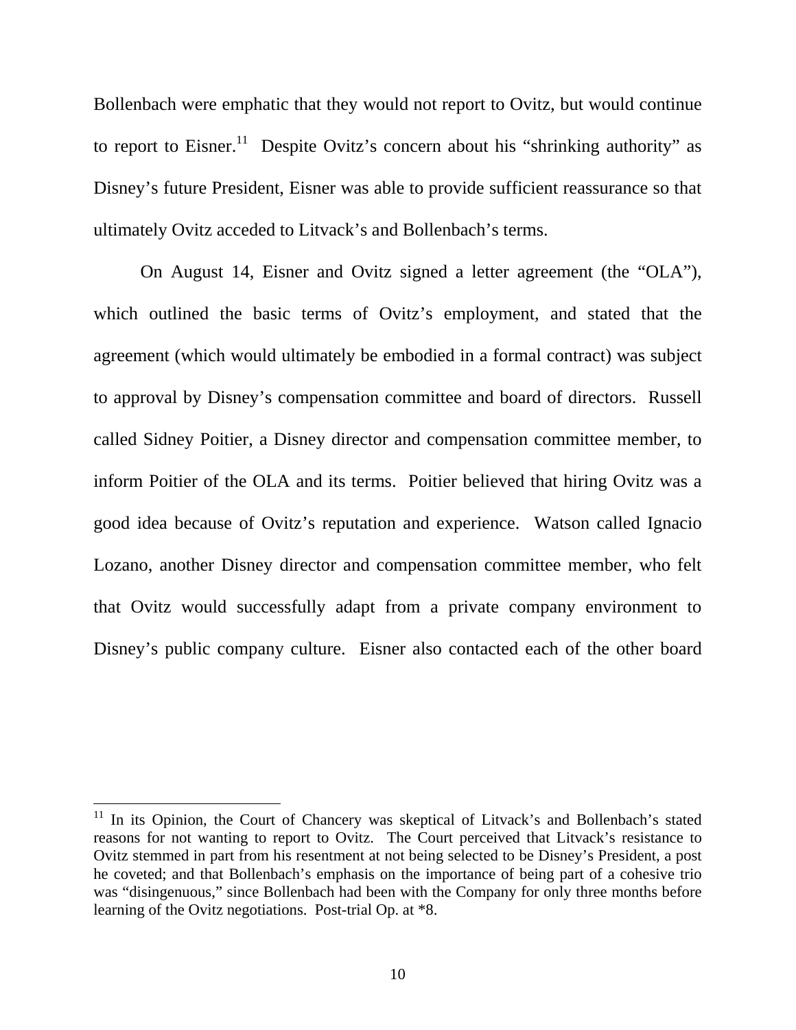Bollenbach were emphatic that they would not report to Ovitz, but would continue to report to Eisner.[11] Despite Ovitz's concern about his "shrinking authority" as Disney's future President, Eisner was able to provide sufficient reassurance so that ultimately Ovitz acceded to Litvack's and Bollenbach's terms.

On August 14, Eisner and Ovitz signed a letter agreement (the "OLA"), which outlined the basic terms of Ovitz's employment, and stated that the agreement (which would ultimately be embodied in a formal contract) was subject to approval by Disney's compensation committee and board of directors. Russell called Sidney Poitier, a Disney director and compensation committee member, to inform Poitier of the OLA and its terms. Poitier believed that hiring Ovitz was a good idea because of Ovitz's reputation and experience. Watson called Ignacio Lozano, another Disney director and compensation committee member, who felt that Ovitz would successfully adapt from a private company environment to Disney's public company culture. Eisner also contacted each of the other board

---

[11] In its Opinion, the Court of Chancery was skeptical of Litvack's and Bollenbach's stated reasons for not wanting to report to Ovitz. The Court perceived that Litvack's resistance to Ovitz stemmed in part from his resentment at not being selected to be Disney's President, a post he coveted; and that Bollenbach's emphasis on the importance of being part of a cohesive trio was "disingenuous," since Bollenbach had been with the Company for only three months before learning of the Ovitz negotiations. Post-trial Op. at *8.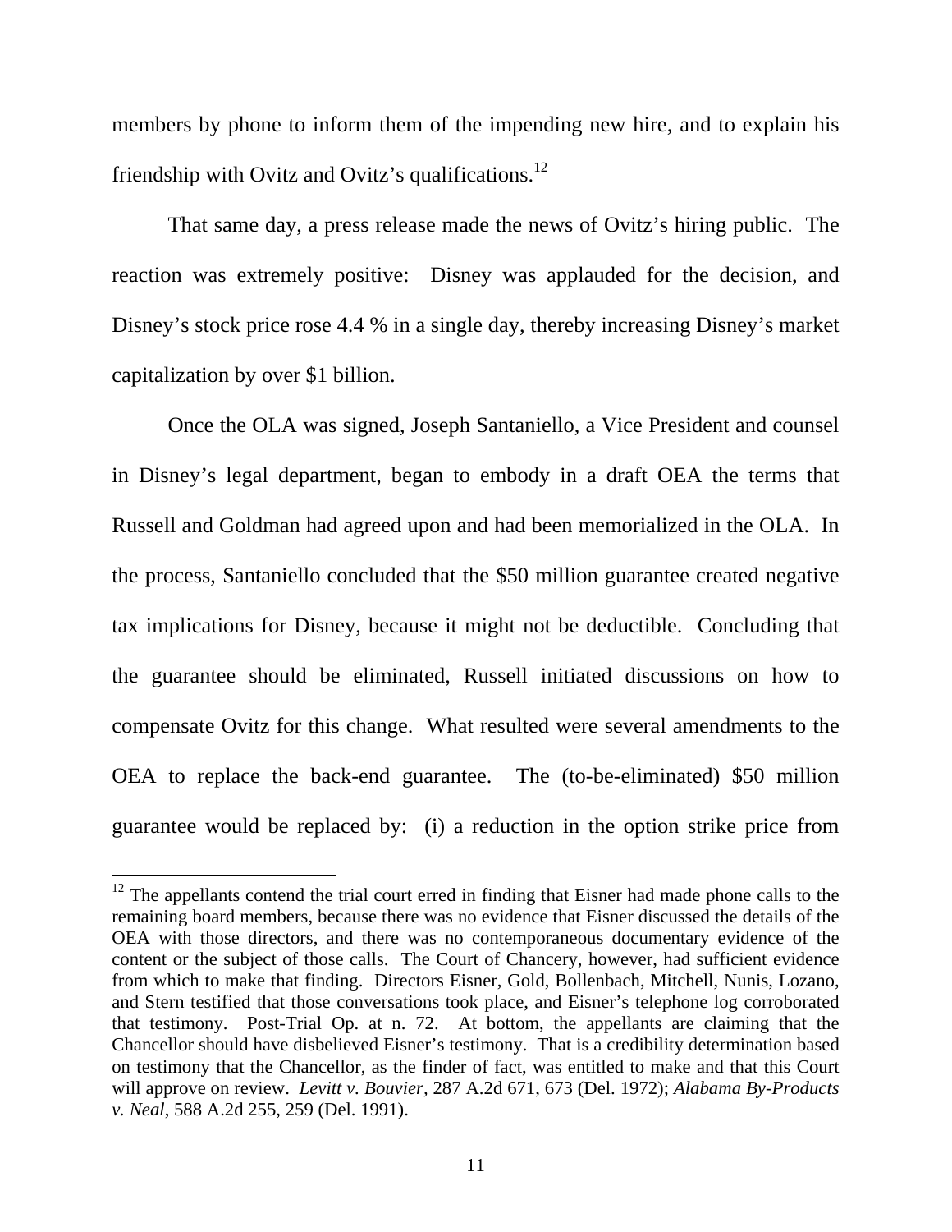members by phone to inform them of the impending new hire, and to explain his friendship with Ovitz and Ovitz's qualifications.[12]

That same day, a press release made the news of Ovitz's hiring public. The reaction was extremely positive: Disney was applauded for the decision, and Disney's stock price rose 4.4 % in a single day, thereby increasing Disney's market capitalization by over $1 billion.

Once the OLA was signed, Joseph Santaniello, a Vice President and counsel in Disney's legal department, began to embody in a draft OEA the terms that Russell and Goldman had agreed upon and had been memorialized in the OLA. In the process, Santaniello concluded that the $50 million guarantee created negative tax implications for Disney, because it might not be deductible. Concluding that the guarantee should be eliminated, Russell initiated discussions on how to compensate Ovitz for this change. What resulted were several amendments to the OEA to replace the back-end guarantee. The (to-be-eliminated) $50 million guarantee would be replaced by: (i) a reduction in the option strike price from

---

[12] The appellants contend the trial court erred in finding that Eisner had made phone calls to the remaining board members, because there was no evidence that Eisner discussed the details of the OEA with those directors, and there was no contemporaneous documentary evidence of the content or the subject of those calls. The Court of Chancery, however, had sufficient evidence from which to make that finding. Directors Eisner, Gold, Bollenbach, Mitchell, Nunis, Lozano, and Stern testified that those conversations took place, and Eisner's telephone log corroborated that testimony. Post-Trial Op. at n. 72. At bottom, the appellants are claiming that the Chancellor should have disbelieved Eisner's testimony. That is a credibility determination based on testimony that the Chancellor, as the finder of fact, was entitled to make and that this Court will approve on review. *Levitt v. Bouvier*, 287 A.2d 671, 673 (Del. 1972); *Alabama By-Products v. Neal*, 588 A.2d 255, 259 (Del. 1991).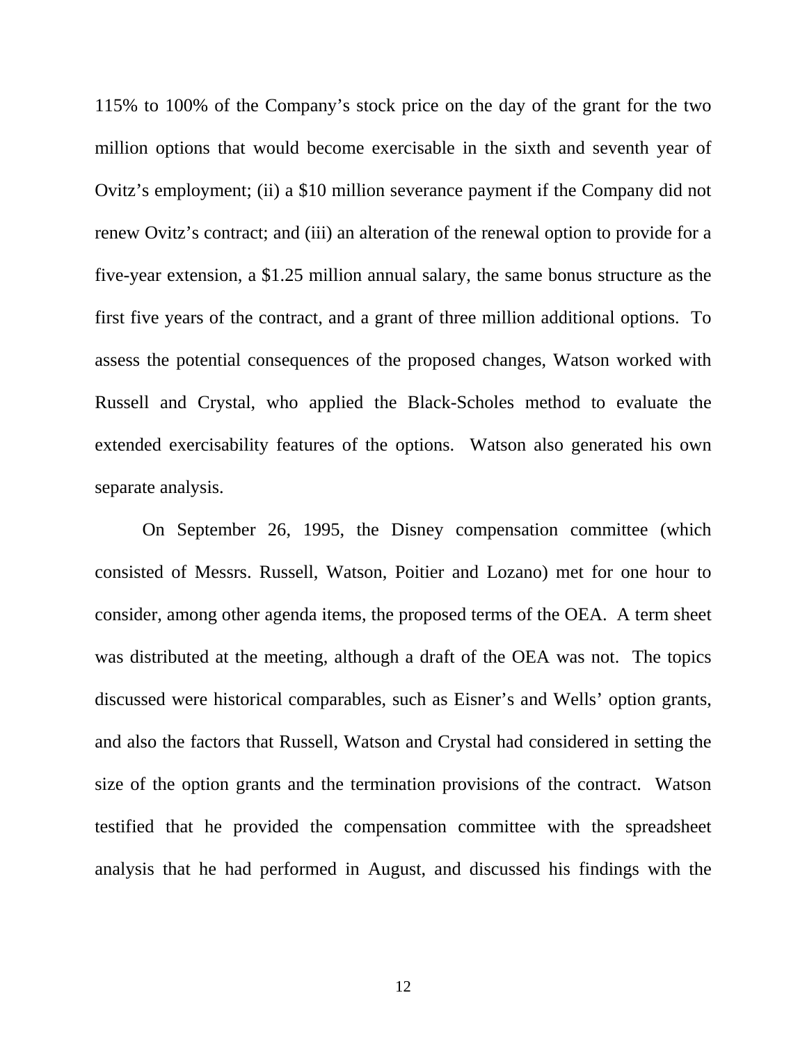115% to 100% of the Company's stock price on the day of the grant for the two million options that would become exercisable in the sixth and seventh year of Ovitz's employment; (ii) a $10 million severance payment if the Company did not renew Ovitz's contract; and (iii) an alteration of the renewal option to provide for a five-year extension, a $1.25 million annual salary, the same bonus structure as the first five years of the contract, and a grant of three million additional options. To assess the potential consequences of the proposed changes, Watson worked with Russell and Crystal, who applied the Black-Scholes method to evaluate the extended exercisability features of the options. Watson also generated his own separate analysis.

On September 26, 1995, the Disney compensation committee (which consisted of Messrs. Russell, Watson, Poitier and Lozano) met for one hour to consider, among other agenda items, the proposed terms of the OEA. A term sheet was distributed at the meeting, although a draft of the OEA was not. The topics discussed were historical comparables, such as Eisner's and Wells' option grants, and also the factors that Russell, Watson and Crystal had considered in setting the size of the option grants and the termination provisions of the contract. Watson testified that he provided the compensation committee with the spreadsheet analysis that he had performed in August, and discussed his findings with the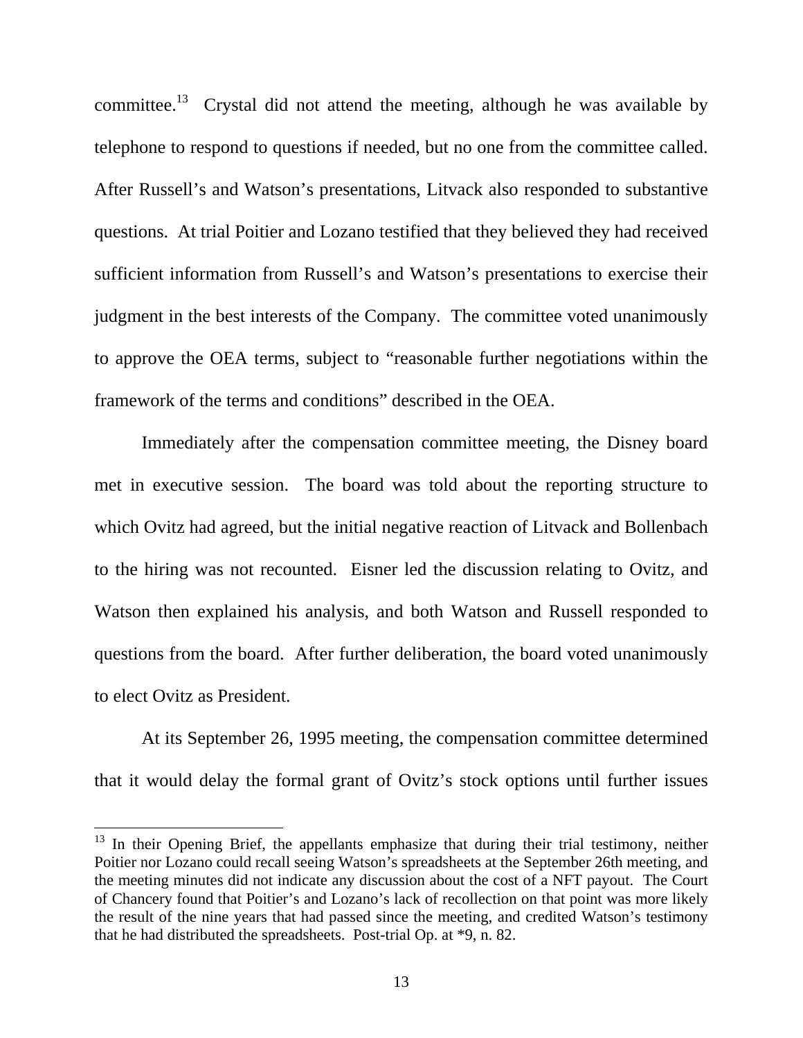committee.[13] Crystal did not attend the meeting, although he was available by telephone to respond to questions if needed, but no one from the committee called. After Russell's and Watson's presentations, Litvack also responded to substantive questions. At trial Poitier and Lozano testified that they believed they had received sufficient information from Russell's and Watson's presentations to exercise their judgment in the best interests of the Company. The committee voted unanimously to approve the OEA terms, subject to "reasonable further negotiations within the framework of the terms and conditions" described in the OEA.

Immediately after the compensation committee meeting, the Disney board met in executive session. The board was told about the reporting structure to which Ovitz had agreed, but the initial negative reaction of Litvack and Bollenbach to the hiring was not recounted. Eisner led the discussion relating to Ovitz, and Watson then explained his analysis, and both Watson and Russell responded to questions from the board. After further deliberation, the board voted unanimously to elect Ovitz as President.

At its September 26, 1995 meeting, the compensation committee determined that it would delay the formal grant of Ovitz's stock options until further issues

[13] In their Opening Brief, the appellants emphasize that during their trial testimony, neither Poitier nor Lozano could recall seeing Watson's spreadsheets at the September 26th meeting, and the meeting minutes did not indicate any discussion about the cost of a NFT payout. The Court of Chancery found that Poitier's and Lozano's lack of recollection on that point was more likely the result of the nine years that had passed since the meeting, and credited Watson's testimony that he had distributed the spreadsheets. Post-trial Op. at *9, n. 82.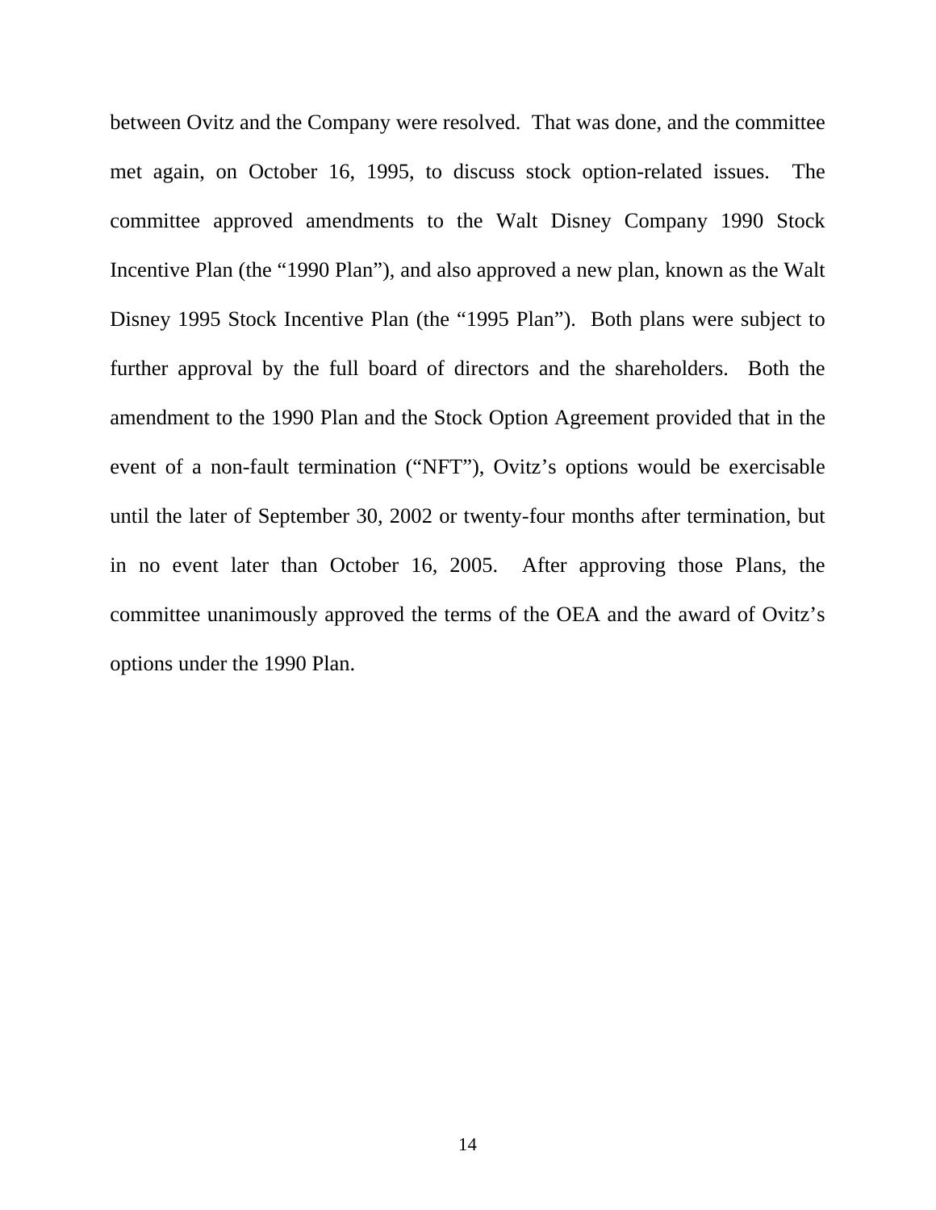between Ovitz and the Company were resolved. That was done, and the committee met again, on October 16, 1995, to discuss stock option-related issues. The committee approved amendments to the Walt Disney Company 1990 Stock Incentive Plan (the "1990 Plan"), and also approved a new plan, known as the Walt Disney 1995 Stock Incentive Plan (the "1995 Plan"). Both plans were subject to further approval by the full board of directors and the shareholders. Both the amendment to the 1990 Plan and the Stock Option Agreement provided that in the event of a non-fault termination ("NFT"), Ovitz's options would be exercisable until the later of September 30, 2002 or twenty-four months after termination, but in no event later than October 16, 2005. After approving those Plans, the committee unanimously approved the terms of the OEA and the award of Ovitz's options under the 1990 Plan.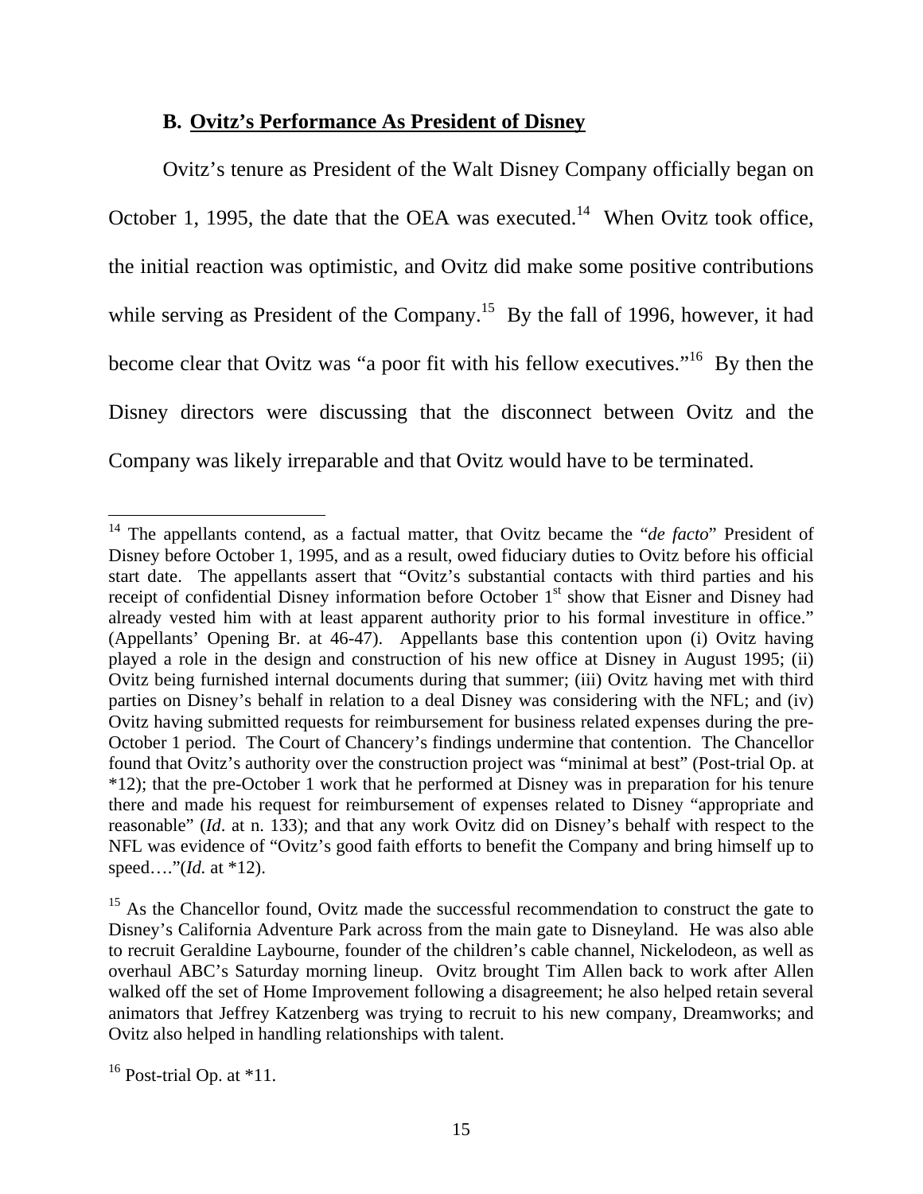### B. **Ovitz's Performance As President of Disney**

Ovitz's tenure as President of the Walt Disney Company officially began on October 1, 1995, the date that the OEA was executed.[14] When Ovitz took office, the initial reaction was optimistic, and Ovitz did make some positive contributions while serving as President of the Company.[15] By the fall of 1996, however, it had become clear that Ovitz was "a poor fit with his fellow executives."[16] By then the Disney directors were discussing that the disconnect between Ovitz and the Company was likely irreparable and that Ovitz would have to be terminated.

---

[14] The appellants contend, as a factual matter, that Ovitz became the "*de facto*" President of Disney before October 1, 1995, and as a result, owed fiduciary duties to Ovitz before his official start date. The appellants assert that "Ovitz's substantial contacts with third parties and his receipt of confidential Disney information before October 1st show that Eisner and Disney had already vested him with at least apparent authority prior to his formal investiture in office." (Appellants' Opening Br. at 46-47). Appellants base this contention upon (i) Ovitz having played a role in the design and construction of his new office at Disney in August 1995; (ii) Ovitz being furnished internal documents during that summer; (iii) Ovitz having met with third parties on Disney's behalf in relation to a deal Disney was considering with the NFL; and (iv) Ovitz having submitted requests for reimbursement for business related expenses during the pre-October 1 period. The Court of Chancery's findings undermine that contention. The Chancellor found that Ovitz's authority over the construction project was "minimal at best" (Post-trial Op. at *12); that the pre-October 1 work that he performed at Disney was in preparation for his tenure there and made his request for reimbursement of expenses related to Disney "appropriate and reasonable" (*Id*. at n. 133); and that any work Ovitz did on Disney's behalf with respect to the NFL was evidence of "Ovitz's good faith efforts to benefit the Company and bring himself up to speed…."(*Id.* at *12).

[15] As the Chancellor found, Ovitz made the successful recommendation to construct the gate to Disney's California Adventure Park across from the main gate to Disneyland. He was also able to recruit Geraldine Laybourne, founder of the children's cable channel, Nickelodeon, as well as overhaul ABC's Saturday morning lineup. Ovitz brought Tim Allen back to work after Allen walked off the set of Home Improvement following a disagreement; he also helped retain several animators that Jeffrey Katzenberg was trying to recruit to his new company, Dreamworks; and Ovitz also helped in handling relationships with talent.

[16] Post-trial Op. at *11.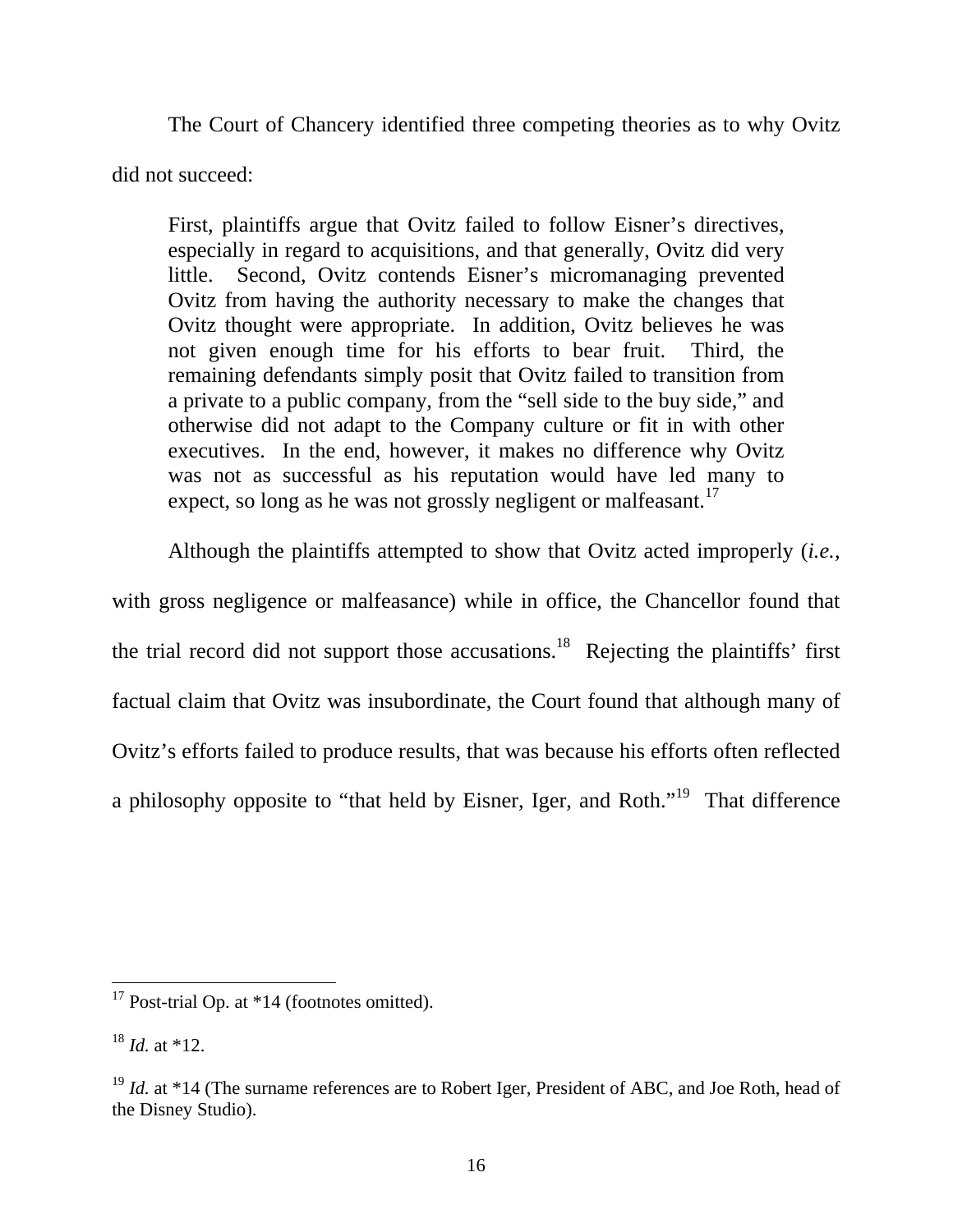The Court of Chancery identified three competing theories as to why Ovitz did not succeed:

> First, plaintiffs argue that Ovitz failed to follow Eisner's directives, especially in regard to acquisitions, and that generally, Ovitz did very little. Second, Ovitz contends Eisner's micromanaging prevented Ovitz from having the authority necessary to make the changes that Ovitz thought were appropriate. In addition, Ovitz believes he was not given enough time for his efforts to bear fruit. Third, the remaining defendants simply posit that Ovitz failed to transition from a private to a public company, from the "sell side to the buy side," and otherwise did not adapt to the Company culture or fit in with other executives. In the end, however, it makes no difference why Ovitz was not as successful as his reputation would have led many to expect, so long as he was not grossly negligent or malfeasant.[17]

Although the plaintiffs attempted to show that Ovitz acted improperly (*i.e.*, with gross negligence or malfeasance) while in office, the Chancellor found that the trial record did not support those accusations.[18] Rejecting the plaintiffs' first factual claim that Ovitz was insubordinate, the Court found that although many of Ovitz's efforts failed to produce results, that was because his efforts often reflected a philosophy opposite to "that held by Eisner, Iger, and Roth."[19] That difference

---

[17] Post-trial Op. at *14 (footnotes omitted).

[18] *Id.* at *12.

[19] *Id.* at *14 (The surname references are to Robert Iger, President of ABC, and Joe Roth, head of the Disney Studio).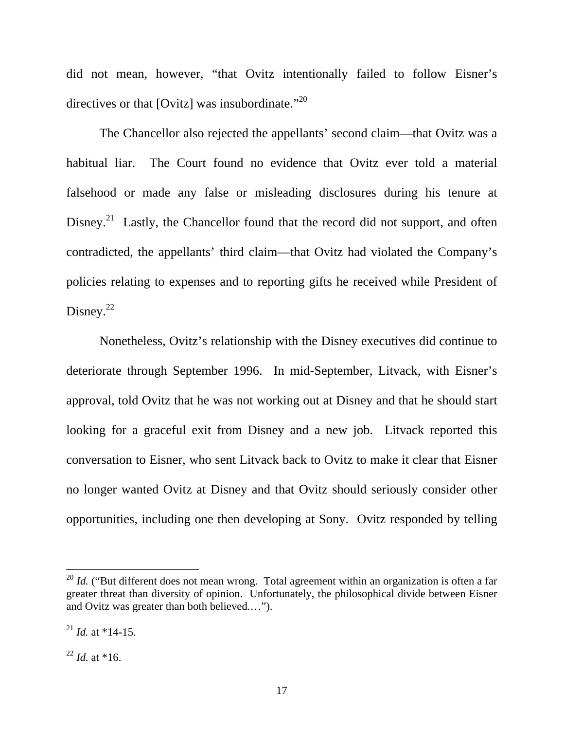did not mean, however, "that Ovitz intentionally failed to follow Eisner's directives or that [Ovitz] was insubordinate."[20]

The Chancellor also rejected the appellants' second claim—that Ovitz was a habitual liar. The Court found no evidence that Ovitz ever told a material falsehood or made any false or misleading disclosures during his tenure at Disney.[21] Lastly, the Chancellor found that the record did not support, and often contradicted, the appellants' third claim—that Ovitz had violated the Company's policies relating to expenses and to reporting gifts he received while President of Disney.[22]

Nonetheless, Ovitz's relationship with the Disney executives did continue to deteriorate through September 1996. In mid-September, Litvack, with Eisner's approval, told Ovitz that he was not working out at Disney and that he should start looking for a graceful exit from Disney and a new job. Litvack reported this conversation to Eisner, who sent Litvack back to Ovitz to make it clear that Eisner no longer wanted Ovitz at Disney and that Ovitz should seriously consider other opportunities, including one then developing at Sony. Ovitz responded by telling

---

[20] *Id.* ("But different does not mean wrong. Total agreement within an organization is often a far greater threat than diversity of opinion. Unfortunately, the philosophical divide between Eisner and Ovitz was greater than both believed.…").

[21] *Id.* at *14-15.

[22] *Id.* at *16.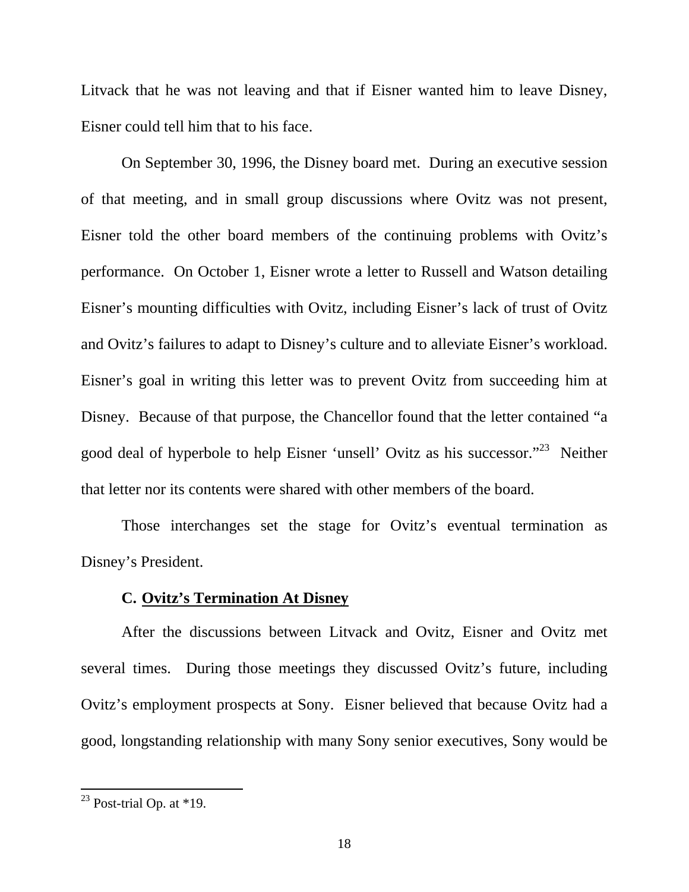Litvack that he was not leaving and that if Eisner wanted him to leave Disney, Eisner could tell him that to his face.

On September 30, 1996, the Disney board met. During an executive session of that meeting, and in small group discussions where Ovitz was not present, Eisner told the other board members of the continuing problems with Ovitz's performance. On October 1, Eisner wrote a letter to Russell and Watson detailing Eisner's mounting difficulties with Ovitz, including Eisner's lack of trust of Ovitz and Ovitz's failures to adapt to Disney's culture and to alleviate Eisner's workload. Eisner's goal in writing this letter was to prevent Ovitz from succeeding him at Disney. Because of that purpose, the Chancellor found that the letter contained "a good deal of hyperbole to help Eisner 'unsell' Ovitz as his successor."[23] Neither that letter nor its contents were shared with other members of the board.

Those interchanges set the stage for Ovitz's eventual termination as Disney's President.

### C. <u>Ovitz's Termination At Disney</u>

After the discussions between Litvack and Ovitz, Eisner and Ovitz met several times. During those meetings they discussed Ovitz's future, including Ovitz's employment prospects at Sony. Eisner believed that because Ovitz had a good, longstanding relationship with many Sony senior executives, Sony would be

---

[23] Post-trial Op. at *19.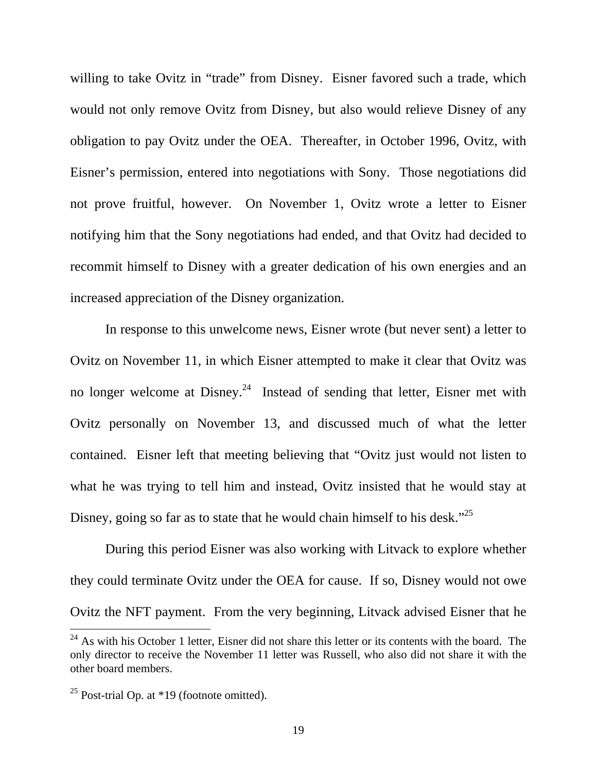willing to take Ovitz in "trade" from Disney. Eisner favored such a trade, which would not only remove Ovitz from Disney, but also would relieve Disney of any obligation to pay Ovitz under the OEA. Thereafter, in October 1996, Ovitz, with Eisner's permission, entered into negotiations with Sony. Those negotiations did not prove fruitful, however. On November 1, Ovitz wrote a letter to Eisner notifying him that the Sony negotiations had ended, and that Ovitz had decided to recommit himself to Disney with a greater dedication of his own energies and an increased appreciation of the Disney organization.

In response to this unwelcome news, Eisner wrote (but never sent) a letter to Ovitz on November 11, in which Eisner attempted to make it clear that Ovitz was no longer welcome at Disney.[24] Instead of sending that letter, Eisner met with Ovitz personally on November 13, and discussed much of what the letter contained. Eisner left that meeting believing that "Ovitz just would not listen to what he was trying to tell him and instead, Ovitz insisted that he would stay at Disney, going so far as to state that he would chain himself to his desk."[25]

During this period Eisner was also working with Litvack to explore whether they could terminate Ovitz under the OEA for cause. If so, Disney would not owe Ovitz the NFT payment. From the very beginning, Litvack advised Eisner that he

---

[24] As with his October 1 letter, Eisner did not share this letter or its contents with the board. The only director to receive the November 11 letter was Russell, who also did not share it with the other board members.

[25] Post-trial Op. at *19 (footnote omitted).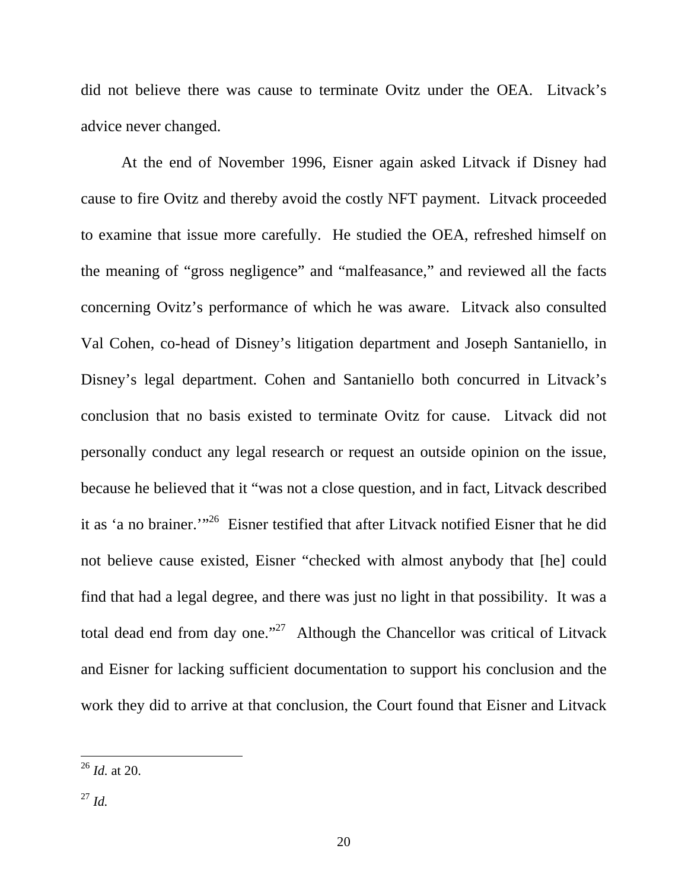did not believe there was cause to terminate Ovitz under the OEA. Litvack's advice never changed.

At the end of November 1996, Eisner again asked Litvack if Disney had cause to fire Ovitz and thereby avoid the costly NFT payment. Litvack proceeded to examine that issue more carefully. He studied the OEA, refreshed himself on the meaning of "gross negligence" and "malfeasance," and reviewed all the facts concerning Ovitz's performance of which he was aware. Litvack also consulted Val Cohen, co-head of Disney's litigation department and Joseph Santaniello, in Disney's legal department. Cohen and Santaniello both concurred in Litvack's conclusion that no basis existed to terminate Ovitz for cause. Litvack did not personally conduct any legal research or request an outside opinion on the issue, because he believed that it "was not a close question, and in fact, Litvack described it as 'a no brainer.'"[26] Eisner testified that after Litvack notified Eisner that he did not believe cause existed, Eisner "checked with almost anybody that [he] could find that had a legal degree, and there was just no light in that possibility. It was a total dead end from day one."[27] Although the Chancellor was critical of Litvack and Eisner for lacking sufficient documentation to support his conclusion and the work they did to arrive at that conclusion, the Court found that Eisner and Litvack

---

[26] *Id.* at 20.

[27] *Id.*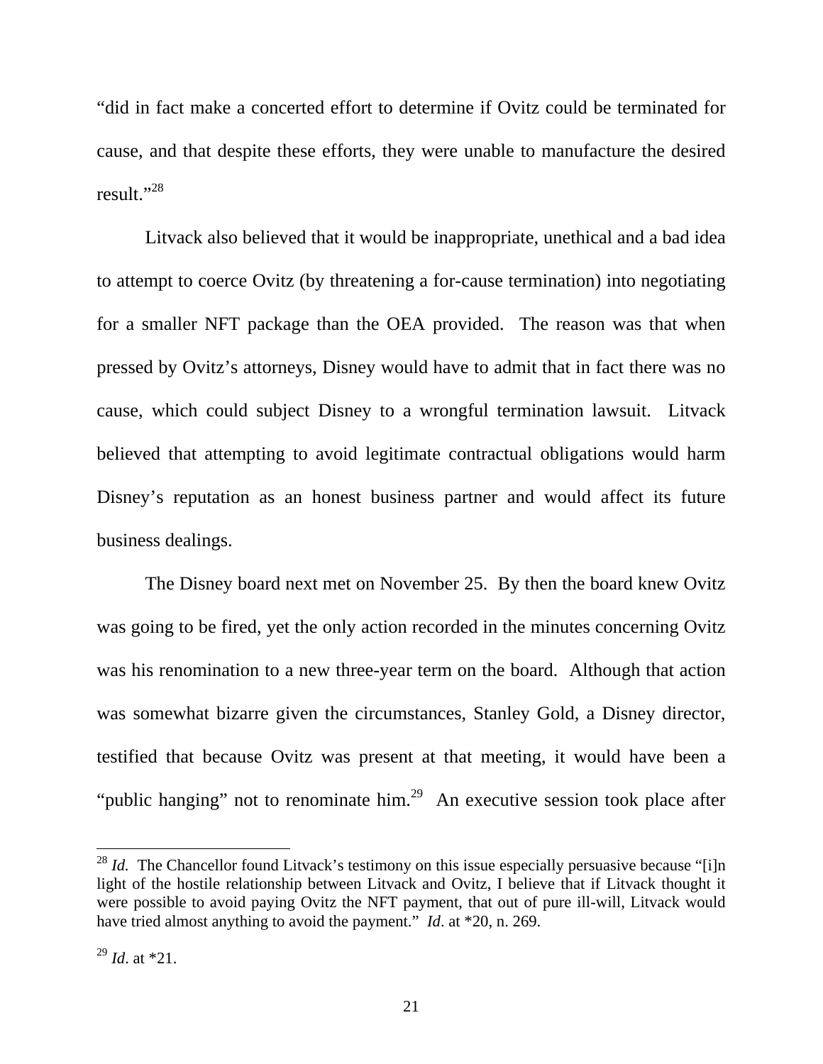"did in fact make a concerted effort to determine if Ovitz could be terminated for cause, and that despite these efforts, they were unable to manufacture the desired result."[28]

Litvack also believed that it would be inappropriate, unethical and a bad idea to attempt to coerce Ovitz (by threatening a for-cause termination) into negotiating for a smaller NFT package than the OEA provided. The reason was that when pressed by Ovitz's attorneys, Disney would have to admit that in fact there was no cause, which could subject Disney to a wrongful termination lawsuit. Litvack believed that attempting to avoid legitimate contractual obligations would harm Disney's reputation as an honest business partner and would affect its future business dealings.

The Disney board next met on November 25. By then the board knew Ovitz was going to be fired, yet the only action recorded in the minutes concerning Ovitz was his renomination to a new three-year term on the board. Although that action was somewhat bizarre given the circumstances, Stanley Gold, a Disney director, testified that because Ovitz was present at that meeting, it would have been a "public hanging" not to renominate him.[29] An executive session took place after

---

[28] *Id.* The Chancellor found Litvack's testimony on this issue especially persuasive because "[i]n light of the hostile relationship between Litvack and Ovitz, I believe that if Litvack thought it were possible to avoid paying Ovitz the NFT payment, that out of pure ill-will, Litvack would have tried almost anything to avoid the payment." *Id*. at *20, n. 269.

[29] *Id*. at *21.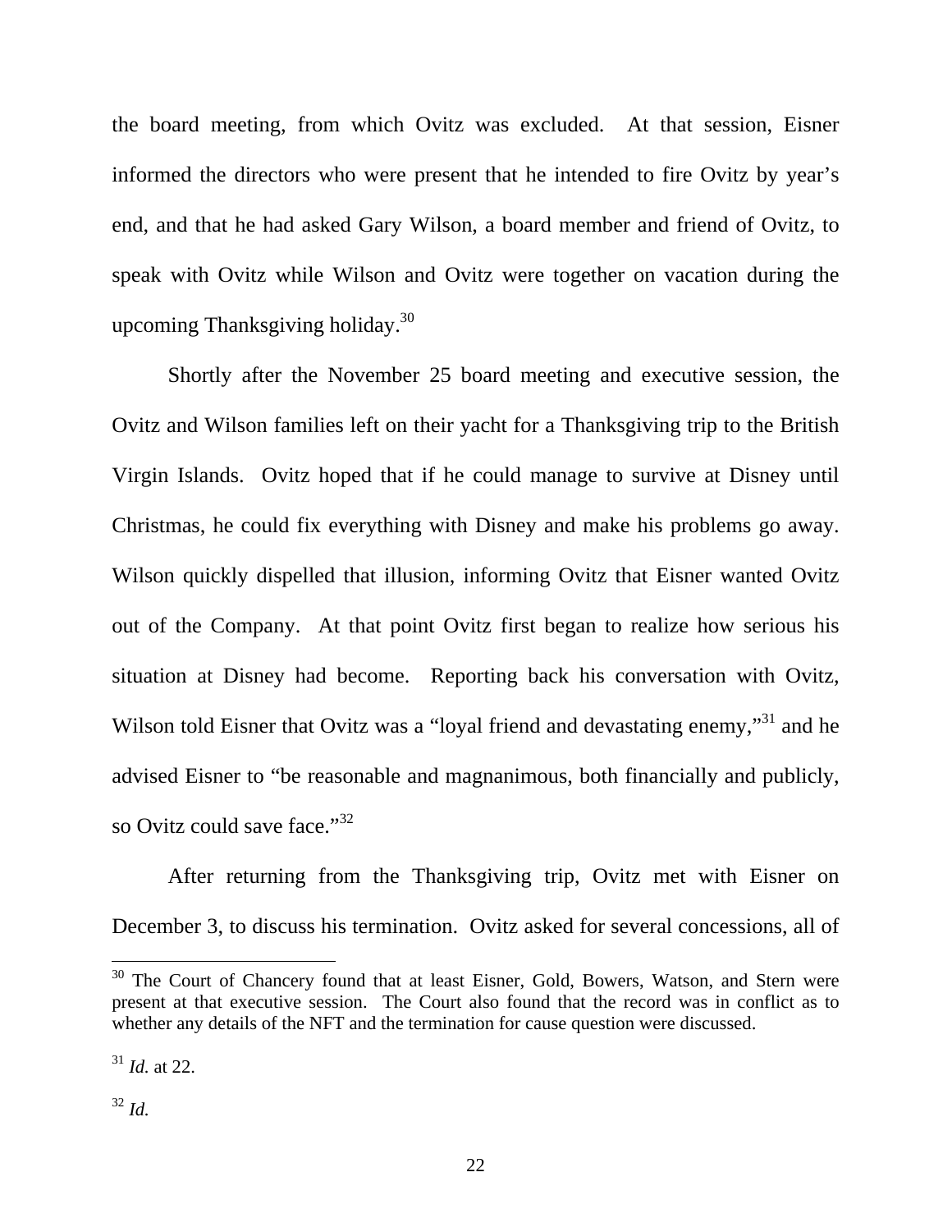the board meeting, from which Ovitz was excluded. At that session, Eisner informed the directors who were present that he intended to fire Ovitz by year's end, and that he had asked Gary Wilson, a board member and friend of Ovitz, to speak with Ovitz while Wilson and Ovitz were together on vacation during the upcoming Thanksgiving holiday.[30]

Shortly after the November 25 board meeting and executive session, the Ovitz and Wilson families left on their yacht for a Thanksgiving trip to the British Virgin Islands. Ovitz hoped that if he could manage to survive at Disney until Christmas, he could fix everything with Disney and make his problems go away. Wilson quickly dispelled that illusion, informing Ovitz that Eisner wanted Ovitz out of the Company. At that point Ovitz first began to realize how serious his situation at Disney had become. Reporting back his conversation with Ovitz, Wilson told Eisner that Ovitz was a "loyal friend and devastating enemy,"[31] and he advised Eisner to "be reasonable and magnanimous, both financially and publicly, so Ovitz could save face."[32]

After returning from the Thanksgiving trip, Ovitz met with Eisner on December 3, to discuss his termination. Ovitz asked for several concessions, all of

---

[30] The Court of Chancery found that at least Eisner, Gold, Bowers, Watson, and Stern were present at that executive session. The Court also found that the record was in conflict as to whether any details of the NFT and the termination for cause question were discussed.

[31] *Id.* at 22.

[32] *Id.*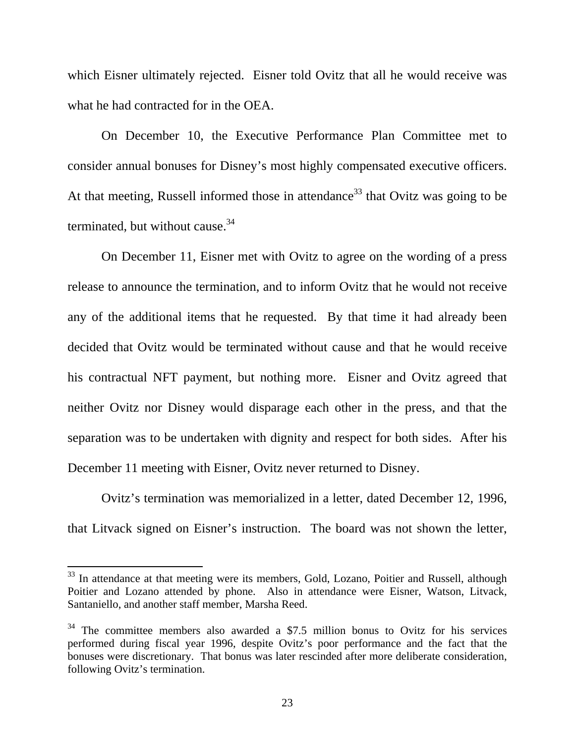which Eisner ultimately rejected. Eisner told Ovitz that all he would receive was what he had contracted for in the OEA.

On December 10, the Executive Performance Plan Committee met to consider annual bonuses for Disney's most highly compensated executive officers. At that meeting, Russell informed those in attendance[33] that Ovitz was going to be terminated, but without cause.[34]

On December 11, Eisner met with Ovitz to agree on the wording of a press release to announce the termination, and to inform Ovitz that he would not receive any of the additional items that he requested. By that time it had already been decided that Ovitz would be terminated without cause and that he would receive his contractual NFT payment, but nothing more. Eisner and Ovitz agreed that neither Ovitz nor Disney would disparage each other in the press, and that the separation was to be undertaken with dignity and respect for both sides. After his December 11 meeting with Eisner, Ovitz never returned to Disney.

Ovitz's termination was memorialized in a letter, dated December 12, 1996, that Litvack signed on Eisner's instruction. The board was not shown the letter,

---

[33] In attendance at that meeting were its members, Gold, Lozano, Poitier and Russell, although Poitier and Lozano attended by phone. Also in attendance were Eisner, Watson, Litvack, Santaniello, and another staff member, Marsha Reed.

[34] The committee members also awarded a $7.5 million bonus to Ovitz for his services performed during fiscal year 1996, despite Ovitz's poor performance and the fact that the bonuses were discretionary. That bonus was later rescinded after more deliberate consideration, following Ovitz's termination.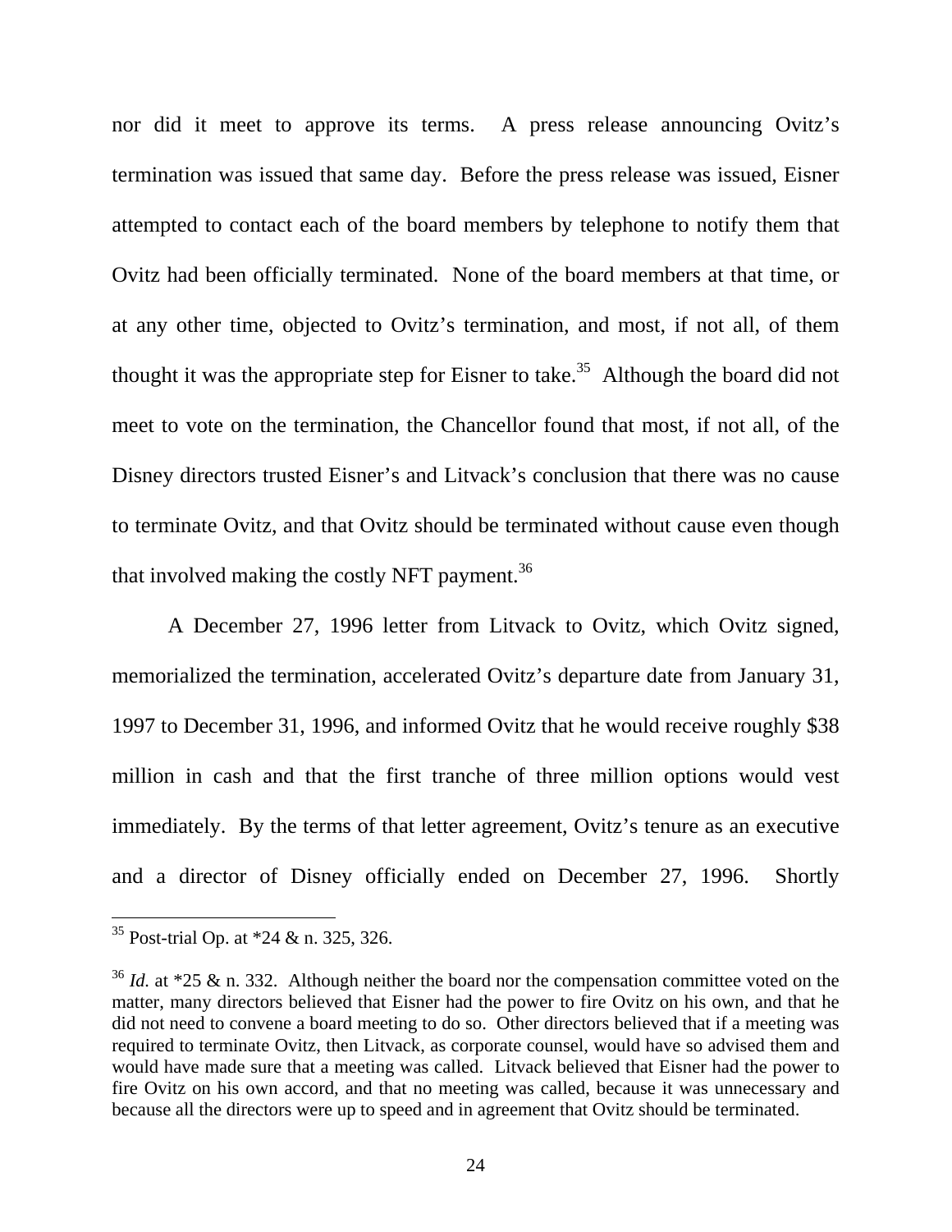nor did it meet to approve its terms. A press release announcing Ovitz's termination was issued that same day. Before the press release was issued, Eisner attempted to contact each of the board members by telephone to notify them that Ovitz had been officially terminated. None of the board members at that time, or at any other time, objected to Ovitz's termination, and most, if not all, of them thought it was the appropriate step for Eisner to take.[35] Although the board did not meet to vote on the termination, the Chancellor found that most, if not all, of the Disney directors trusted Eisner's and Litvack's conclusion that there was no cause to terminate Ovitz, and that Ovitz should be terminated without cause even though that involved making the costly NFT payment.[36]

A December 27, 1996 letter from Litvack to Ovitz, which Ovitz signed, memorialized the termination, accelerated Ovitz's departure date from January 31, 1997 to December 31, 1996, and informed Ovitz that he would receive roughly $38 million in cash and that the first tranche of three million options would vest immediately. By the terms of that letter agreement, Ovitz's tenure as an executive and a director of Disney officially ended on December 27, 1996. Shortly

---

[35] Post-trial Op. at *24 & n. 325, 326.

[36] *Id.* at *25 & n. 332. Although neither the board nor the compensation committee voted on the matter, many directors believed that Eisner had the power to fire Ovitz on his own, and that he did not need to convene a board meeting to do so. Other directors believed that if a meeting was required to terminate Ovitz, then Litvack, as corporate counsel, would have so advised them and would have made sure that a meeting was called. Litvack believed that Eisner had the power to fire Ovitz on his own accord, and that no meeting was called, because it was unnecessary and because all the directors were up to speed and in agreement that Ovitz should be terminated.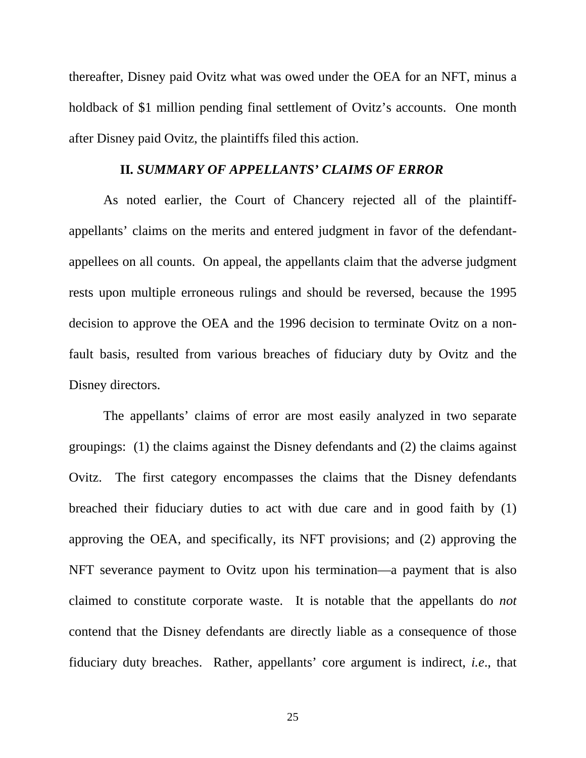thereafter, Disney paid Ovitz what was owed under the OEA for an NFT, minus a holdback of $1 million pending final settlement of Ovitz's accounts. One month after Disney paid Ovitz, the plaintiffs filed this action.

## II. *SUMMARY OF APPELLANTS' CLAIMS OF ERROR*

As noted earlier, the Court of Chancery rejected all of the plaintiff-appellants' claims on the merits and entered judgment in favor of the defendant-appellees on all counts. On appeal, the appellants claim that the adverse judgment rests upon multiple erroneous rulings and should be reversed, because the 1995 decision to approve the OEA and the 1996 decision to terminate Ovitz on a non-fault basis, resulted from various breaches of fiduciary duty by Ovitz and the Disney directors.

The appellants' claims of error are most easily analyzed in two separate groupings: (1) the claims against the Disney defendants and (2) the claims against Ovitz. The first category encompasses the claims that the Disney defendants breached their fiduciary duties to act with due care and in good faith by (1) approving the OEA, and specifically, its NFT provisions; and (2) approving the NFT severance payment to Ovitz upon his termination—a payment that is also claimed to constitute corporate waste. It is notable that the appellants do *not* contend that the Disney defendants are directly liable as a consequence of those fiduciary duty breaches. Rather, appellants' core argument is indirect, *i.e.*, that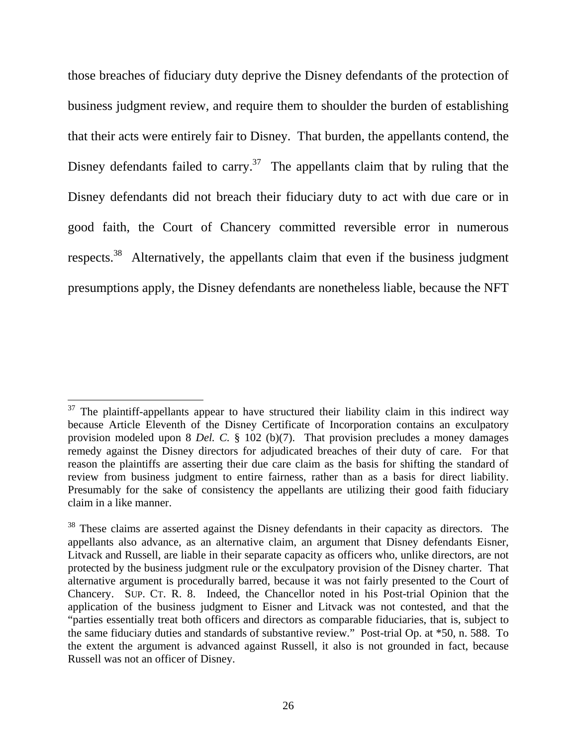those breaches of fiduciary duty deprive the Disney defendants of the protection of business judgment review, and require them to shoulder the burden of establishing that their acts were entirely fair to Disney. That burden, the appellants contend, the Disney defendants failed to carry.[37] The appellants claim that by ruling that the Disney defendants did not breach their fiduciary duty to act with due care or in good faith, the Court of Chancery committed reversible error in numerous respects.[38] Alternatively, the appellants claim that even if the business judgment presumptions apply, the Disney defendants are nonetheless liable, because the NFT

---

[37] The plaintiff-appellants appear to have structured their liability claim in this indirect way because Article Eleventh of the Disney Certificate of Incorporation contains an exculpatory provision modeled upon 8 *Del. C.* § 102 (b)(7). That provision precludes a money damages remedy against the Disney directors for adjudicated breaches of their duty of care. For that reason the plaintiffs are asserting their due care claim as the basis for shifting the standard of review from business judgment to entire fairness, rather than as a basis for direct liability. Presumably for the sake of consistency the appellants are utilizing their good faith fiduciary claim in a like manner.

[38] These claims are asserted against the Disney defendants in their capacity as directors. The appellants also advance, as an alternative claim, an argument that Disney defendants Eisner, Litvack and Russell, are liable in their separate capacity as officers who, unlike directors, are not protected by the business judgment rule or the exculpatory provision of the Disney charter. That alternative argument is procedurally barred, because it was not fairly presented to the Court of Chancery. SUP. CT. R. 8. Indeed, the Chancellor noted in his Post-trial Opinion that the application of the business judgment to Eisner and Litvack was not contested, and that the "parties essentially treat both officers and directors as comparable fiduciaries, that is, subject to the same fiduciary duties and standards of substantive review." Post-trial Op. at *50, n. 588. To the extent the argument is advanced against Russell, it also is not grounded in fact, because Russell was not an officer of Disney.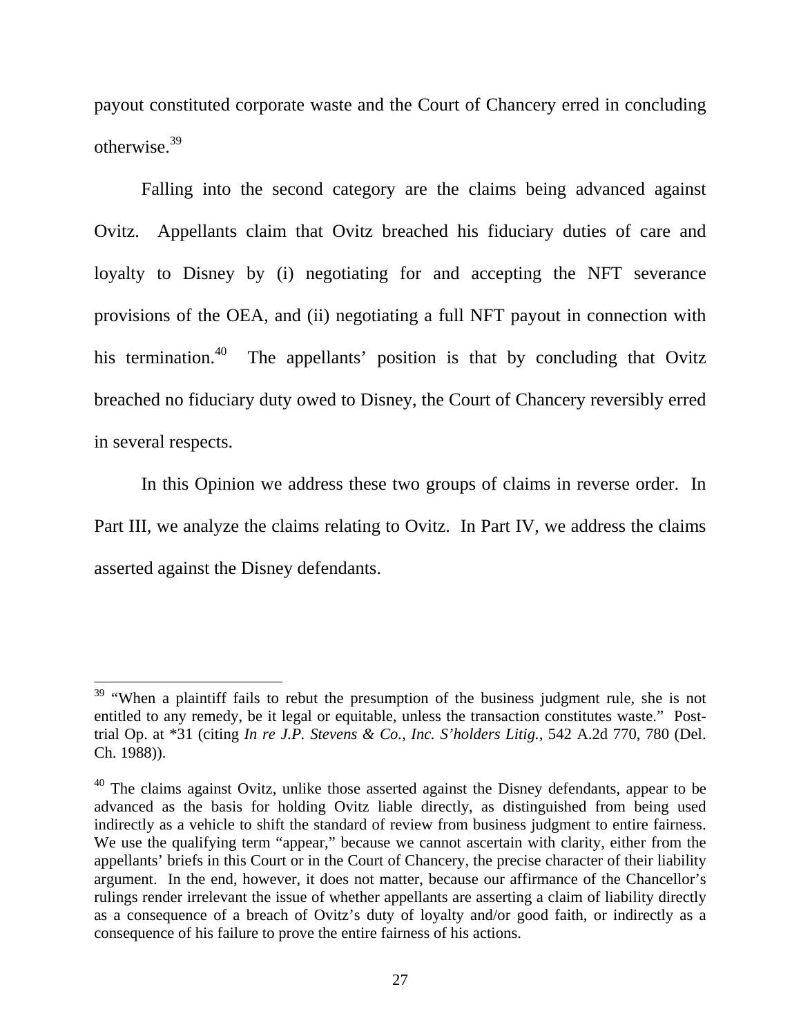payout constituted corporate waste and the Court of Chancery erred in concluding otherwise.[39]

Falling into the second category are the claims being advanced against Ovitz. Appellants claim that Ovitz breached his fiduciary duties of care and loyalty to Disney by (i) negotiating for and accepting the NFT severance provisions of the OEA, and (ii) negotiating a full NFT payout in connection with his termination.[40] The appellants' position is that by concluding that Ovitz breached no fiduciary duty owed to Disney, the Court of Chancery reversibly erred in several respects.

In this Opinion we address these two groups of claims in reverse order. In Part III, we analyze the claims relating to Ovitz. In Part IV, we address the claims asserted against the Disney defendants.

---

[39] "When a plaintiff fails to rebut the presumption of the business judgment rule, she is not entitled to any remedy, be it legal or equitable, unless the transaction constitutes waste." Post-trial Op. at *31 (citing *In re J.P. Stevens & Co., Inc. S'holders Litig.*, 542 A.2d 770, 780 (Del. Ch. 1988)).

[40] The claims against Ovitz, unlike those asserted against the Disney defendants, appear to be advanced as the basis for holding Ovitz liable directly, as distinguished from being used indirectly as a vehicle to shift the standard of review from business judgment to entire fairness. We use the qualifying term "appear," because we cannot ascertain with clarity, either from the appellants' briefs in this Court or in the Court of Chancery, the precise character of their liability argument. In the end, however, it does not matter, because our affirmance of the Chancellor's rulings render irrelevant the issue of whether appellants are asserting a claim of liability directly as a consequence of a breach of Ovitz's duty of loyalty and/or good faith, or indirectly as a consequence of his failure to prove the entire fairness of his actions.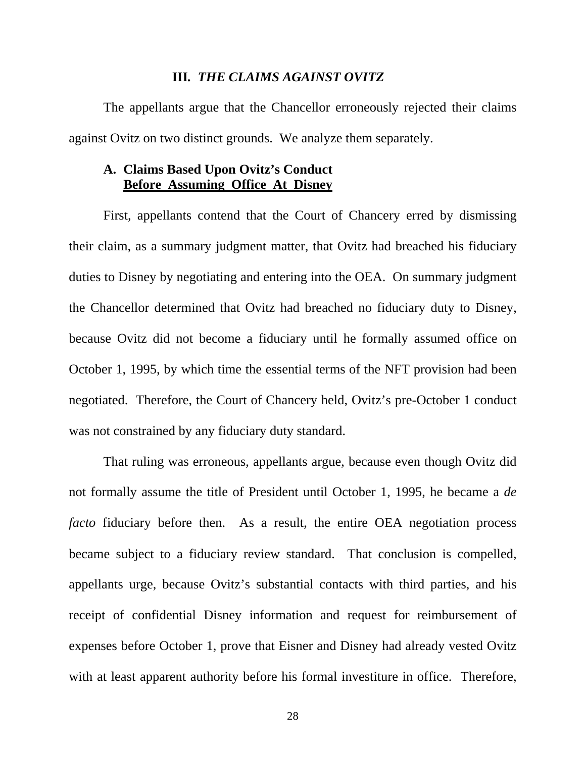### III. *THE CLAIMS AGAINST OVITZ*

The appellants argue that the Chancellor erroneously rejected their claims against Ovitz on two distinct grounds. We analyze them separately.

#### A. Claims Based Upon Ovitz's Conduct Before Assuming Office At Disney

First, appellants contend that the Court of Chancery erred by dismissing their claim, as a summary judgment matter, that Ovitz had breached his fiduciary duties to Disney by negotiating and entering into the OEA. On summary judgment the Chancellor determined that Ovitz had breached no fiduciary duty to Disney, because Ovitz did not become a fiduciary until he formally assumed office on October 1, 1995, by which time the essential terms of the NFT provision had been negotiated. Therefore, the Court of Chancery held, Ovitz's pre-October 1 conduct was not constrained by any fiduciary duty standard.

That ruling was erroneous, appellants argue, because even though Ovitz did not formally assume the title of President until October 1, 1995, he became a *de facto* fiduciary before then. As a result, the entire OEA negotiation process became subject to a fiduciary review standard. That conclusion is compelled, appellants urge, because Ovitz's substantial contacts with third parties, and his receipt of confidential Disney information and request for reimbursement of expenses before October 1, prove that Eisner and Disney had already vested Ovitz with at least apparent authority before his formal investiture in office. Therefore,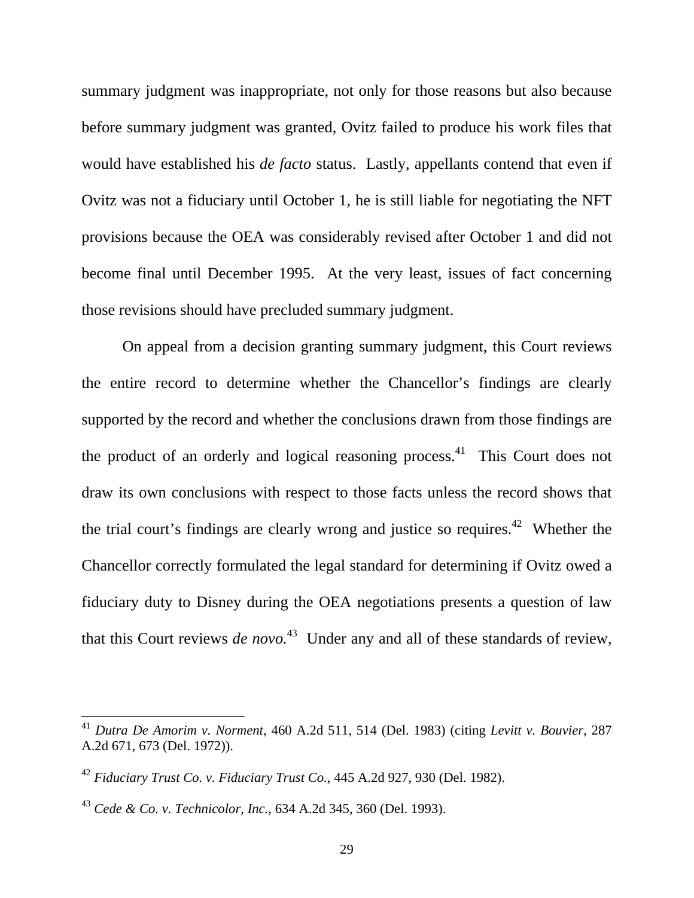summary judgment was inappropriate, not only for those reasons but also because before summary judgment was granted, Ovitz failed to produce his work files that would have established his *de facto* status. Lastly, appellants contend that even if Ovitz was not a fiduciary until October 1, he is still liable for negotiating the NFT provisions because the OEA was considerably revised after October 1 and did not become final until December 1995. At the very least, issues of fact concerning those revisions should have precluded summary judgment.

On appeal from a decision granting summary judgment, this Court reviews the entire record to determine whether the Chancellor's findings are clearly supported by the record and whether the conclusions drawn from those findings are the product of an orderly and logical reasoning process.[41] This Court does not draw its own conclusions with respect to those facts unless the record shows that the trial court's findings are clearly wrong and justice so requires.[42] Whether the Chancellor correctly formulated the legal standard for determining if Ovitz owed a fiduciary duty to Disney during the OEA negotiations presents a question of law that this Court reviews *de novo.*[43] Under any and all of these standards of review,

---

[41] *Dutra De Amorim v. Norment*, 460 A.2d 511, 514 (Del. 1983) (citing *Levitt v. Bouvier*, 287 A.2d 671, 673 (Del. 1972)).

[42] *Fiduciary Trust Co. v. Fiduciary Trust Co.*, 445 A.2d 927, 930 (Del. 1982).

[43] *Cede & Co. v. Technicolor, Inc.*, 634 A.2d 345, 360 (Del. 1993).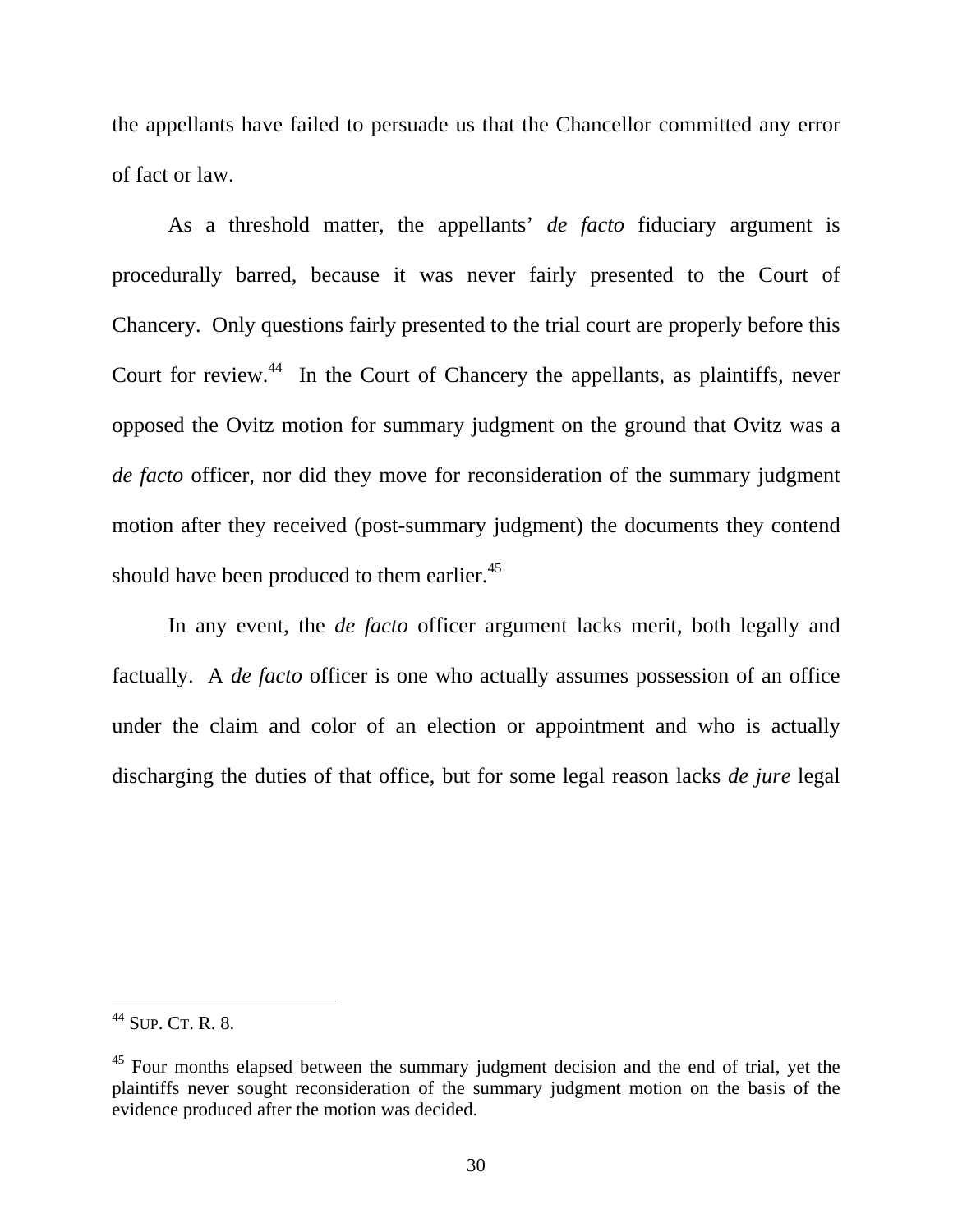the appellants have failed to persuade us that the Chancellor committed any error of fact or law.

As a threshold matter, the appellants' *de facto* fiduciary argument is procedurally barred, because it was never fairly presented to the Court of Chancery. Only questions fairly presented to the trial court are properly before this Court for review.[44] In the Court of Chancery the appellants, as plaintiffs, never opposed the Ovitz motion for summary judgment on the ground that Ovitz was a *de facto* officer, nor did they move for reconsideration of the summary judgment motion after they received (post-summary judgment) the documents they contend should have been produced to them earlier.[45]

In any event, the *de facto* officer argument lacks merit, both legally and factually. A *de facto* officer is one who actually assumes possession of an office under the claim and color of an election or appointment and who is actually discharging the duties of that office, but for some legal reason lacks *de jure* legal

---

[44] SUP. CT. R. 8.

[45] Four months elapsed between the summary judgment decision and the end of trial, yet the plaintiffs never sought reconsideration of the summary judgment motion on the basis of the evidence produced after the motion was decided.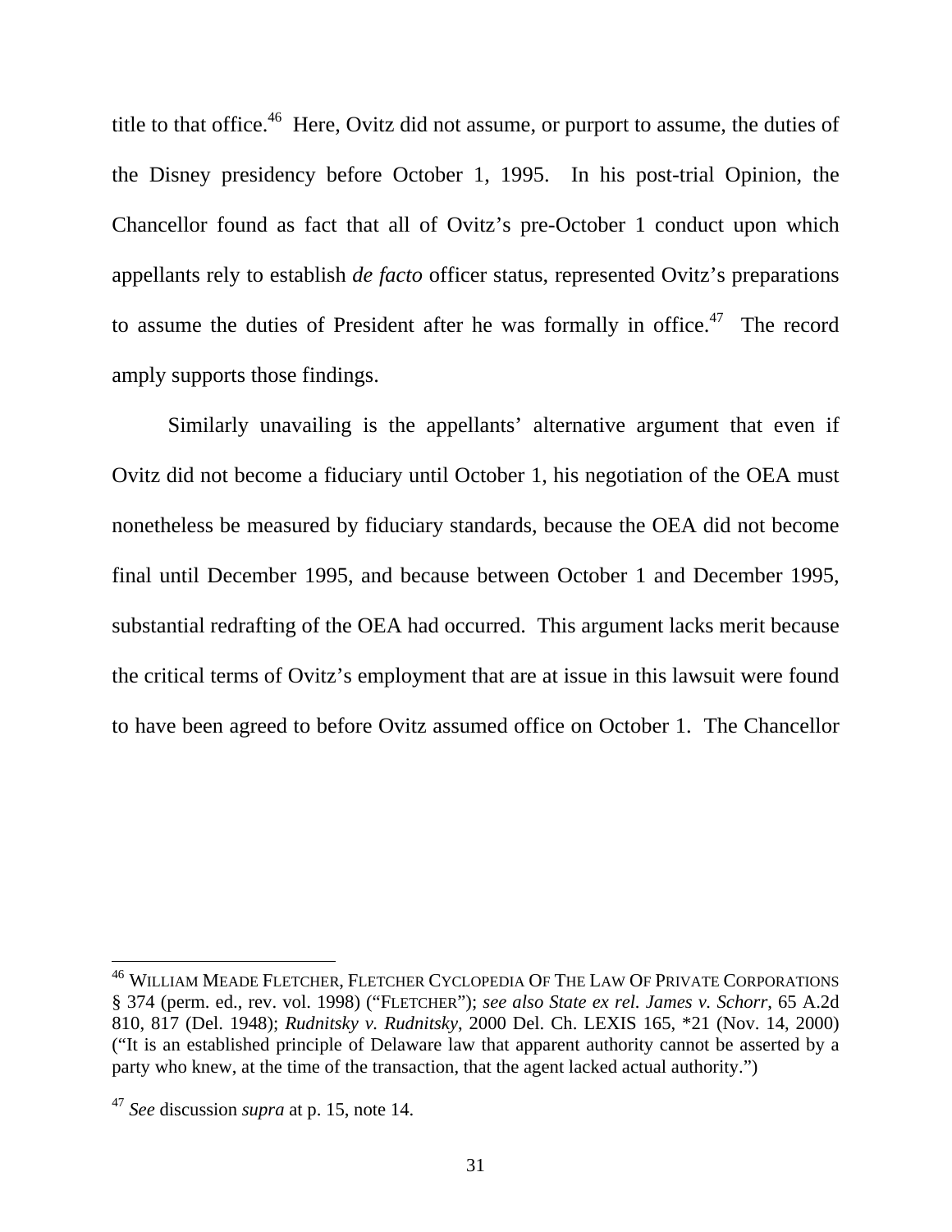title to that office.[46] Here, Ovitz did not assume, or purport to assume, the duties of the Disney presidency before October 1, 1995. In his post-trial Opinion, the Chancellor found as fact that all of Ovitz's pre-October 1 conduct upon which appellants rely to establish *de facto* officer status, represented Ovitz's preparations to assume the duties of President after he was formally in office.[47] The record amply supports those findings.

Similarly unavailing is the appellants' alternative argument that even if Ovitz did not become a fiduciary until October 1, his negotiation of the OEA must nonetheless be measured by fiduciary standards, because the OEA did not become final until December 1995, and because between October 1 and December 1995, substantial redrafting of the OEA had occurred. This argument lacks merit because the critical terms of Ovitz's employment that are at issue in this lawsuit were found to have been agreed to before Ovitz assumed office on October 1. The Chancellor

---

[46] WILLIAM MEADE FLETCHER, FLETCHER CYCLOPEDIA OF THE LAW OF PRIVATE CORPORATIONS § 374 (perm. ed., rev. vol. 1998) ("FLETCHER"); *see also State ex rel. James v. Schorr*, 65 A.2d 810, 817 (Del. 1948); *Rudnitsky v. Rudnitsky*, 2000 Del. Ch. LEXIS 165, *21 (Nov. 14, 2000) ("It is an established principle of Delaware law that apparent authority cannot be asserted by a party who knew, at the time of the transaction, that the agent lacked actual authority.")

[47] *See* discussion *supra* at p. 15, note 14.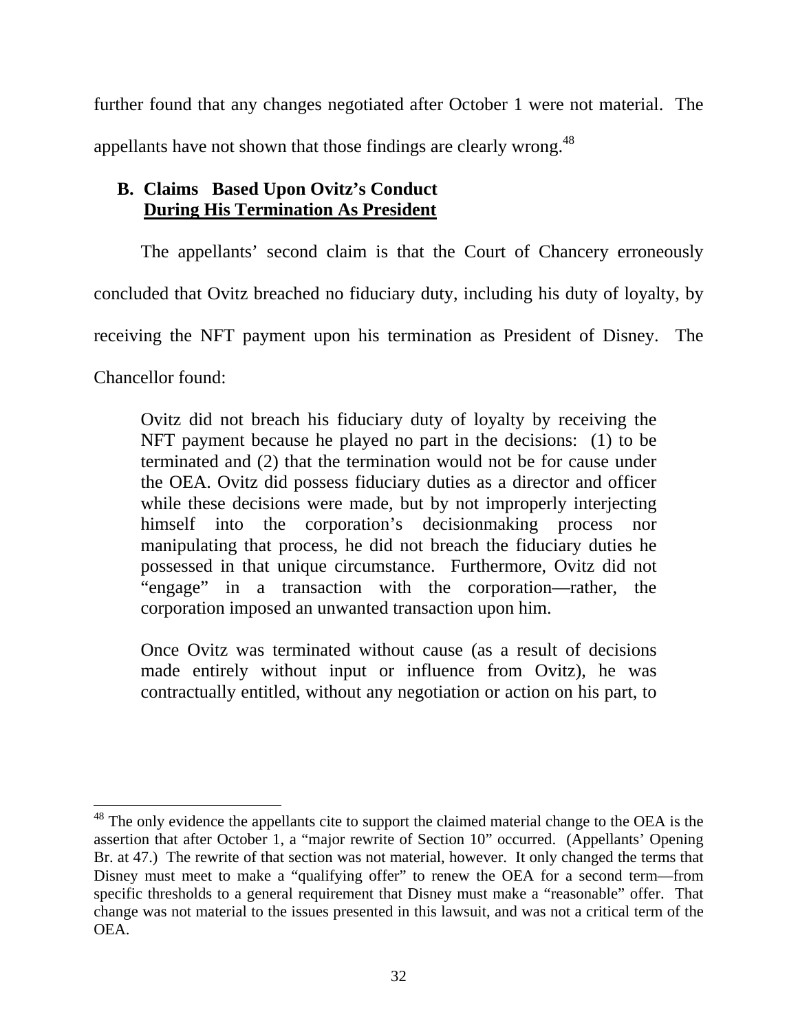further found that any changes negotiated after October 1 were not material. The appellants have not shown that those findings are clearly wrong.[48]

### B. Claims Based Upon Ovitz's Conduct During His Termination As President

The appellants' second claim is that the Court of Chancery erroneously concluded that Ovitz breached no fiduciary duty, including his duty of loyalty, by receiving the NFT payment upon his termination as President of Disney. The Chancellor found:

> Ovitz did not breach his fiduciary duty of loyalty by receiving the NFT payment because he played no part in the decisions: (1) to be terminated and (2) that the termination would not be for cause under the OEA. Ovitz did possess fiduciary duties as a director and officer while these decisions were made, but by not improperly interjecting himself into the corporation's decisionmaking process nor manipulating that process, he did not breach the fiduciary duties he possessed in that unique circumstance. Furthermore, Ovitz did not "engage" in a transaction with the corporation—rather, the corporation imposed an unwanted transaction upon him.
>
> Once Ovitz was terminated without cause (as a result of decisions made entirely without input or influence from Ovitz), he was contractually entitled, without any negotiation or action on his part, to

---

[48] The only evidence the appellants cite to support the claimed material change to the OEA is the assertion that after October 1, a "major rewrite of Section 10" occurred. (Appellants' Opening Br. at 47.) The rewrite of that section was not material, however. It only changed the terms that Disney must meet to make a "qualifying offer" to renew the OEA for a second term—from specific thresholds to a general requirement that Disney must make a "reasonable" offer. That change was not material to the issues presented in this lawsuit, and was not a critical term of the OEA.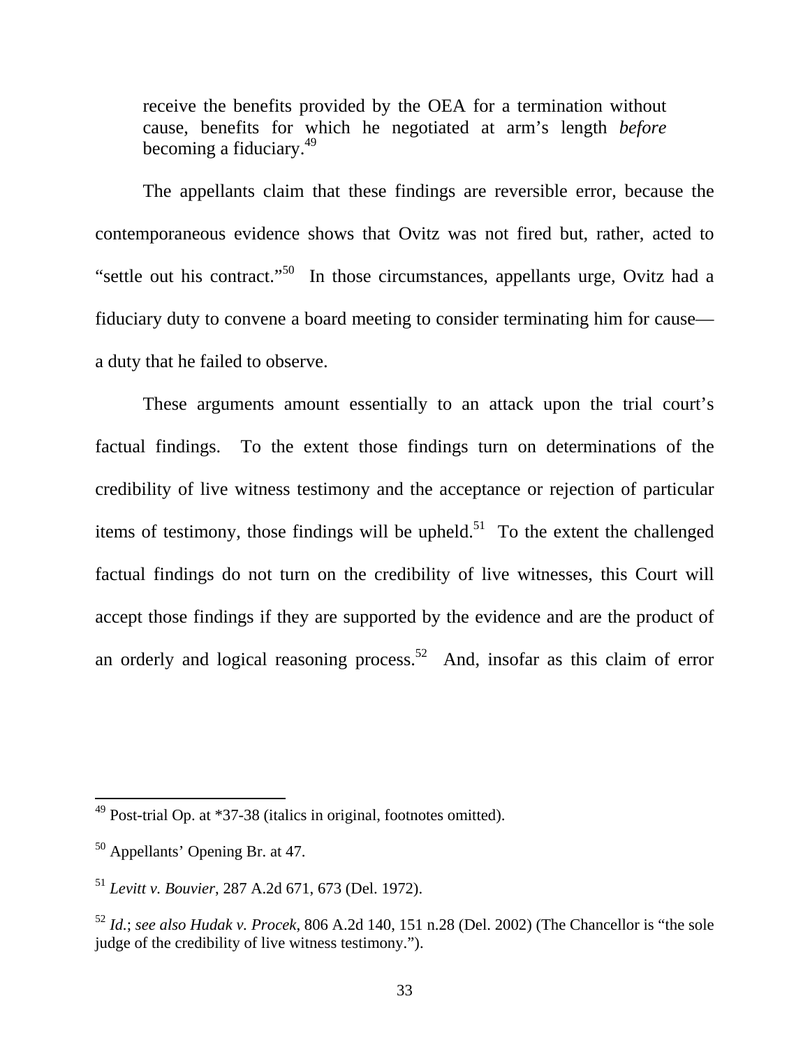> receive the benefits provided by the OEA for a termination without cause, benefits for which he negotiated at arm's length *before* becoming a fiduciary.[49]

The appellants claim that these findings are reversible error, because the contemporaneous evidence shows that Ovitz was not fired but, rather, acted to "settle out his contract."[50] In those circumstances, appellants urge, Ovitz had a fiduciary duty to convene a board meeting to consider terminating him for cause—a duty that he failed to observe.

These arguments amount essentially to an attack upon the trial court's factual findings. To the extent those findings turn on determinations of the credibility of live witness testimony and the acceptance or rejection of particular items of testimony, those findings will be upheld.[51] To the extent the challenged factual findings do not turn on the credibility of live witnesses, this Court will accept those findings if they are supported by the evidence and are the product of an orderly and logical reasoning process.[52] And, insofar as this claim of error

---

[49] Post-trial Op. at *37-38 (italics in original, footnotes omitted).

[50] Appellants' Opening Br. at 47.

[51] *Levitt v. Bouvier*, 287 A.2d 671, 673 (Del. 1972).

[52] *Id.*; *see also Hudak v. Procek*, 806 A.2d 140, 151 n.28 (Del. 2002) (The Chancellor is "the sole judge of the credibility of live witness testimony.").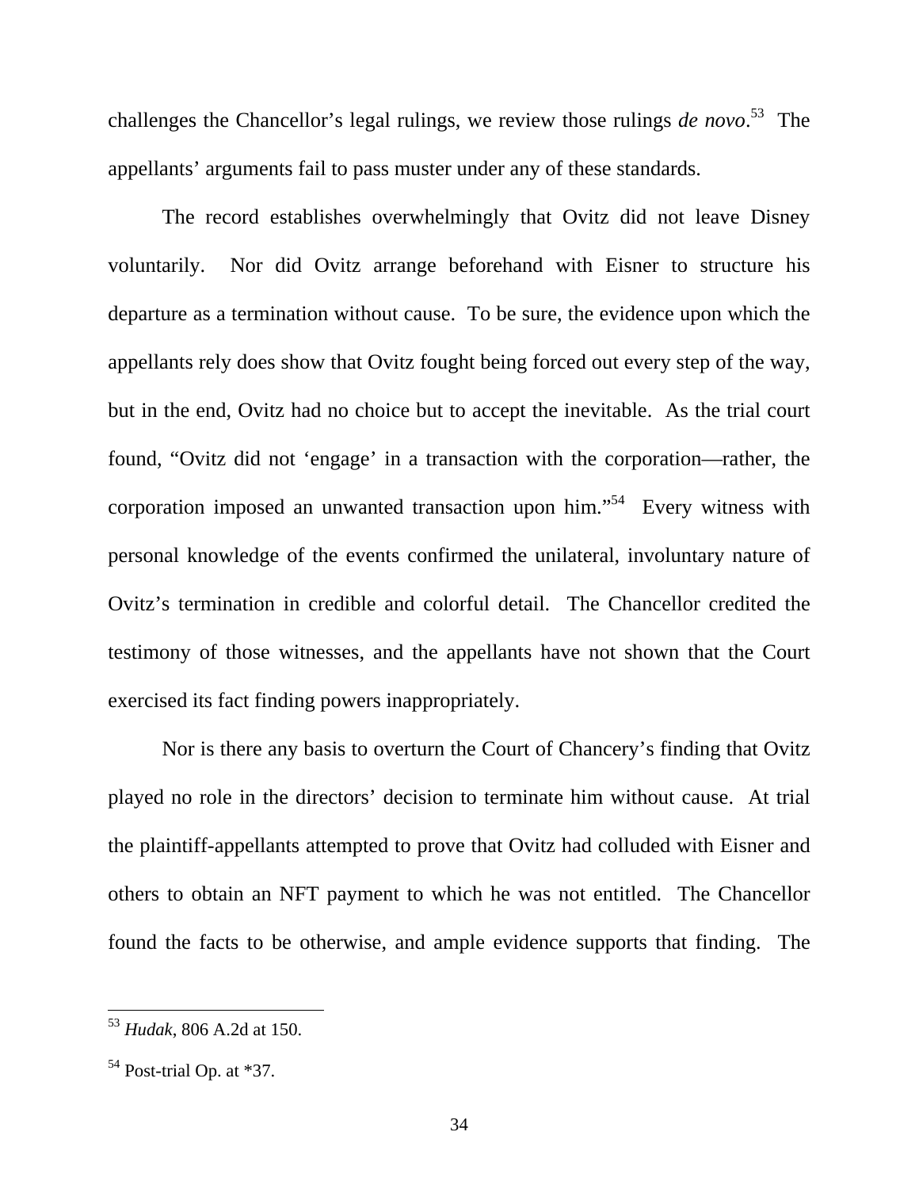challenges the Chancellor's legal rulings, we review those rulings *de novo*.[53] The appellants' arguments fail to pass muster under any of these standards.

The record establishes overwhelmingly that Ovitz did not leave Disney voluntarily. Nor did Ovitz arrange beforehand with Eisner to structure his departure as a termination without cause. To be sure, the evidence upon which the appellants rely does show that Ovitz fought being forced out every step of the way, but in the end, Ovitz had no choice but to accept the inevitable. As the trial court found, "Ovitz did not 'engage' in a transaction with the corporation—rather, the corporation imposed an unwanted transaction upon him."[54] Every witness with personal knowledge of the events confirmed the unilateral, involuntary nature of Ovitz's termination in credible and colorful detail. The Chancellor credited the testimony of those witnesses, and the appellants have not shown that the Court exercised its fact finding powers inappropriately.

Nor is there any basis to overturn the Court of Chancery's finding that Ovitz played no role in the directors' decision to terminate him without cause. At trial the plaintiff-appellants attempted to prove that Ovitz had colluded with Eisner and others to obtain an NFT payment to which he was not entitled. The Chancellor found the facts to be otherwise, and ample evidence supports that finding. The

---

[53] *Hudak*, 806 A.2d at 150.

[54] Post-trial Op. at *37.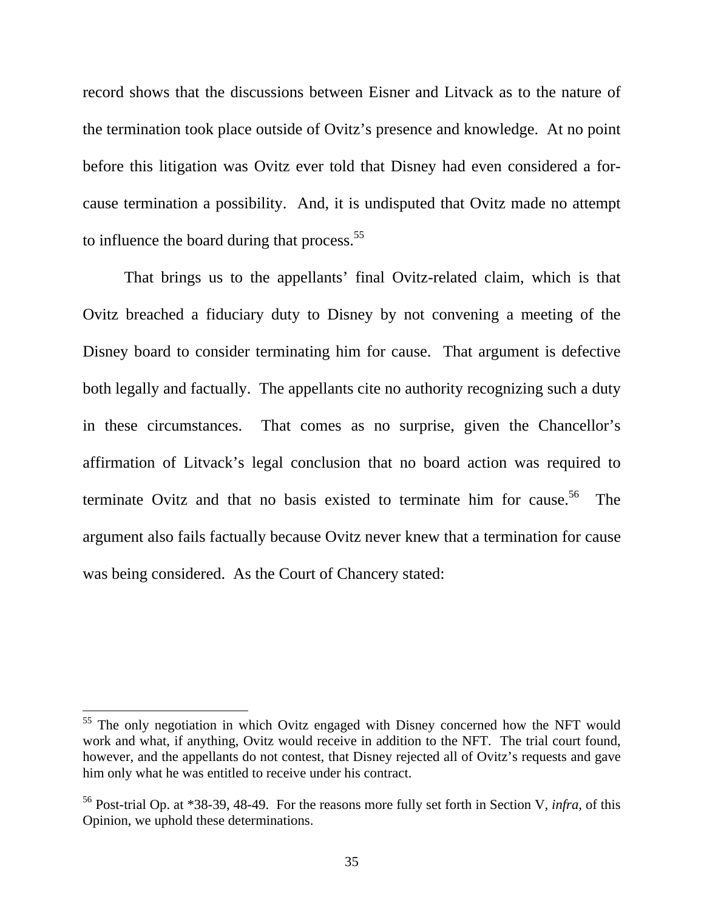record shows that the discussions between Eisner and Litvack as to the nature of the termination took place outside of Ovitz's presence and knowledge. At no point before this litigation was Ovitz ever told that Disney had even considered a for-cause termination a possibility. And, it is undisputed that Ovitz made no attempt to influence the board during that process.[55]

That brings us to the appellants' final Ovitz-related claim, which is that Ovitz breached a fiduciary duty to Disney by not convening a meeting of the Disney board to consider terminating him for cause. That argument is defective both legally and factually. The appellants cite no authority recognizing such a duty in these circumstances. That comes as no surprise, given the Chancellor's affirmation of Litvack's legal conclusion that no board action was required to terminate Ovitz and that no basis existed to terminate him for cause.[56] The argument also fails factually because Ovitz never knew that a termination for cause was being considered. As the Court of Chancery stated:

---

[55] The only negotiation in which Ovitz engaged with Disney concerned how the NFT would work and what, if anything, Ovitz would receive in addition to the NFT. The trial court found, however, and the appellants do not contest, that Disney rejected all of Ovitz's requests and gave him only what he was entitled to receive under his contract.

[56] Post-trial Op. at *38-39, 48-49. For the reasons more fully set forth in Section V, *infra*, of this Opinion, we uphold these determinations.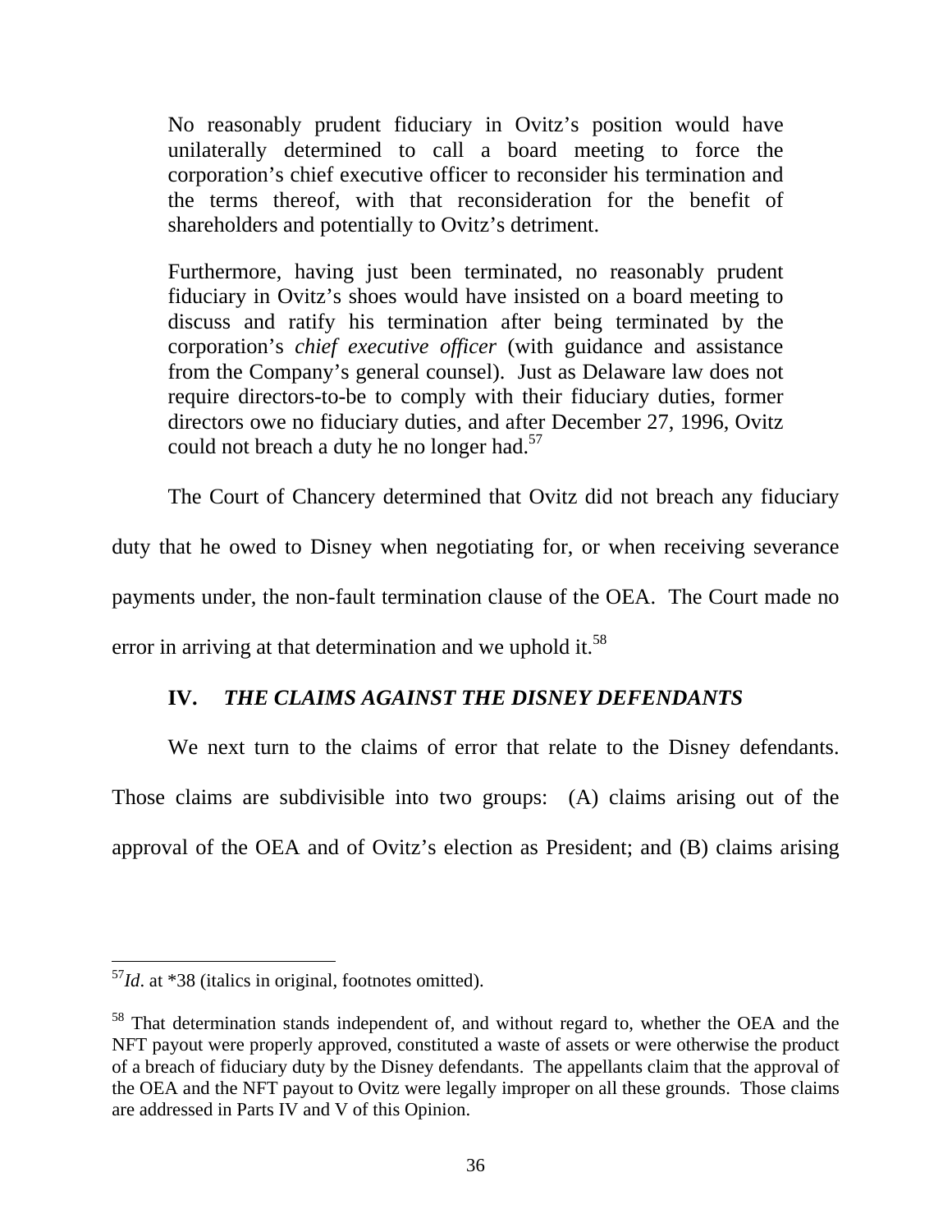> No reasonably prudent fiduciary in Ovitz's position would have unilaterally determined to call a board meeting to force the corporation's chief executive officer to reconsider his termination and the terms thereof, with that reconsideration for the benefit of shareholders and potentially to Ovitz's detriment.
>
> Furthermore, having just been terminated, no reasonably prudent fiduciary in Ovitz's shoes would have insisted on a board meeting to discuss and ratify his termination after being terminated by the corporation's *chief executive officer* (with guidance and assistance from the Company's general counsel). Just as Delaware law does not require directors-to-be to comply with their fiduciary duties, former directors owe no fiduciary duties, and after December 27, 1996, Ovitz could not breach a duty he no longer had.[57]

The Court of Chancery determined that Ovitz did not breach any fiduciary duty that he owed to Disney when negotiating for, or when receiving severance payments under, the non-fault termination clause of the OEA. The Court made no error in arriving at that determination and we uphold it.[58]

## IV. *THE CLAIMS AGAINST THE DISNEY DEFENDANTS*

We next turn to the claims of error that relate to the Disney defendants. Those claims are subdivisible into two groups: (A) claims arising out of the approval of the OEA and of Ovitz's election as President; and (B) claims arising

---

[57] *Id*. at *38 (italics in original, footnotes omitted).

[58] That determination stands independent of, and without regard to, whether the OEA and the NFT payout were properly approved, constituted a waste of assets or were otherwise the product of a breach of fiduciary duty by the Disney defendants. The appellants claim that the approval of the OEA and the NFT payout to Ovitz were legally improper on all these grounds. Those claims are addressed in Parts IV and V of this Opinion.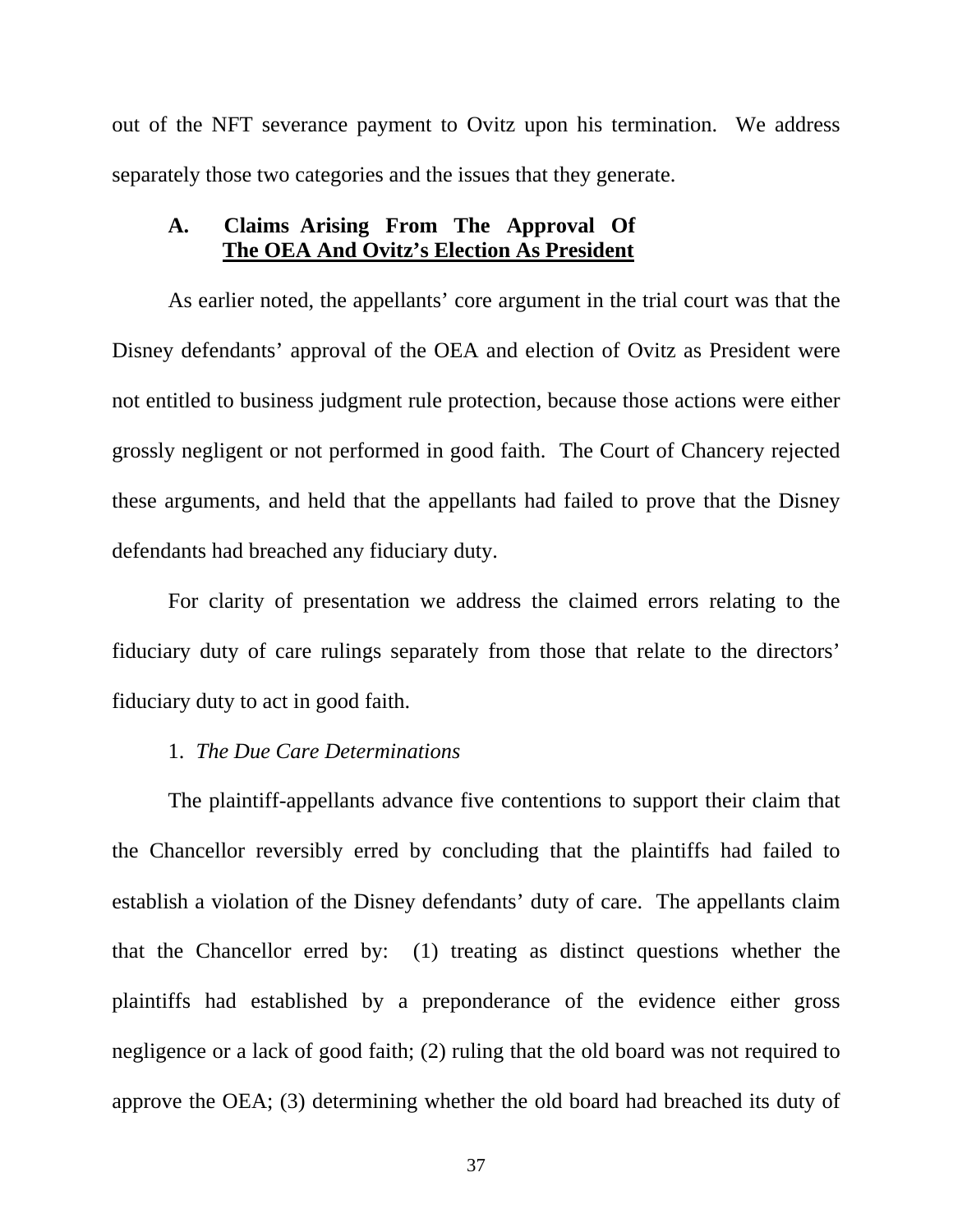out of the NFT severance payment to Ovitz upon his termination. We address separately those two categories and the issues that they generate.

### A. Claims Arising From The Approval Of The OEA And Ovitz's Election As President

As earlier noted, the appellants' core argument in the trial court was that the Disney defendants' approval of the OEA and election of Ovitz as President were not entitled to business judgment rule protection, because those actions were either grossly negligent or not performed in good faith. The Court of Chancery rejected these arguments, and held that the appellants had failed to prove that the Disney defendants had breached any fiduciary duty.

For clarity of presentation we address the claimed errors relating to the fiduciary duty of care rulings separately from those that relate to the directors' fiduciary duty to act in good faith.

#### 1. *The Due Care Determinations*

The plaintiff-appellants advance five contentions to support their claim that the Chancellor reversibly erred by concluding that the plaintiffs had failed to establish a violation of the Disney defendants' duty of care. The appellants claim that the Chancellor erred by: (1) treating as distinct questions whether the plaintiffs had established by a preponderance of the evidence either gross negligence or a lack of good faith; (2) ruling that the old board was not required to approve the OEA; (3) determining whether the old board had breached its duty of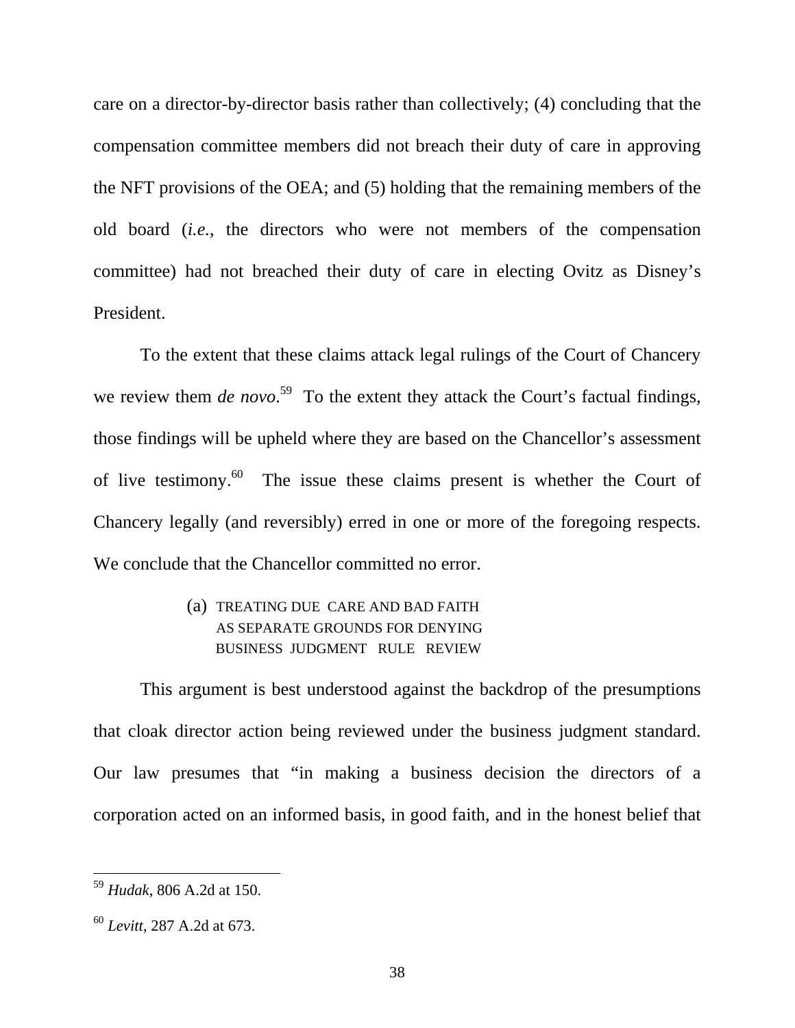care on a director-by-director basis rather than collectively; (4) concluding that the compensation committee members did not breach their duty of care in approving the NFT provisions of the OEA; and (5) holding that the remaining members of the old board (*i.e.*, the directors who were not members of the compensation committee) had not breached their duty of care in electing Ovitz as Disney's President.

To the extent that these claims attack legal rulings of the Court of Chancery we review them *de novo*.[59] To the extent they attack the Court's factual findings, those findings will be upheld where they are based on the Chancellor's assessment of live testimony.[60] The issue these claims present is whether the Court of Chancery legally (and reversibly) erred in one or more of the foregoing respects. We conclude that the Chancellor committed no error.

### (a) TREATING DUE CARE AND BAD FAITH AS SEPARATE GROUNDS FOR DENYING BUSINESS JUDGMENT RULE REVIEW

This argument is best understood against the backdrop of the presumptions that cloak director action being reviewed under the business judgment standard. Our law presumes that "in making a business decision the directors of a corporation acted on an informed basis, in good faith, and in the honest belief that

---

[59] *Hudak*, 806 A.2d at 150.

[60] *Levitt*, 287 A.2d at 673.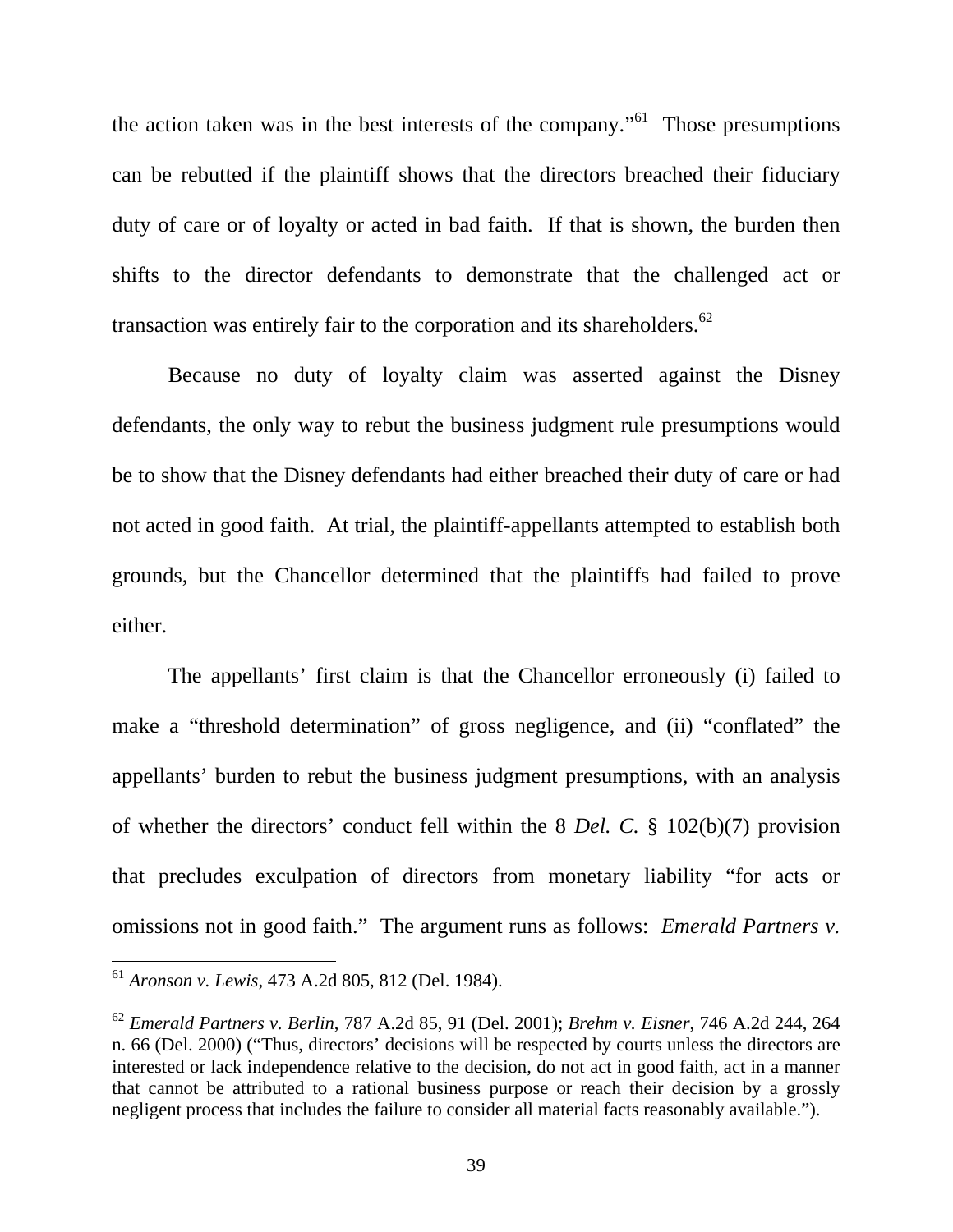the action taken was in the best interests of the company."[61] Those presumptions can be rebutted if the plaintiff shows that the directors breached their fiduciary duty of care or of loyalty or acted in bad faith. If that is shown, the burden then shifts to the director defendants to demonstrate that the challenged act or transaction was entirely fair to the corporation and its shareholders.[62]

Because no duty of loyalty claim was asserted against the Disney defendants, the only way to rebut the business judgment rule presumptions would be to show that the Disney defendants had either breached their duty of care or had not acted in good faith. At trial, the plaintiff-appellants attempted to establish both grounds, but the Chancellor determined that the plaintiffs had failed to prove either.

The appellants' first claim is that the Chancellor erroneously (i) failed to make a "threshold determination" of gross negligence, and (ii) "conflated" the appellants' burden to rebut the business judgment presumptions, with an analysis of whether the directors' conduct fell within the 8 *Del. C.* § 102(b)(7) provision that precludes exculpation of directors from monetary liability "for acts or omissions not in good faith." The argument runs as follows: *Emerald Partners v.*

---

[61] *Aronson v. Lewis*, 473 A.2d 805, 812 (Del. 1984).

[62] *Emerald Partners v. Berlin*, 787 A.2d 85, 91 (Del. 2001); *Brehm v. Eisner*, 746 A.2d 244, 264 n. 66 (Del. 2000) ("Thus, directors' decisions will be respected by courts unless the directors are interested or lack independence relative to the decision, do not act in good faith, act in a manner that cannot be attributed to a rational business purpose or reach their decision by a grossly negligent process that includes the failure to consider all material facts reasonably available.").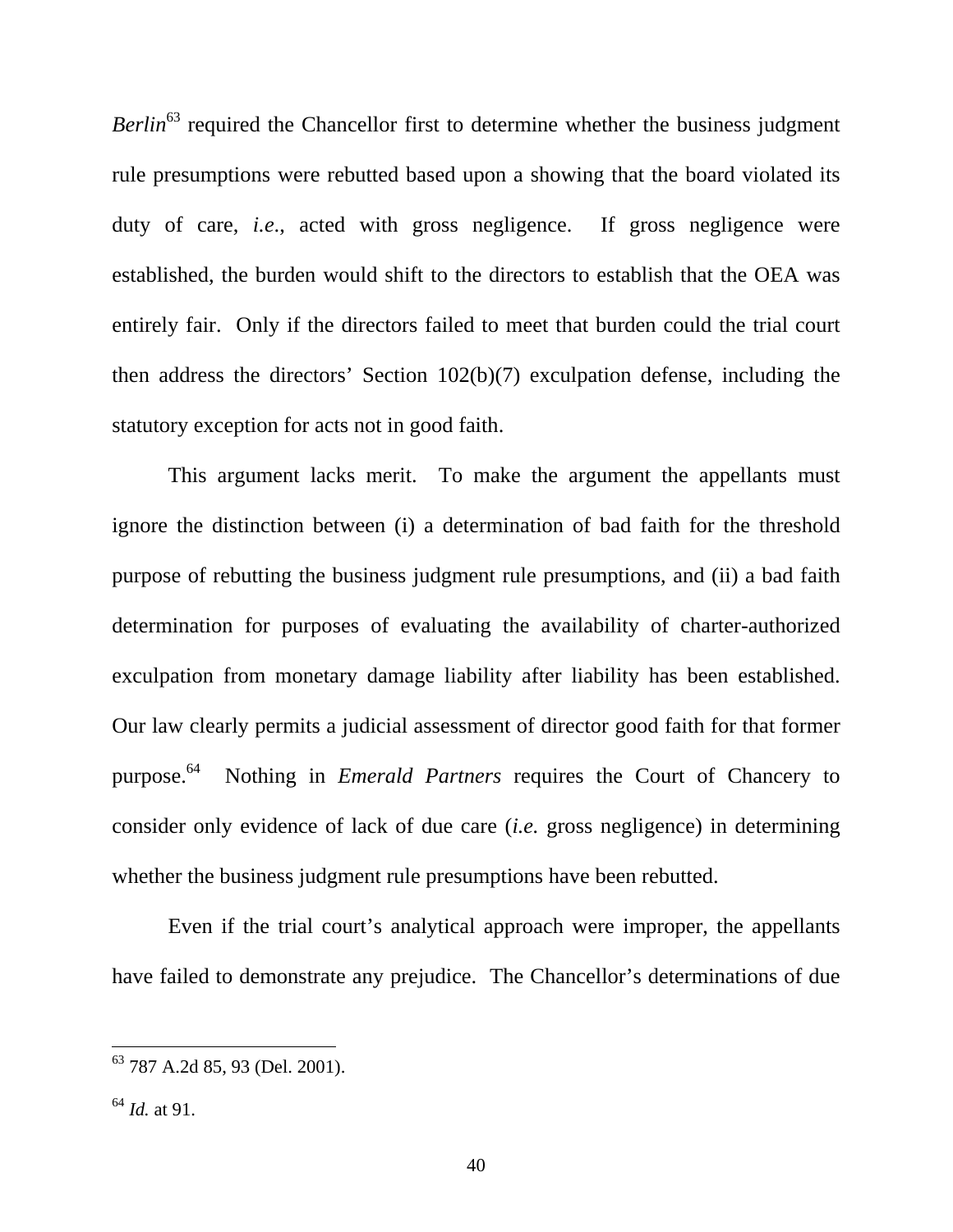*Berlin*[63] required the Chancellor first to determine whether the business judgment rule presumptions were rebutted based upon a showing that the board violated its duty of care, *i.e.*, acted with gross negligence. If gross negligence were established, the burden would shift to the directors to establish that the OEA was entirely fair. Only if the directors failed to meet that burden could the trial court then address the directors' Section 102(b)(7) exculpation defense, including the statutory exception for acts not in good faith.

This argument lacks merit. To make the argument the appellants must ignore the distinction between (i) a determination of bad faith for the threshold purpose of rebutting the business judgment rule presumptions, and (ii) a bad faith determination for purposes of evaluating the availability of charter-authorized exculpation from monetary damage liability after liability has been established. Our law clearly permits a judicial assessment of director good faith for that former purpose.[64] Nothing in *Emerald Partners* requires the Court of Chancery to consider only evidence of lack of due care (*i.e.* gross negligence) in determining whether the business judgment rule presumptions have been rebutted.

Even if the trial court's analytical approach were improper, the appellants have failed to demonstrate any prejudice. The Chancellor's determinations of due

---

[63] 787 A.2d 85, 93 (Del. 2001).

[64] *Id.* at 91.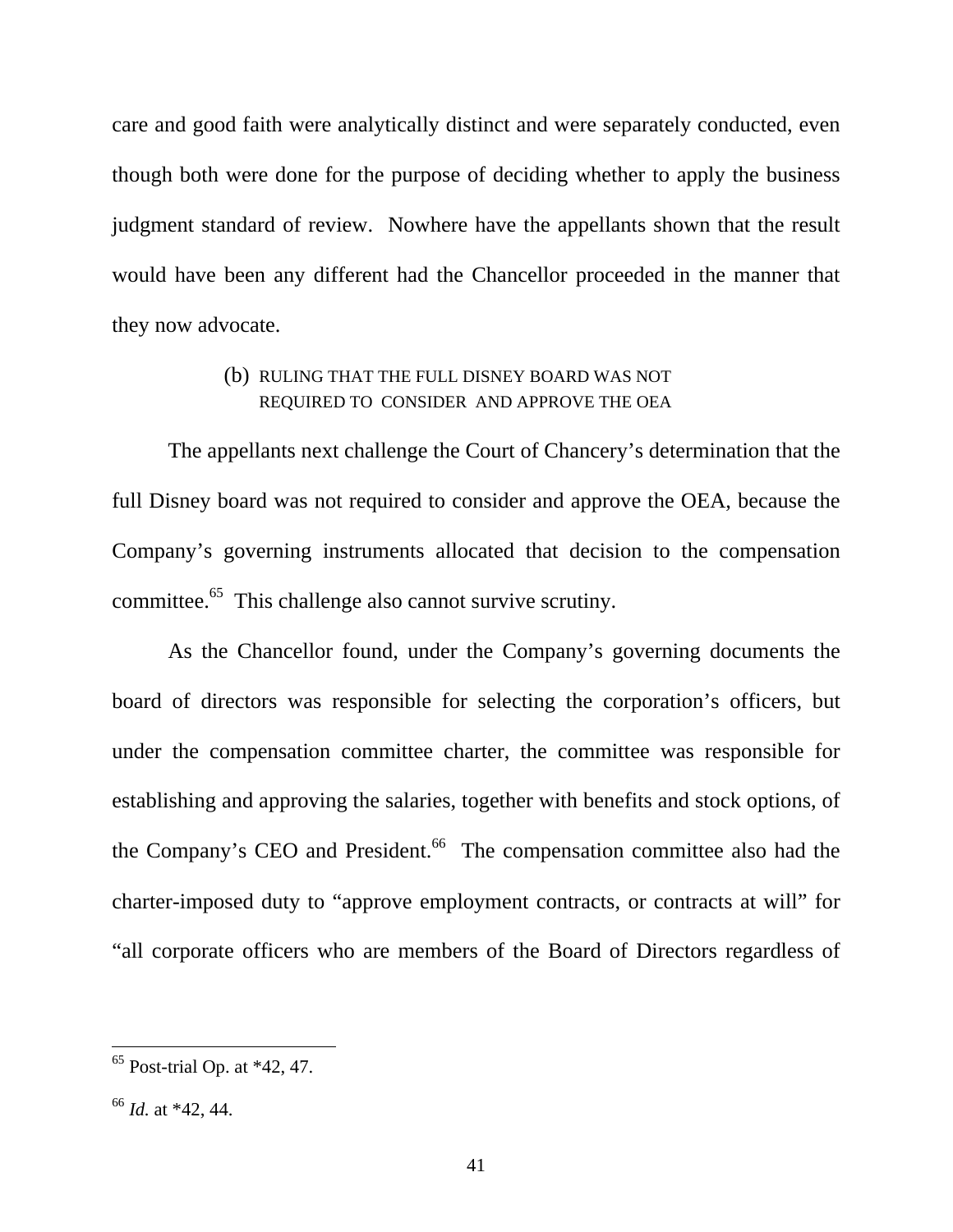care and good faith were analytically distinct and were separately conducted, even though both were done for the purpose of deciding whether to apply the business judgment standard of review. Nowhere have the appellants shown that the result would have been any different had the Chancellor proceeded in the manner that they now advocate.

### (b) RULING THAT THE FULL DISNEY BOARD WAS NOT REQUIRED TO CONSIDER AND APPROVE THE OEA

The appellants next challenge the Court of Chancery's determination that the full Disney board was not required to consider and approve the OEA, because the Company's governing instruments allocated that decision to the compensation committee.[65] This challenge also cannot survive scrutiny.

As the Chancellor found, under the Company's governing documents the board of directors was responsible for selecting the corporation's officers, but under the compensation committee charter, the committee was responsible for establishing and approving the salaries, together with benefits and stock options, of the Company's CEO and President.[66] The compensation committee also had the charter-imposed duty to "approve employment contracts, or contracts at will" for "all corporate officers who are members of the Board of Directors regardless of

---

[65] Post-trial Op. at *42, 47.

[66] *Id.* at *42, 44.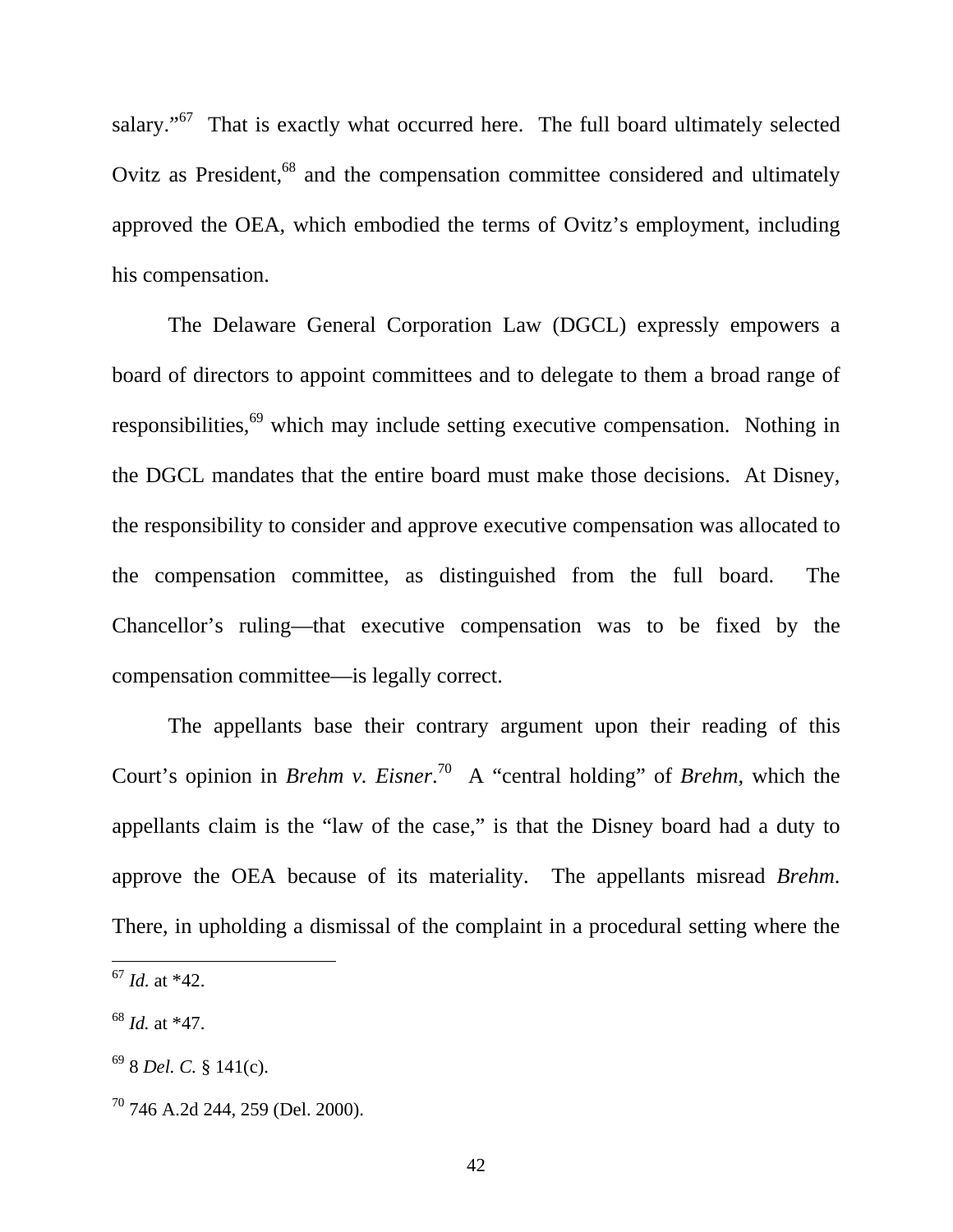salary."[67] That is exactly what occurred here. The full board ultimately selected Ovitz as President,[68] and the compensation committee considered and ultimately approved the OEA, which embodied the terms of Ovitz's employment, including his compensation.

The Delaware General Corporation Law (DGCL) expressly empowers a board of directors to appoint committees and to delegate to them a broad range of responsibilities,[69] which may include setting executive compensation. Nothing in the DGCL mandates that the entire board must make those decisions. At Disney, the responsibility to consider and approve executive compensation was allocated to the compensation committee, as distinguished from the full board. The Chancellor's ruling—that executive compensation was to be fixed by the compensation committee—is legally correct.

The appellants base their contrary argument upon their reading of this Court's opinion in *Brehm v. Eisner*.[70] A "central holding" of *Brehm*, which the appellants claim is the "law of the case," is that the Disney board had a duty to approve the OEA because of its materiality. The appellants misread *Brehm*. There, in upholding a dismissal of the complaint in a procedural setting where the

---

[67] *Id.* at *42.

[68] *Id.* at *47.

[69] 8 *Del. C.* § 141(c).

[70] 746 A.2d 244, 259 (Del. 2000).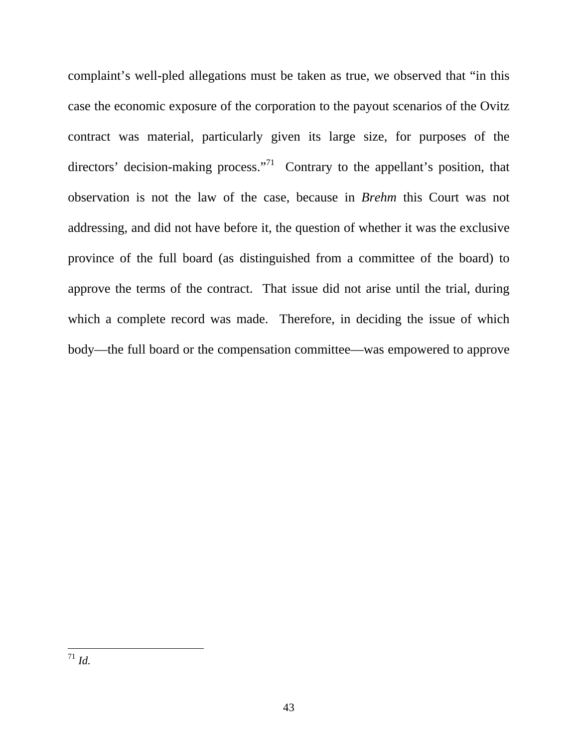complaint's well-pled allegations must be taken as true, we observed that "in this case the economic exposure of the corporation to the payout scenarios of the Ovitz contract was material, particularly given its large size, for purposes of the directors' decision-making process."[71] Contrary to the appellant's position, that observation is not the law of the case, because in *Brehm* this Court was not addressing, and did not have before it, the question of whether it was the exclusive province of the full board (as distinguished from a committee of the board) to approve the terms of the contract. That issue did not arise until the trial, during which a complete record was made. Therefore, in deciding the issue of which body—the full board or the compensation committee—was empowered to approve

---

[71] *Id.*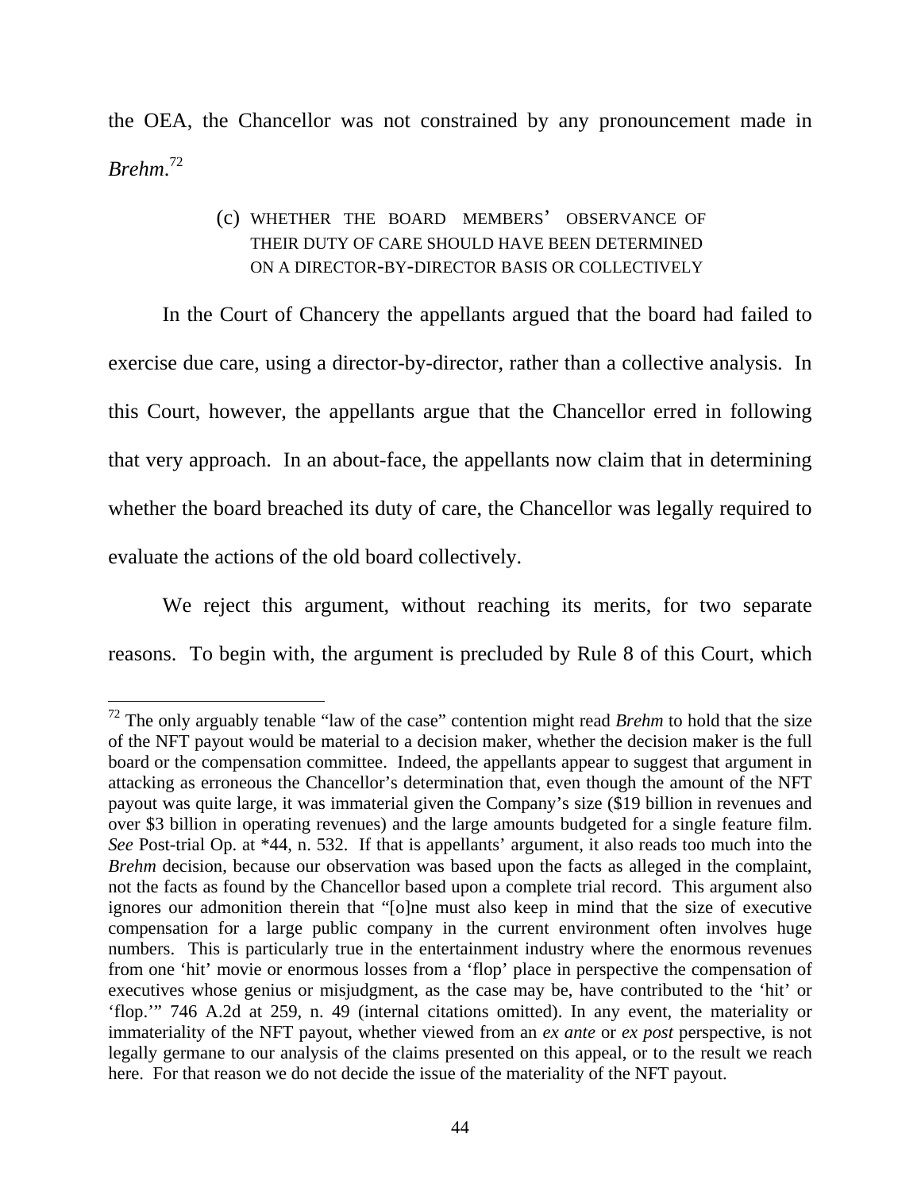the OEA, the Chancellor was not constrained by any pronouncement made in *Brehm*.[72]

### (c) WHETHER THE BOARD MEMBERS' OBSERVANCE OF THEIR DUTY OF CARE SHOULD HAVE BEEN DETERMINED ON A DIRECTOR-BY-DIRECTOR BASIS OR COLLECTIVELY

In the Court of Chancery the appellants argued that the board had failed to exercise due care, using a director-by-director, rather than a collective analysis. In this Court, however, the appellants argue that the Chancellor erred in following that very approach. In an about-face, the appellants now claim that in determining whether the board breached its duty of care, the Chancellor was legally required to evaluate the actions of the old board collectively.

We reject this argument, without reaching its merits, for two separate reasons. To begin with, the argument is precluded by Rule 8 of this Court, which

---

[72] The only arguably tenable "law of the case" contention might read *Brehm* to hold that the size of the NFT payout would be material to a decision maker, whether the decision maker is the full board or the compensation committee. Indeed, the appellants appear to suggest that argument in attacking as erroneous the Chancellor's determination that, even though the amount of the NFT payout was quite large, it was immaterial given the Company's size ($19 billion in revenues and over $3 billion in operating revenues) and the large amounts budgeted for a single feature film. *See* Post-trial Op. at *44, n. 532. If that is appellants' argument, it also reads too much into the *Brehm* decision, because our observation was based upon the facts as alleged in the complaint, not the facts as found by the Chancellor based upon a complete trial record. This argument also ignores our admonition therein that "[o]ne must also keep in mind that the size of executive compensation for a large public company in the current environment often involves huge numbers. This is particularly true in the entertainment industry where the enormous revenues from one 'hit' movie or enormous losses from a 'flop' place in perspective the compensation of executives whose genius or misjudgment, as the case may be, have contributed to the 'hit' or 'flop.'" 746 A.2d at 259, n. 49 (internal citations omitted). In any event, the materiality or immateriality of the NFT payout, whether viewed from an *ex ante* or *ex post* perspective, is not legally germane to our analysis of the claims presented on this appeal, or to the result we reach here. For that reason we do not decide the issue of the materiality of the NFT payout.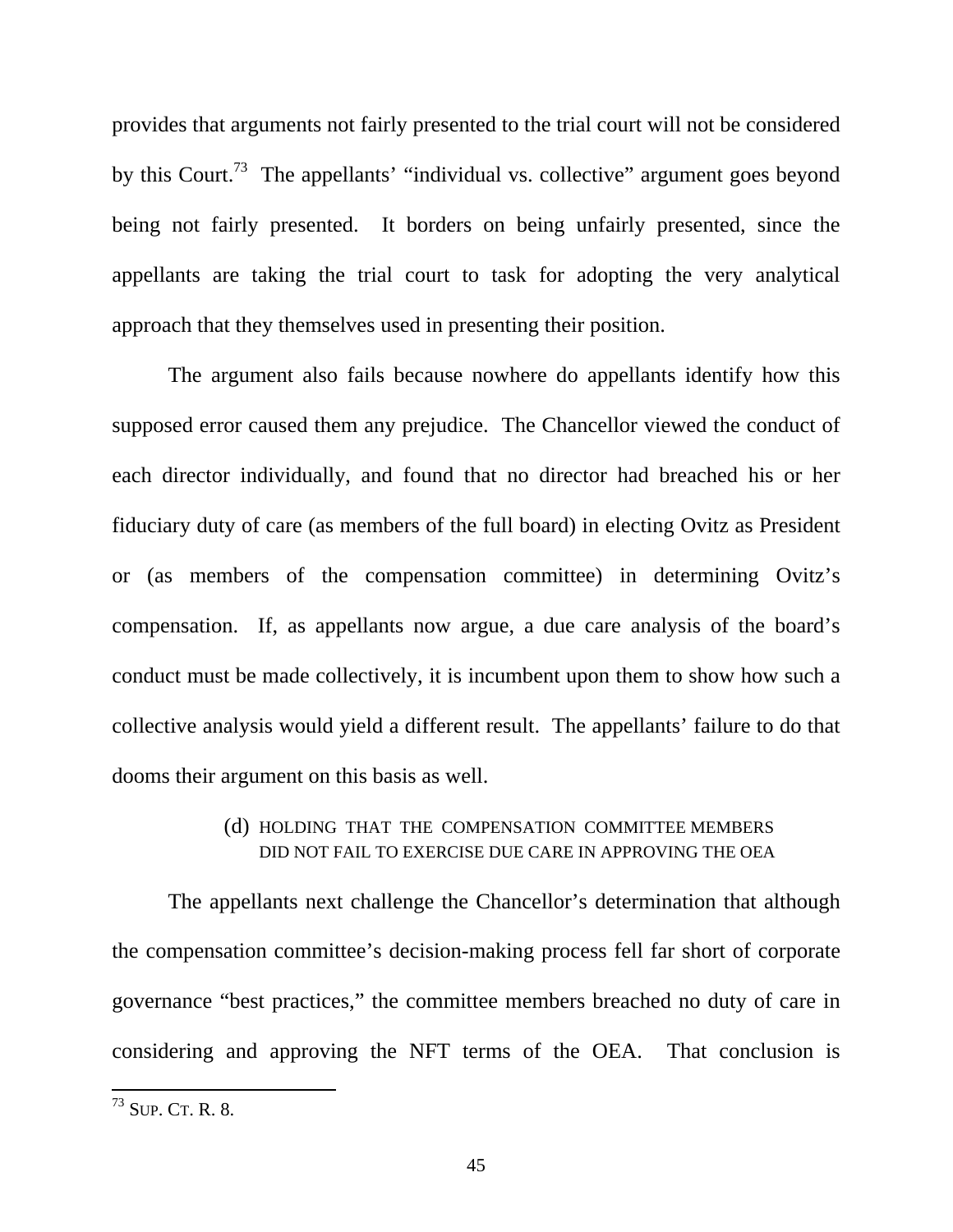provides that arguments not fairly presented to the trial court will not be considered by this Court.[73] The appellants' "individual vs. collective" argument goes beyond being not fairly presented. It borders on being unfairly presented, since the appellants are taking the trial court to task for adopting the very analytical approach that they themselves used in presenting their position.

The argument also fails because nowhere do appellants identify how this supposed error caused them any prejudice. The Chancellor viewed the conduct of each director individually, and found that no director had breached his or her fiduciary duty of care (as members of the full board) in electing Ovitz as President or (as members of the compensation committee) in determining Ovitz's compensation. If, as appellants now argue, a due care analysis of the board's conduct must be made collectively, it is incumbent upon them to show how such a collective analysis would yield a different result. The appellants' failure to do that dooms their argument on this basis as well.

#### (d) HOLDING THAT THE COMPENSATION COMMITTEE MEMBERS DID NOT FAIL TO EXERCISE DUE CARE IN APPROVING THE OEA

The appellants next challenge the Chancellor's determination that although the compensation committee's decision-making process fell far short of corporate governance "best practices," the committee members breached no duty of care in considering and approving the NFT terms of the OEA. That conclusion is

---

[73] SUP. CT. R. 8.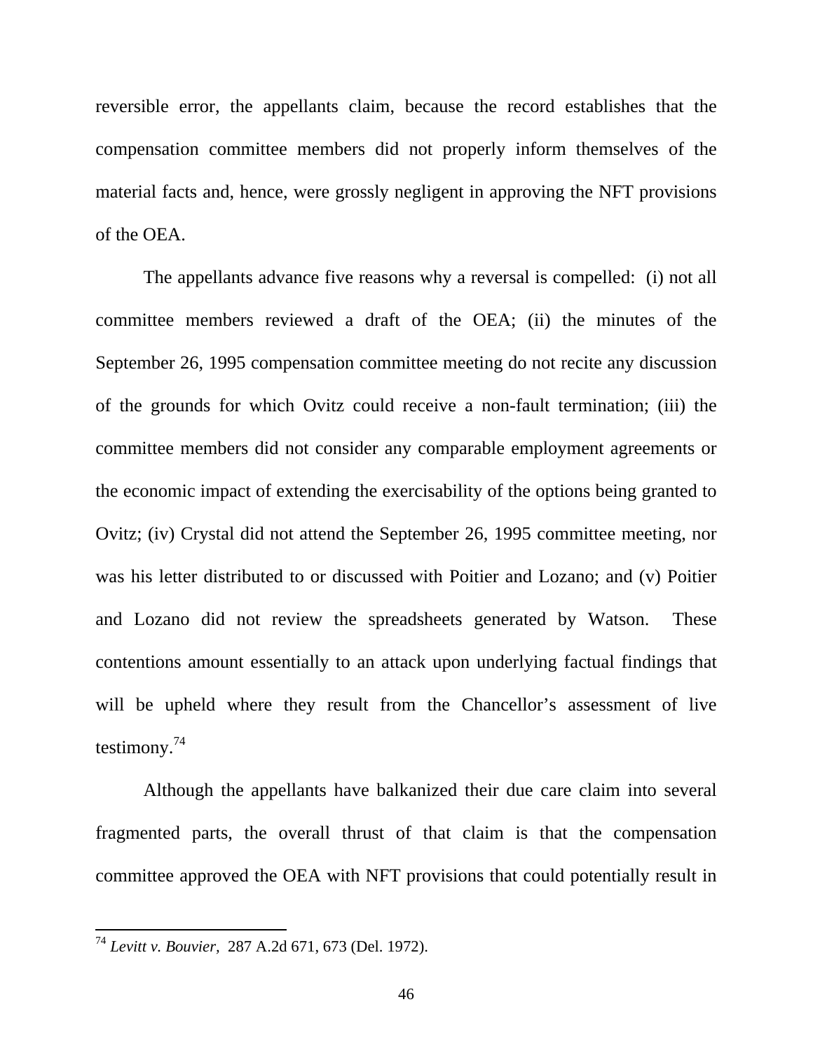reversible error, the appellants claim, because the record establishes that the compensation committee members did not properly inform themselves of the material facts and, hence, were grossly negligent in approving the NFT provisions of the OEA.

The appellants advance five reasons why a reversal is compelled: (i) not all committee members reviewed a draft of the OEA; (ii) the minutes of the September 26, 1995 compensation committee meeting do not recite any discussion of the grounds for which Ovitz could receive a non-fault termination; (iii) the committee members did not consider any comparable employment agreements or the economic impact of extending the exercisability of the options being granted to Ovitz; (iv) Crystal did not attend the September 26, 1995 committee meeting, nor was his letter distributed to or discussed with Poitier and Lozano; and (v) Poitier and Lozano did not review the spreadsheets generated by Watson. These contentions amount essentially to an attack upon underlying factual findings that will be upheld where they result from the Chancellor's assessment of live testimony.[74]

Although the appellants have balkanized their due care claim into several fragmented parts, the overall thrust of that claim is that the compensation committee approved the OEA with NFT provisions that could potentially result in

---

[74] *Levitt v. Bouvier*, 287 A.2d 671, 673 (Del. 1972).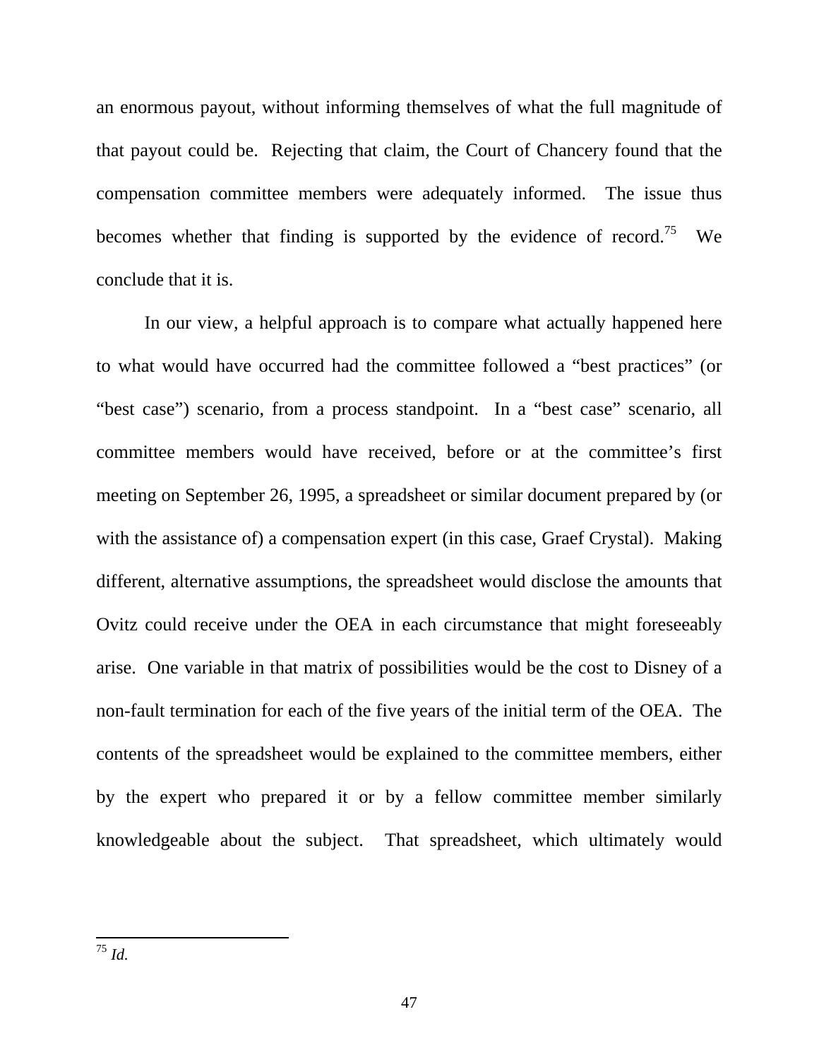an enormous payout, without informing themselves of what the full magnitude of that payout could be. Rejecting that claim, the Court of Chancery found that the compensation committee members were adequately informed. The issue thus becomes whether that finding is supported by the evidence of record.[75] We conclude that it is.

In our view, a helpful approach is to compare what actually happened here to what would have occurred had the committee followed a "best practices" (or "best case") scenario, from a process standpoint. In a "best case" scenario, all committee members would have received, before or at the committee's first meeting on September 26, 1995, a spreadsheet or similar document prepared by (or with the assistance of) a compensation expert (in this case, Graef Crystal). Making different, alternative assumptions, the spreadsheet would disclose the amounts that Ovitz could receive under the OEA in each circumstance that might foreseeably arise. One variable in that matrix of possibilities would be the cost to Disney of a non-fault termination for each of the five years of the initial term of the OEA. The contents of the spreadsheet would be explained to the committee members, either by the expert who prepared it or by a fellow committee member similarly knowledgeable about the subject. That spreadsheet, which ultimately would

---

[75] *Id.*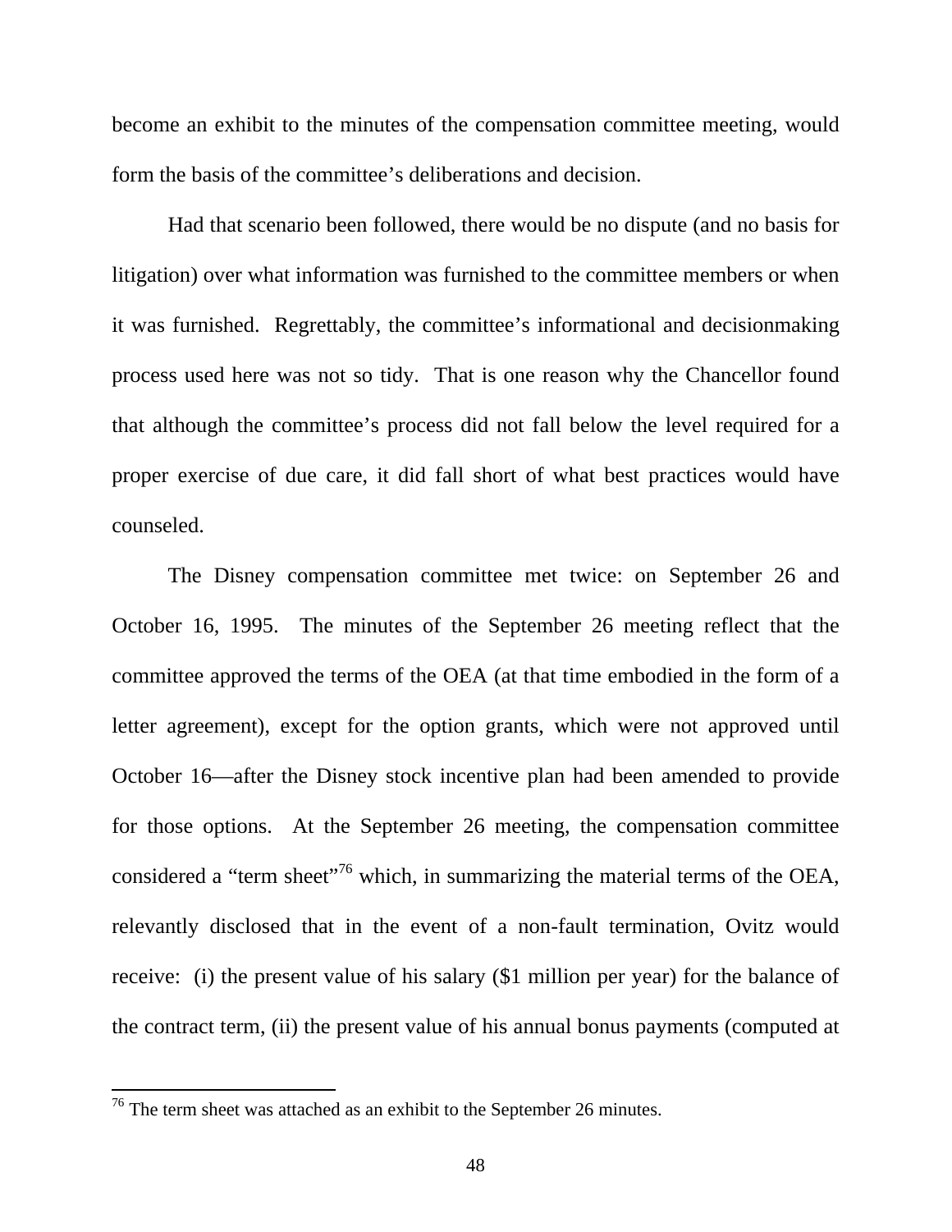become an exhibit to the minutes of the compensation committee meeting, would form the basis of the committee's deliberations and decision.

Had that scenario been followed, there would be no dispute (and no basis for litigation) over what information was furnished to the committee members or when it was furnished. Regrettably, the committee's informational and decisionmaking process used here was not so tidy. That is one reason why the Chancellor found that although the committee's process did not fall below the level required for a proper exercise of due care, it did fall short of what best practices would have counseled.

The Disney compensation committee met twice: on September 26 and October 16, 1995. The minutes of the September 26 meeting reflect that the committee approved the terms of the OEA (at that time embodied in the form of a letter agreement), except for the option grants, which were not approved until October 16—after the Disney stock incentive plan had been amended to provide for those options. At the September 26 meeting, the compensation committee considered a "term sheet"[76] which, in summarizing the material terms of the OEA, relevantly disclosed that in the event of a non-fault termination, Ovitz would receive: (i) the present value of his salary ($1 million per year) for the balance of the contract term, (ii) the present value of his annual bonus payments (computed at

[76] The term sheet was attached as an exhibit to the September 26 minutes.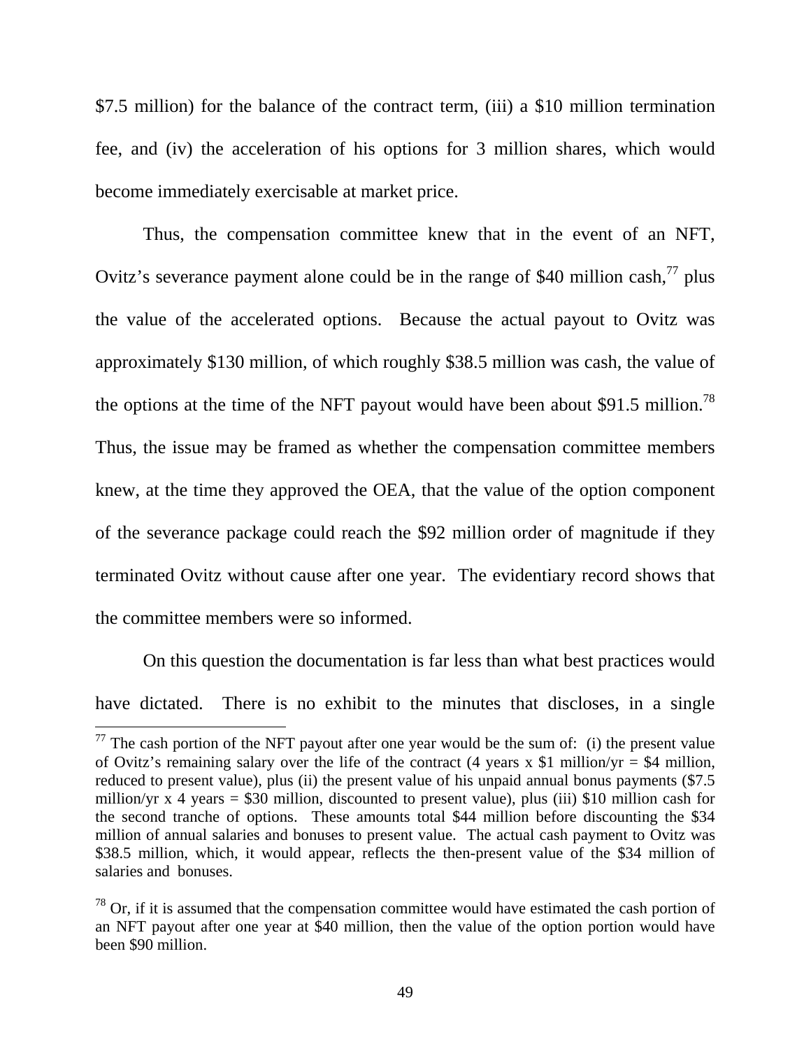$7.5 million) for the balance of the contract term, (iii) a $10 million termination fee, and (iv) the acceleration of his options for 3 million shares, which would become immediately exercisable at market price.

Thus, the compensation committee knew that in the event of an NFT, Ovitz's severance payment alone could be in the range of $40 million cash,[77] plus the value of the accelerated options. Because the actual payout to Ovitz was approximately $130 million, of which roughly $38.5 million was cash, the value of the options at the time of the NFT payout would have been about $91.5 million.[78] Thus, the issue may be framed as whether the compensation committee members knew, at the time they approved the OEA, that the value of the option component of the severance package could reach the $92 million order of magnitude if they terminated Ovitz without cause after one year. The evidentiary record shows that the committee members were so informed.

On this question the documentation is far less than what best practices would have dictated. There is no exhibit to the minutes that discloses, in a single

[77] The cash portion of the NFT payout after one year would be the sum of: (i) the present value of Ovitz's remaining salary over the life of the contract (4 years x $1 million/yr = $4 million, reduced to present value), plus (ii) the present value of his unpaid annual bonus payments ($7.5 million/yr x 4 years = $30 million, discounted to present value), plus (iii) $10 million cash for the second tranche of options. These amounts total $44 million before discounting the $34 million of annual salaries and bonuses to present value. The actual cash payment to Ovitz was $38.5 million, which, it would appear, reflects the then-present value of the $34 million of salaries and bonuses.

[78] Or, if it is assumed that the compensation committee would have estimated the cash portion of an NFT payout after one year at $40 million, then the value of the option portion would have been $90 million.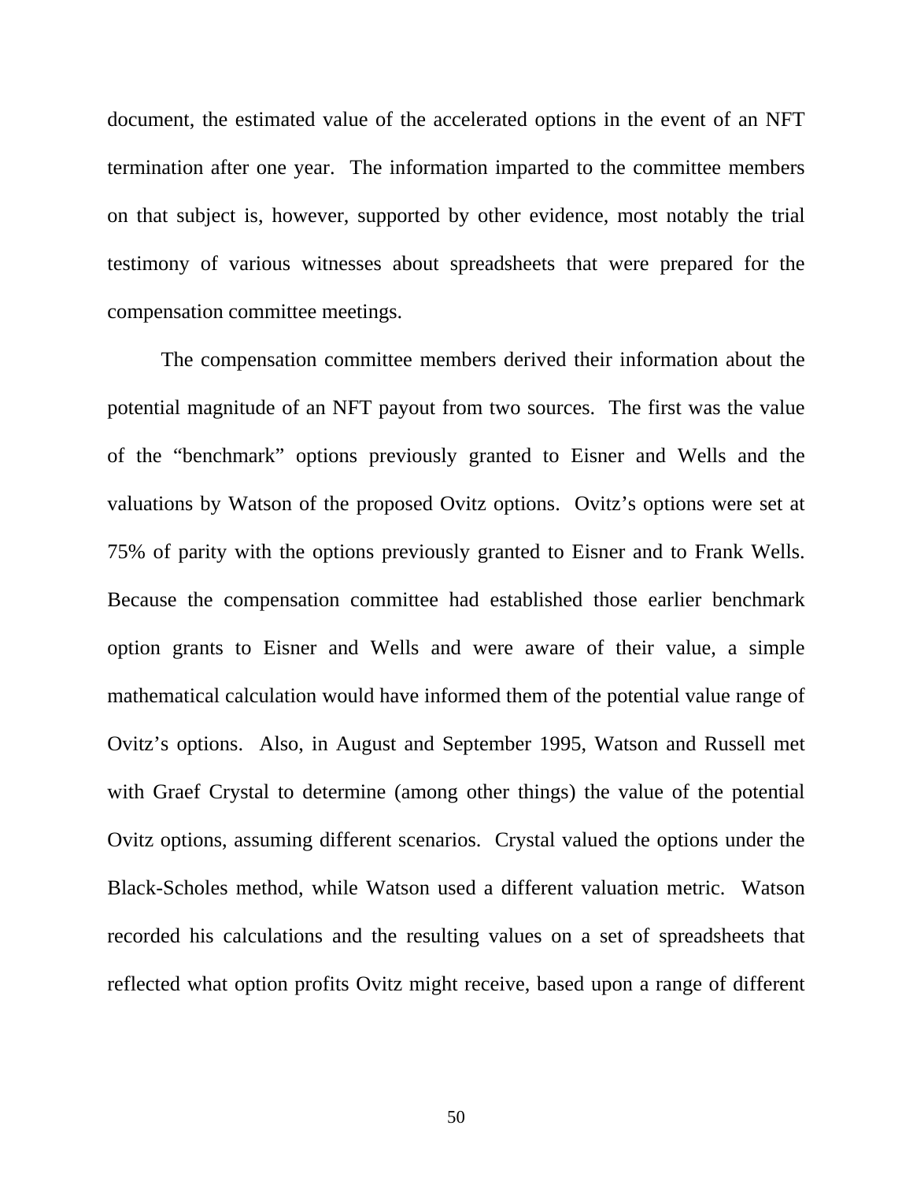document, the estimated value of the accelerated options in the event of an NFT termination after one year. The information imparted to the committee members on that subject is, however, supported by other evidence, most notably the trial testimony of various witnesses about spreadsheets that were prepared for the compensation committee meetings.

The compensation committee members derived their information about the potential magnitude of an NFT payout from two sources. The first was the value of the "benchmark" options previously granted to Eisner and Wells and the valuations by Watson of the proposed Ovitz options. Ovitz's options were set at 75% of parity with the options previously granted to Eisner and to Frank Wells. Because the compensation committee had established those earlier benchmark option grants to Eisner and Wells and were aware of their value, a simple mathematical calculation would have informed them of the potential value range of Ovitz's options. Also, in August and September 1995, Watson and Russell met with Graef Crystal to determine (among other things) the value of the potential Ovitz options, assuming different scenarios. Crystal valued the options under the Black-Scholes method, while Watson used a different valuation metric. Watson recorded his calculations and the resulting values on a set of spreadsheets that reflected what option profits Ovitz might receive, based upon a range of different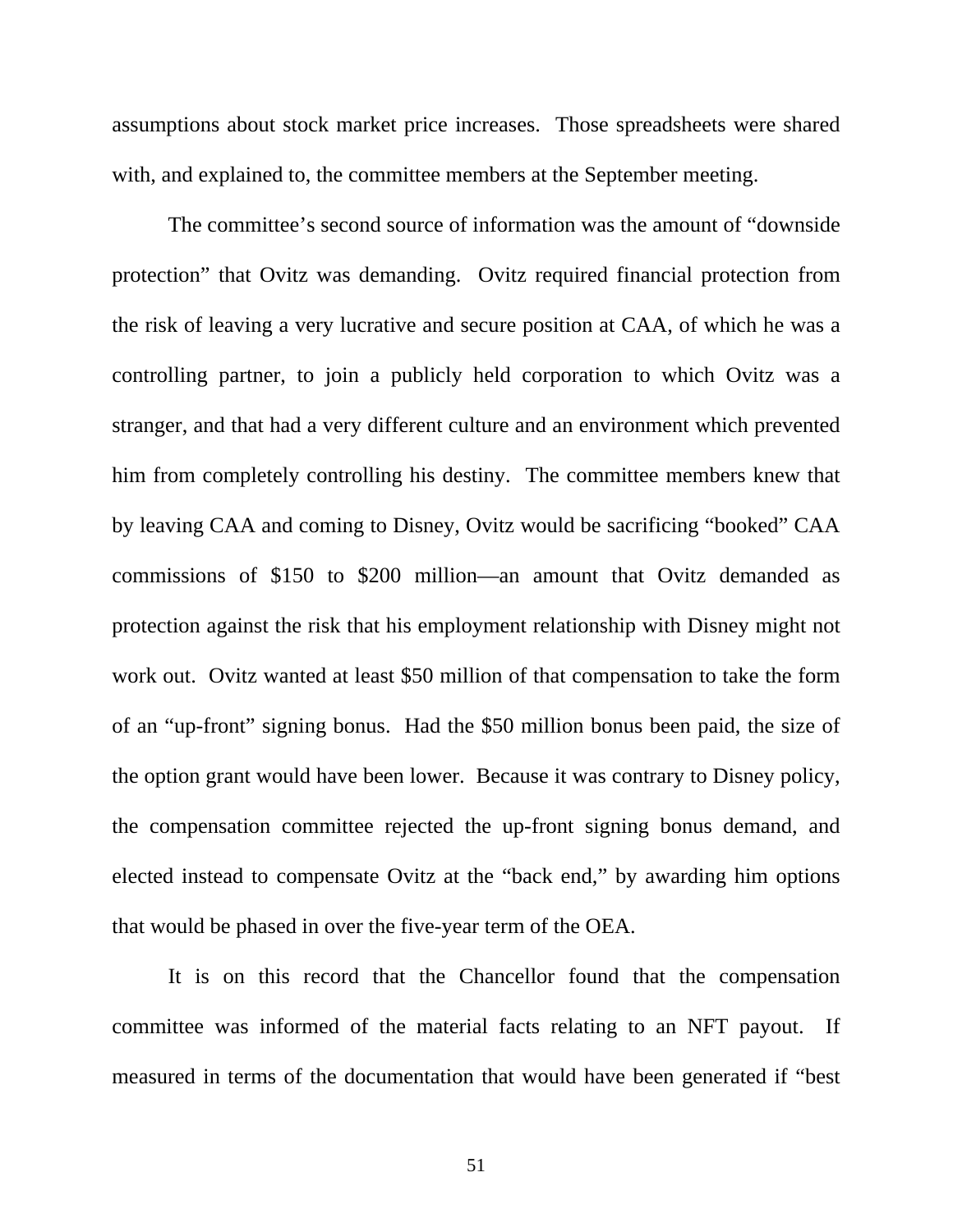assumptions about stock market price increases. Those spreadsheets were shared with, and explained to, the committee members at the September meeting.

The committee's second source of information was the amount of "downside protection" that Ovitz was demanding. Ovitz required financial protection from the risk of leaving a very lucrative and secure position at CAA, of which he was a controlling partner, to join a publicly held corporation to which Ovitz was a stranger, and that had a very different culture and an environment which prevented him from completely controlling his destiny. The committee members knew that by leaving CAA and coming to Disney, Ovitz would be sacrificing "booked" CAA commissions of $150 to $200 million—an amount that Ovitz demanded as protection against the risk that his employment relationship with Disney might not work out. Ovitz wanted at least $50 million of that compensation to take the form of an "up-front" signing bonus. Had the $50 million bonus been paid, the size of the option grant would have been lower. Because it was contrary to Disney policy, the compensation committee rejected the up-front signing bonus demand, and elected instead to compensate Ovitz at the "back end," by awarding him options that would be phased in over the five-year term of the OEA.

It is on this record that the Chancellor found that the compensation committee was informed of the material facts relating to an NFT payout. If measured in terms of the documentation that would have been generated if "best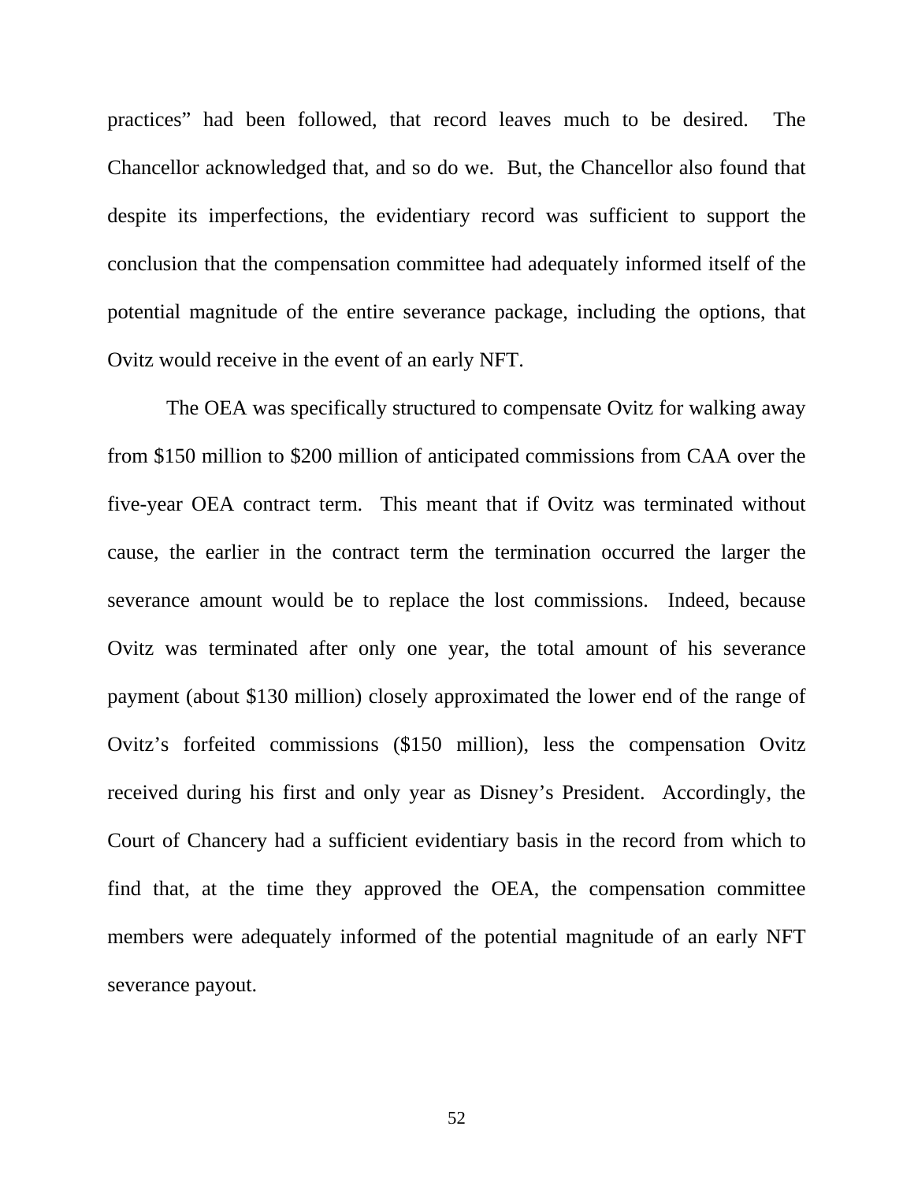practices" had been followed, that record leaves much to be desired. The Chancellor acknowledged that, and so do we. But, the Chancellor also found that despite its imperfections, the evidentiary record was sufficient to support the conclusion that the compensation committee had adequately informed itself of the potential magnitude of the entire severance package, including the options, that Ovitz would receive in the event of an early NFT.

The OEA was specifically structured to compensate Ovitz for walking away from $150 million to $200 million of anticipated commissions from CAA over the five-year OEA contract term. This meant that if Ovitz was terminated without cause, the earlier in the contract term the termination occurred the larger the severance amount would be to replace the lost commissions. Indeed, because Ovitz was terminated after only one year, the total amount of his severance payment (about $130 million) closely approximated the lower end of the range of Ovitz's forfeited commissions ($150 million), less the compensation Ovitz received during his first and only year as Disney's President. Accordingly, the Court of Chancery had a sufficient evidentiary basis in the record from which to find that, at the time they approved the OEA, the compensation committee members were adequately informed of the potential magnitude of an early NFT severance payout.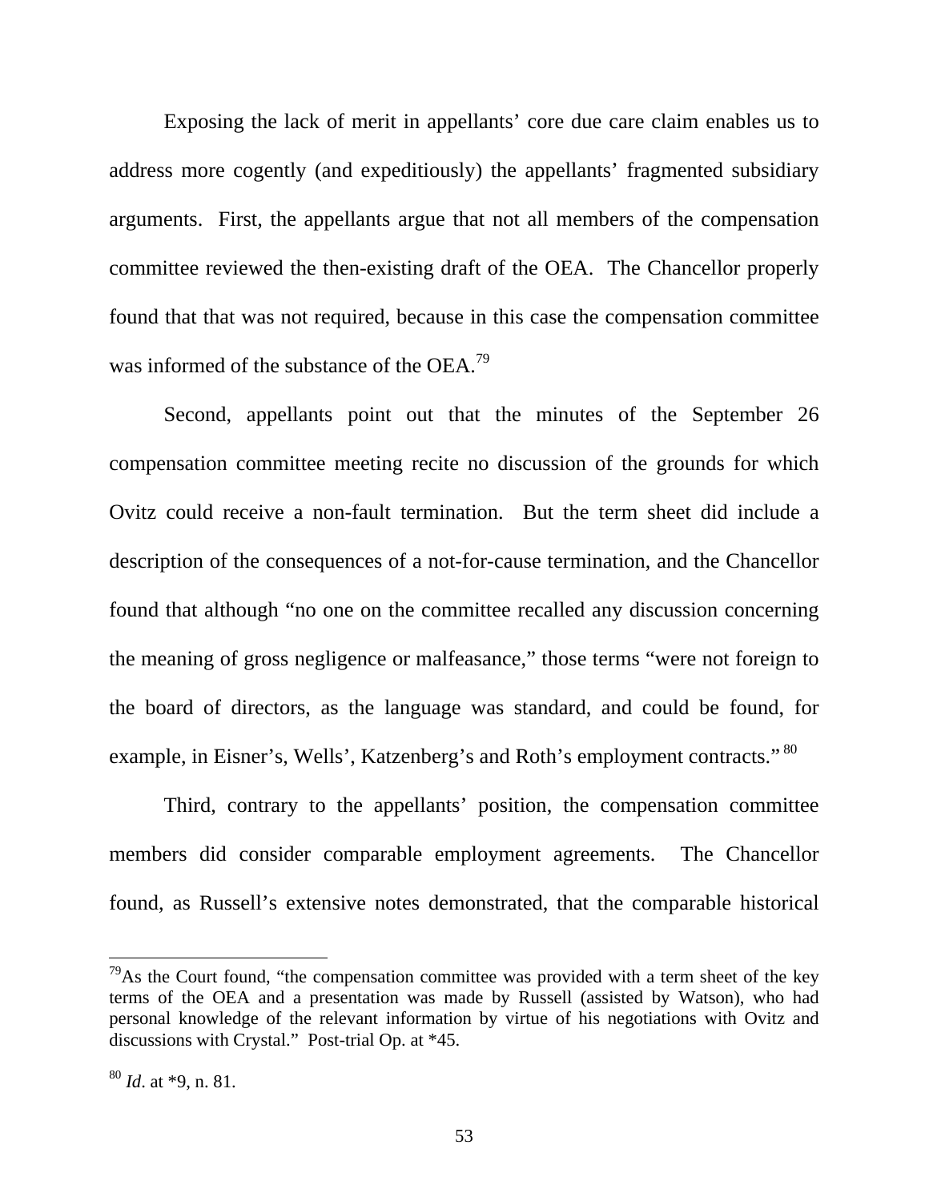Exposing the lack of merit in appellants' core due care claim enables us to address more cogently (and expeditiously) the appellants' fragmented subsidiary arguments. First, the appellants argue that not all members of the compensation committee reviewed the then-existing draft of the OEA. The Chancellor properly found that that was not required, because in this case the compensation committee was informed of the substance of the OEA.[79]

Second, appellants point out that the minutes of the September 26 compensation committee meeting recite no discussion of the grounds for which Ovitz could receive a non-fault termination. But the term sheet did include a description of the consequences of a not-for-cause termination, and the Chancellor found that although "no one on the committee recalled any discussion concerning the meaning of gross negligence or malfeasance," those terms "were not foreign to the board of directors, as the language was standard, and could be found, for example, in Eisner's, Wells', Katzenberg's and Roth's employment contracts."[80]

Third, contrary to the appellants' position, the compensation committee members did consider comparable employment agreements. The Chancellor found, as Russell's extensive notes demonstrated, that the comparable historical

---

[79] As the Court found, "the compensation committee was provided with a term sheet of the key terms of the OEA and a presentation was made by Russell (assisted by Watson), who had personal knowledge of the relevant information by virtue of his negotiations with Ovitz and discussions with Crystal." Post-trial Op. at *45.

[80] *Id*. at *9, n. 81.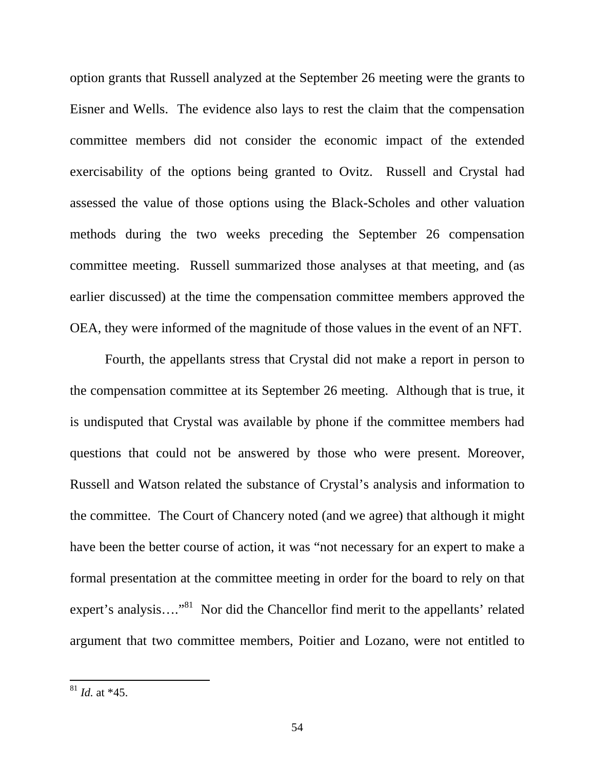option grants that Russell analyzed at the September 26 meeting were the grants to Eisner and Wells. The evidence also lays to rest the claim that the compensation committee members did not consider the economic impact of the extended exercisability of the options being granted to Ovitz. Russell and Crystal had assessed the value of those options using the Black-Scholes and other valuation methods during the two weeks preceding the September 26 compensation committee meeting. Russell summarized those analyses at that meeting, and (as earlier discussed) at the time the compensation committee members approved the OEA, they were informed of the magnitude of those values in the event of an NFT.

Fourth, the appellants stress that Crystal did not make a report in person to the compensation committee at its September 26 meeting. Although that is true, it is undisputed that Crystal was available by phone if the committee members had questions that could not be answered by those who were present. Moreover, Russell and Watson related the substance of Crystal's analysis and information to the committee. The Court of Chancery noted (and we agree) that although it might have been the better course of action, it was "not necessary for an expert to make a formal presentation at the committee meeting in order for the board to rely on that expert's analysis…."[81] Nor did the Chancellor find merit to the appellants' related argument that two committee members, Poitier and Lozano, were not entitled to

[81] *Id.* at *45.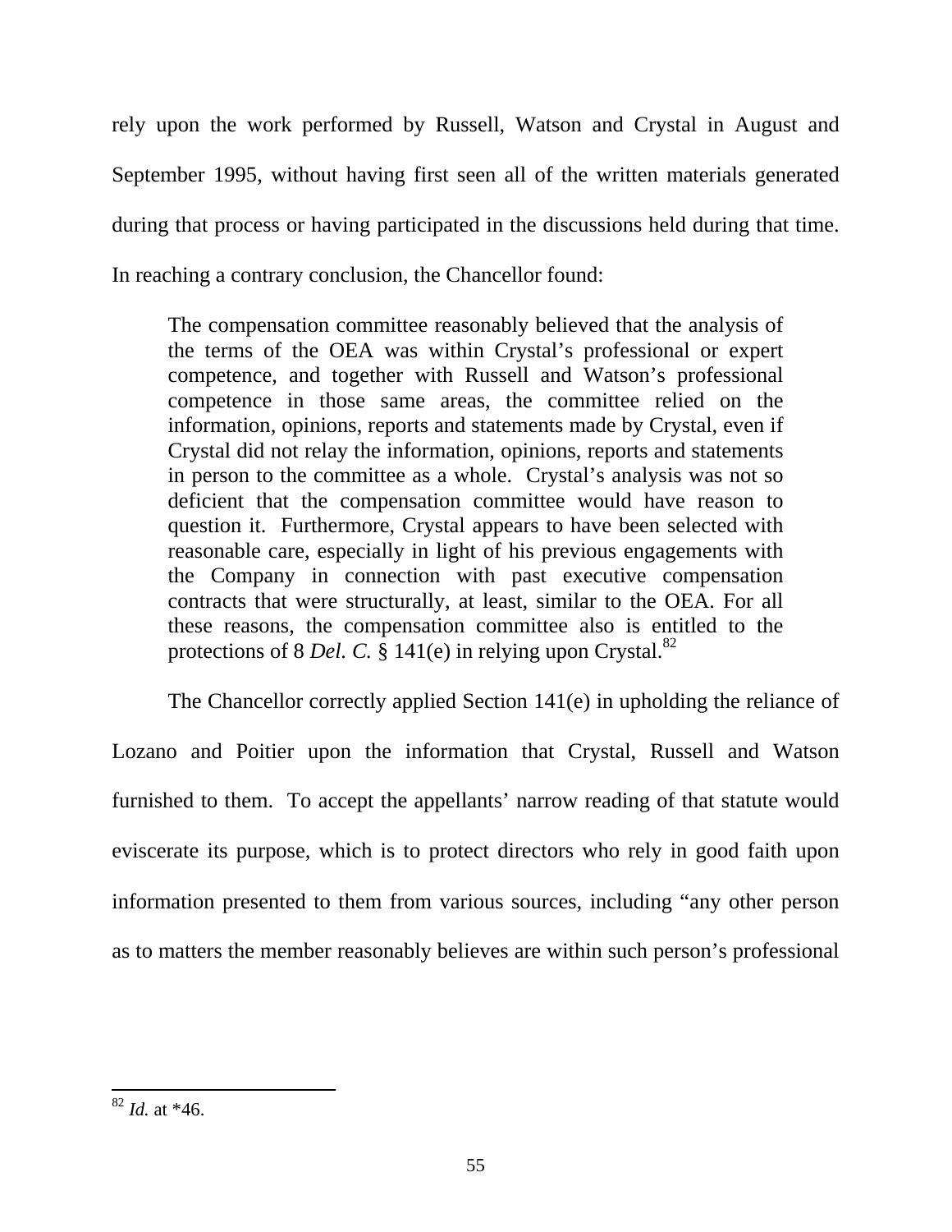rely upon the work performed by Russell, Watson and Crystal in August and September 1995, without having first seen all of the written materials generated during that process or having participated in the discussions held during that time. In reaching a contrary conclusion, the Chancellor found:

> The compensation committee reasonably believed that the analysis of the terms of the OEA was within Crystal's professional or expert competence, and together with Russell and Watson's professional competence in those same areas, the committee relied on the information, opinions, reports and statements made by Crystal, even if Crystal did not relay the information, opinions, reports and statements in person to the committee as a whole. Crystal's analysis was not so deficient that the compensation committee would have reason to question it. Furthermore, Crystal appears to have been selected with reasonable care, especially in light of his previous engagements with the Company in connection with past executive compensation contracts that were structurally, at least, similar to the OEA. For all these reasons, the compensation committee also is entitled to the protections of 8 *Del. C.* § 141(e) in relying upon Crystal.[82]

The Chancellor correctly applied Section 141(e) in upholding the reliance of Lozano and Poitier upon the information that Crystal, Russell and Watson furnished to them. To accept the appellants' narrow reading of that statute would eviscerate its purpose, which is to protect directors who rely in good faith upon information presented to them from various sources, including "any other person as to matters the member reasonably believes are within such person's professional

---

[82] *Id.* at *46.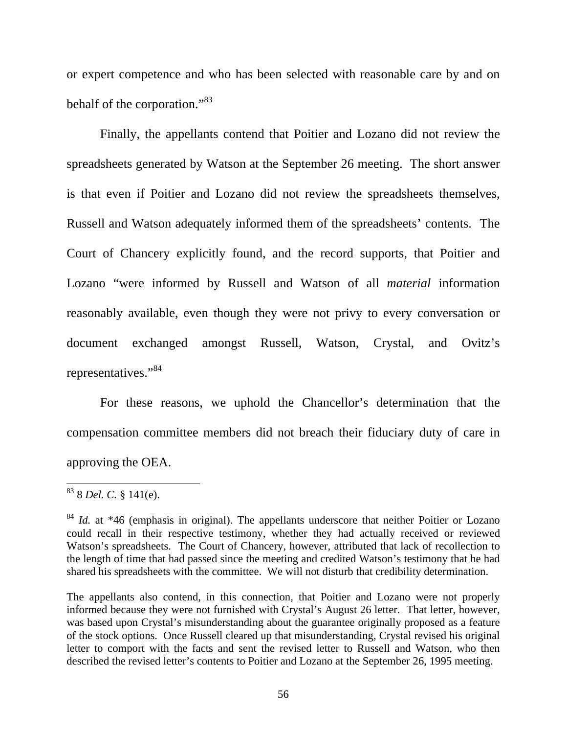or expert competence and who has been selected with reasonable care by and on behalf of the corporation."[83]

Finally, the appellants contend that Poitier and Lozano did not review the spreadsheets generated by Watson at the September 26 meeting. The short answer is that even if Poitier and Lozano did not review the spreadsheets themselves, Russell and Watson adequately informed them of the spreadsheets' contents. The Court of Chancery explicitly found, and the record supports, that Poitier and Lozano "were informed by Russell and Watson of all *material* information reasonably available, even though they were not privy to every conversation or document exchanged amongst Russell, Watson, Crystal, and Ovitz's representatives."[84]

For these reasons, we uphold the Chancellor's determination that the compensation committee members did not breach their fiduciary duty of care in approving the OEA.

---

[83] 8 *Del. C.* § 141(e).

[84] *Id.* at *46 (emphasis in original). The appellants underscore that neither Poitier or Lozano could recall in their respective testimony, whether they had actually received or reviewed Watson's spreadsheets. The Court of Chancery, however, attributed that lack of recollection to the length of time that had passed since the meeting and credited Watson's testimony that he had shared his spreadsheets with the committee. We will not disturb that credibility determination.

The appellants also contend, in this connection, that Poitier and Lozano were not properly informed because they were not furnished with Crystal's August 26 letter. That letter, however, was based upon Crystal's misunderstanding about the guarantee originally proposed as a feature of the stock options. Once Russell cleared up that misunderstanding, Crystal revised his original letter to comport with the facts and sent the revised letter to Russell and Watson, who then described the revised letter's contents to Poitier and Lozano at the September 26, 1995 meeting.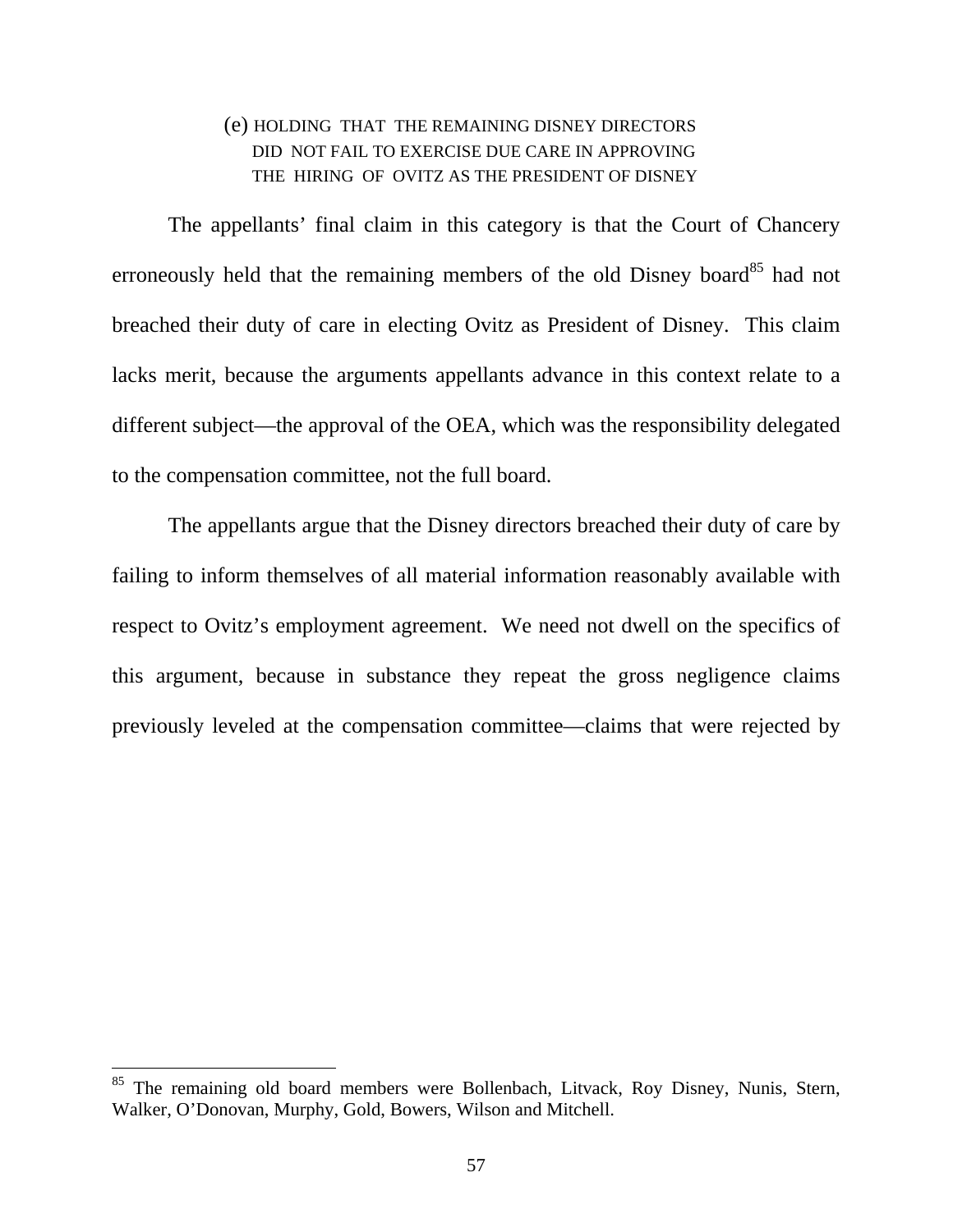### (e) HOLDING THAT THE REMAINING DISNEY DIRECTORS DID NOT FAIL TO EXERCISE DUE CARE IN APPROVING THE HIRING OF OVITZ AS THE PRESIDENT OF DISNEY

The appellants' final claim in this category is that the Court of Chancery erroneously held that the remaining members of the old Disney board[85] had not breached their duty of care in electing Ovitz as President of Disney. This claim lacks merit, because the arguments appellants advance in this context relate to a different subject—the approval of the OEA, which was the responsibility delegated to the compensation committee, not the full board.

The appellants argue that the Disney directors breached their duty of care by failing to inform themselves of all material information reasonably available with respect to Ovitz's employment agreement. We need not dwell on the specifics of this argument, because in substance they repeat the gross negligence claims previously leveled at the compensation committee—claims that were rejected by

---

[85] The remaining old board members were Bollenbach, Litvack, Roy Disney, Nunis, Stern, Walker, O'Donovan, Murphy, Gold, Bowers, Wilson and Mitchell.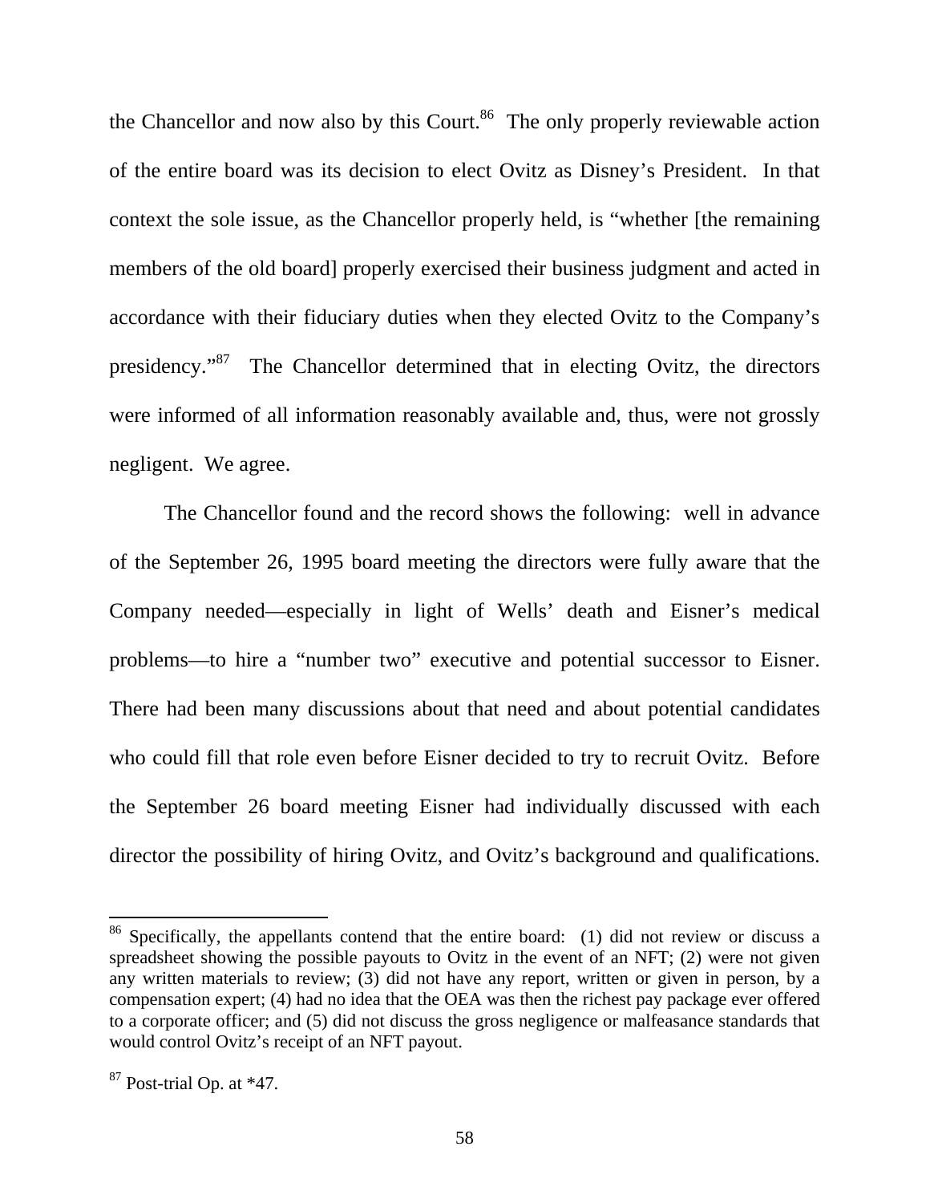the Chancellor and now also by this Court.[86] The only properly reviewable action of the entire board was its decision to elect Ovitz as Disney's President. In that context the sole issue, as the Chancellor properly held, is "whether [the remaining members of the old board] properly exercised their business judgment and acted in accordance with their fiduciary duties when they elected Ovitz to the Company's presidency."[87] The Chancellor determined that in electing Ovitz, the directors were informed of all information reasonably available and, thus, were not grossly negligent. We agree.

The Chancellor found and the record shows the following: well in advance of the September 26, 1995 board meeting the directors were fully aware that the Company needed—especially in light of Wells' death and Eisner's medical problems—to hire a "number two" executive and potential successor to Eisner. There had been many discussions about that need and about potential candidates who could fill that role even before Eisner decided to try to recruit Ovitz. Before the September 26 board meeting Eisner had individually discussed with each director the possibility of hiring Ovitz, and Ovitz's background and qualifications.

---

[86] Specifically, the appellants contend that the entire board: (1) did not review or discuss a spreadsheet showing the possible payouts to Ovitz in the event of an NFT; (2) were not given any written materials to review; (3) did not have any report, written or given in person, by a compensation expert; (4) had no idea that the OEA was then the richest pay package ever offered to a corporate officer; and (5) did not discuss the gross negligence or malfeasance standards that would control Ovitz's receipt of an NFT payout.

[87] Post-trial Op. at *47.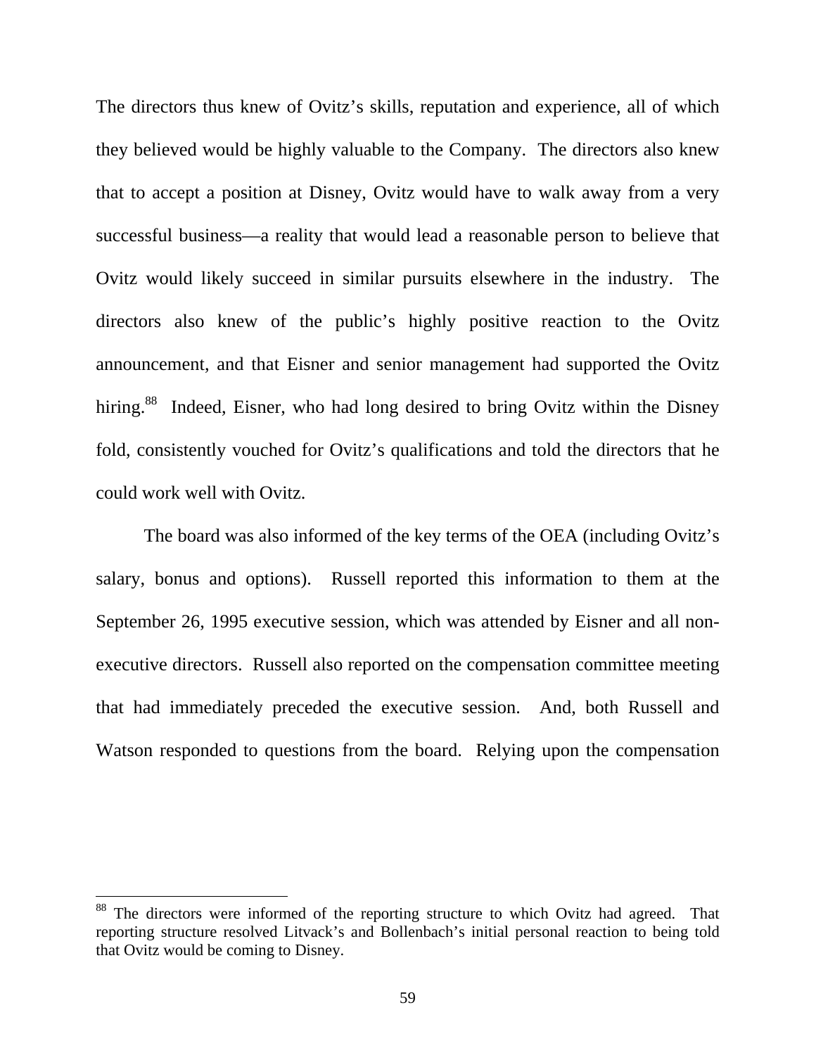The directors thus knew of Ovitz's skills, reputation and experience, all of which they believed would be highly valuable to the Company. The directors also knew that to accept a position at Disney, Ovitz would have to walk away from a very successful business—a reality that would lead a reasonable person to believe that Ovitz would likely succeed in similar pursuits elsewhere in the industry. The directors also knew of the public's highly positive reaction to the Ovitz announcement, and that Eisner and senior management had supported the Ovitz hiring.[88] Indeed, Eisner, who had long desired to bring Ovitz within the Disney fold, consistently vouched for Ovitz's qualifications and told the directors that he could work well with Ovitz.

The board was also informed of the key terms of the OEA (including Ovitz's salary, bonus and options). Russell reported this information to them at the September 26, 1995 executive session, which was attended by Eisner and all non-executive directors. Russell also reported on the compensation committee meeting that had immediately preceded the executive session. And, both Russell and Watson responded to questions from the board. Relying upon the compensation

[88] The directors were informed of the reporting structure to which Ovitz had agreed. That reporting structure resolved Litvack's and Bollenbach's initial personal reaction to being told that Ovitz would be coming to Disney.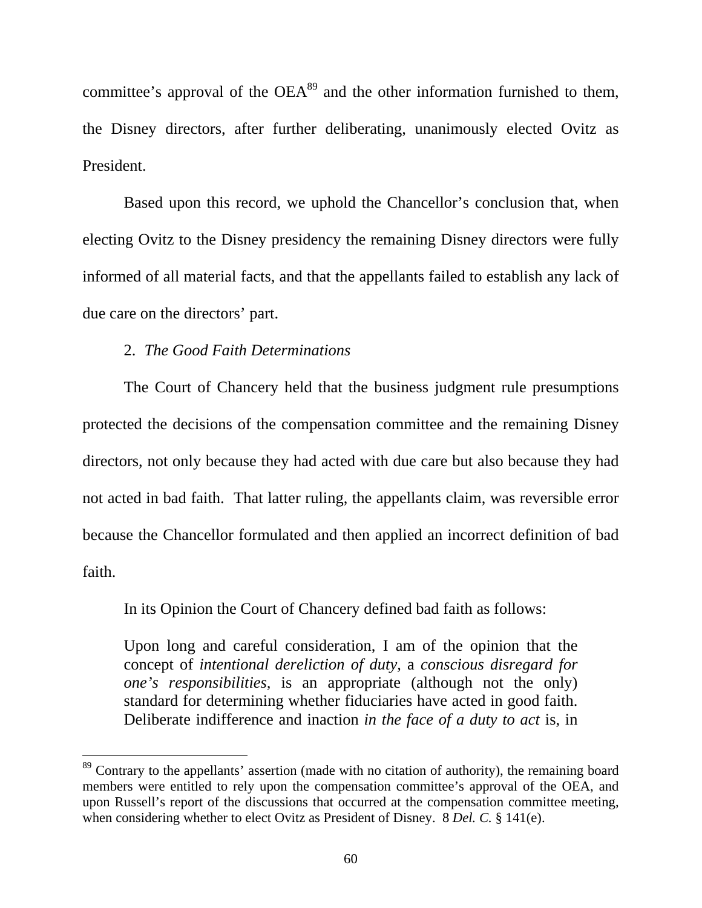committee's approval of the OEA[89] and the other information furnished to them, the Disney directors, after further deliberating, unanimously elected Ovitz as President.

Based upon this record, we uphold the Chancellor's conclusion that, when electing Ovitz to the Disney presidency the remaining Disney directors were fully informed of all material facts, and that the appellants failed to establish any lack of due care on the directors' part.

2. *The Good Faith Determinations*

The Court of Chancery held that the business judgment rule presumptions protected the decisions of the compensation committee and the remaining Disney directors, not only because they had acted with due care but also because they had not acted in bad faith. That latter ruling, the appellants claim, was reversible error because the Chancellor formulated and then applied an incorrect definition of bad faith.

In its Opinion the Court of Chancery defined bad faith as follows:

> Upon long and careful consideration, I am of the opinion that the concept of *intentional dereliction of duty*, a *conscious disregard for one's responsibilities*, is an appropriate (although not the only) standard for determining whether fiduciaries have acted in good faith. Deliberate indifference and inaction *in the face of a duty to act* is, in

---

[89] Contrary to the appellants' assertion (made with no citation of authority), the remaining board members were entitled to rely upon the compensation committee's approval of the OEA, and upon Russell's report of the discussions that occurred at the compensation committee meeting, when considering whether to elect Ovitz as President of Disney. 8 *Del. C.* § 141(e).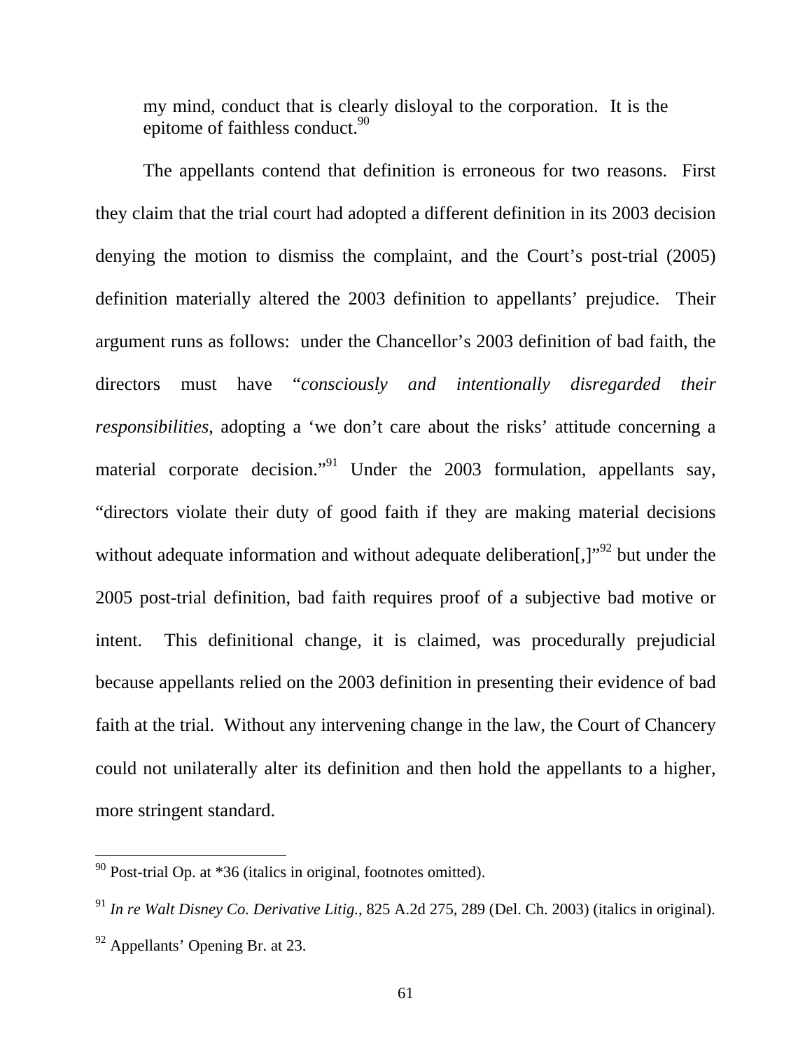> my mind, conduct that is clearly disloyal to the corporation. It is the epitome of faithless conduct.[90]

The appellants contend that definition is erroneous for two reasons. First they claim that the trial court had adopted a different definition in its 2003 decision denying the motion to dismiss the complaint, and the Court's post-trial (2005) definition materially altered the 2003 definition to appellants' prejudice. Their argument runs as follows: under the Chancellor's 2003 definition of bad faith, the directors must have "*consciously and intentionally disregarded their responsibilities*, adopting a 'we don't care about the risks' attitude concerning a material corporate decision."[91] Under the 2003 formulation, appellants say, "directors violate their duty of good faith if they are making material decisions without adequate information and without adequate deliberation[,]"[92] but under the 2005 post-trial definition, bad faith requires proof of a subjective bad motive or intent. This definitional change, it is claimed, was procedurally prejudicial because appellants relied on the 2003 definition in presenting their evidence of bad faith at the trial. Without any intervening change in the law, the Court of Chancery could not unilaterally alter its definition and then hold the appellants to a higher, more stringent standard.

---

[90] Post-trial Op. at *36 (italics in original, footnotes omitted).

[91] *In re Walt Disney Co. Derivative Litig.*, 825 A.2d 275, 289 (Del. Ch. 2003) (italics in original).

[92] Appellants' Opening Br. at 23.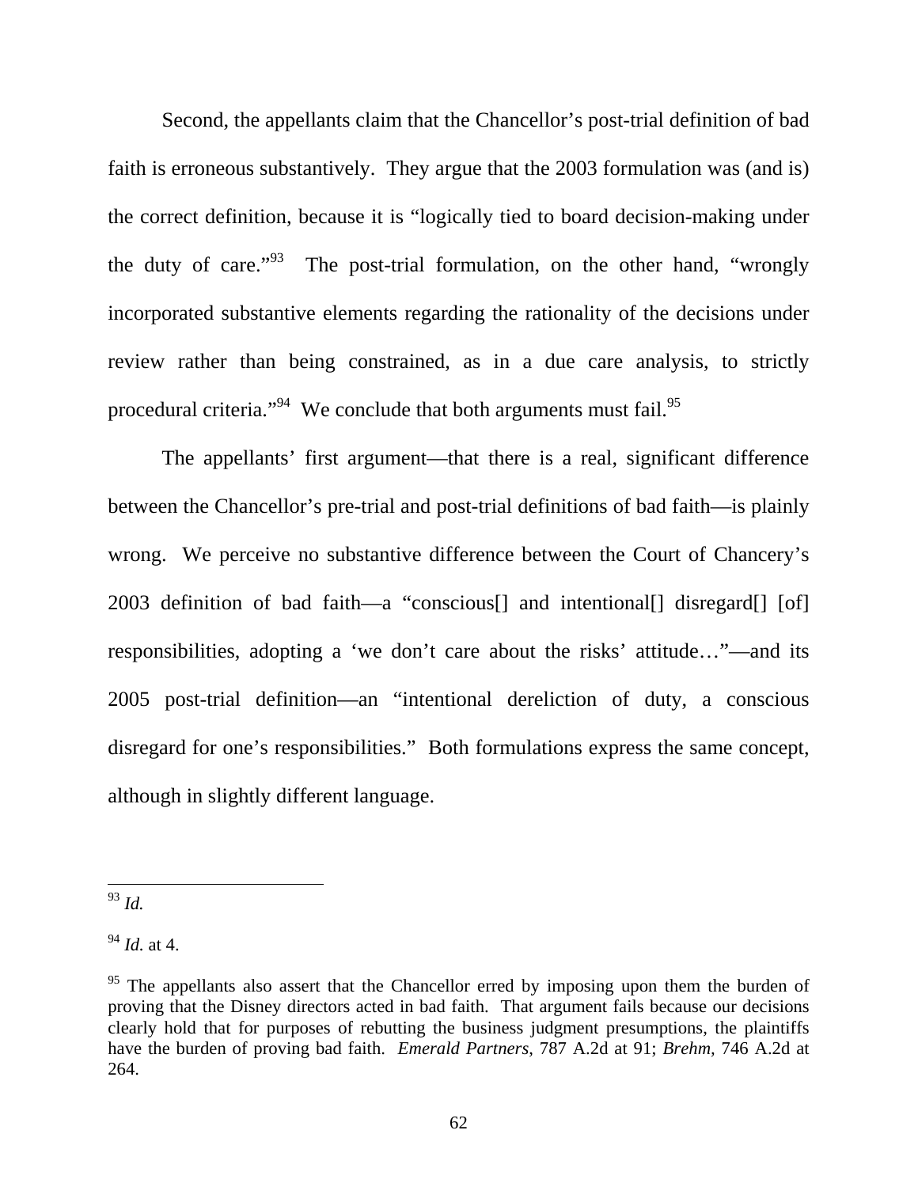Second, the appellants claim that the Chancellor's post-trial definition of bad faith is erroneous substantively. They argue that the 2003 formulation was (and is) the correct definition, because it is "logically tied to board decision-making under the duty of care."[93] The post-trial formulation, on the other hand, "wrongly incorporated substantive elements regarding the rationality of the decisions under review rather than being constrained, as in a due care analysis, to strictly procedural criteria."[94] We conclude that both arguments must fail.[95]

The appellants' first argument—that there is a real, significant difference between the Chancellor's pre-trial and post-trial definitions of bad faith—is plainly wrong. We perceive no substantive difference between the Court of Chancery's 2003 definition of bad faith—a "conscious[] and intentional[] disregard[] [of] responsibilities, adopting a 'we don't care about the risks' attitude…"—and its 2005 post-trial definition—an "intentional dereliction of duty, a conscious disregard for one's responsibilities." Both formulations express the same concept, although in slightly different language.

---

[93] *Id.*

[94] *Id.* at 4.

[95] The appellants also assert that the Chancellor erred by imposing upon them the burden of proving that the Disney directors acted in bad faith. That argument fails because our decisions clearly hold that for purposes of rebutting the business judgment presumptions, the plaintiffs have the burden of proving bad faith. *Emerald Partners*, 787 A.2d at 91; *Brehm,* 746 A.2d at 264.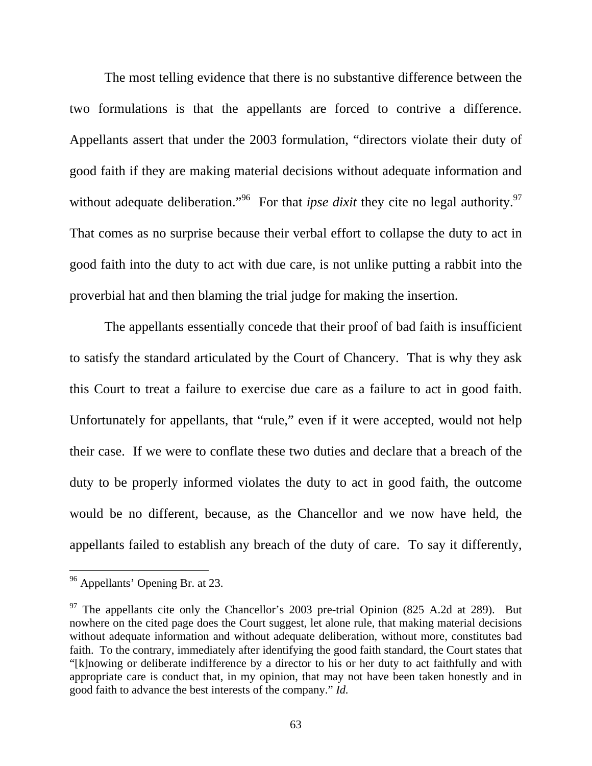The most telling evidence that there is no substantive difference between the two formulations is that the appellants are forced to contrive a difference. Appellants assert that under the 2003 formulation, "directors violate their duty of good faith if they are making material decisions without adequate information and without adequate deliberation."[96] For that *ipse dixit* they cite no legal authority.[97] That comes as no surprise because their verbal effort to collapse the duty to act in good faith into the duty to act with due care, is not unlike putting a rabbit into the proverbial hat and then blaming the trial judge for making the insertion.

The appellants essentially concede that their proof of bad faith is insufficient to satisfy the standard articulated by the Court of Chancery. That is why they ask this Court to treat a failure to exercise due care as a failure to act in good faith. Unfortunately for appellants, that "rule," even if it were accepted, would not help their case. If we were to conflate these two duties and declare that a breach of the duty to be properly informed violates the duty to act in good faith, the outcome would be no different, because, as the Chancellor and we now have held, the appellants failed to establish any breach of the duty of care. To say it differently,

---

[96] Appellants' Opening Br. at 23.

[97] The appellants cite only the Chancellor's 2003 pre-trial Opinion (825 A.2d at 289). But nowhere on the cited page does the Court suggest, let alone rule, that making material decisions without adequate information and without adequate deliberation, without more, constitutes bad faith. To the contrary, immediately after identifying the good faith standard, the Court states that "[k]nowing or deliberate indifference by a director to his or her duty to act faithfully and with appropriate care is conduct that, in my opinion, that may not have been taken honestly and in good faith to advance the best interests of the company." *Id.*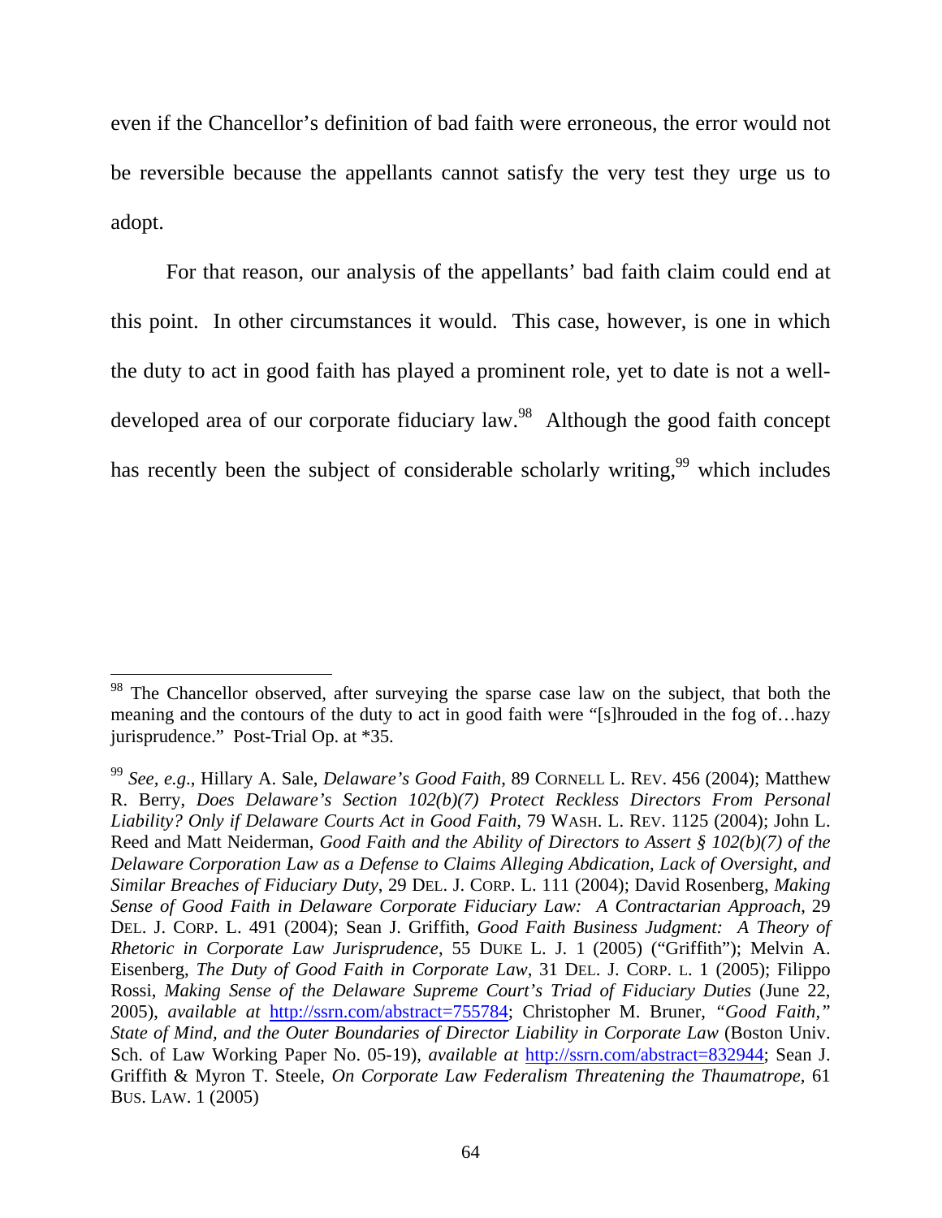even if the Chancellor's definition of bad faith were erroneous, the error would not be reversible because the appellants cannot satisfy the very test they urge us to adopt.

For that reason, our analysis of the appellants' bad faith claim could end at this point. In other circumstances it would. This case, however, is one in which the duty to act in good faith has played a prominent role, yet to date is not a well-developed area of our corporate fiduciary law.[98] Although the good faith concept has recently been the subject of considerable scholarly writing,[99] which includes

---

[98] The Chancellor observed, after surveying the sparse case law on the subject, that both the meaning and the contours of the duty to act in good faith were "[s]hrouded in the fog of…hazy jurisprudence." Post-Trial Op. at *35.

[99] *See, e.g.*, Hillary A. Sale, *Delaware's Good Faith*, 89 CORNELL L. REV. 456 (2004); Matthew R. Berry, *Does Delaware's Section 102(b)(7) Protect Reckless Directors From Personal Liability? Only if Delaware Courts Act in Good Faith*, 79 WASH. L. REV. 1125 (2004); John L. Reed and Matt Neiderman, *Good Faith and the Ability of Directors to Assert § 102(b)(7) of the Delaware Corporation Law as a Defense to Claims Alleging Abdication, Lack of Oversight, and Similar Breaches of Fiduciary Duty*, 29 DEL. J. CORP. L. 111 (2004); David Rosenberg, *Making Sense of Good Faith in Delaware Corporate Fiduciary Law: A Contractarian Approach*, 29 DEL. J. CORP. L. 491 (2004); Sean J. Griffith, *Good Faith Business Judgment: A Theory of Rhetoric in Corporate Law Jurisprudence*, 55 DUKE L. J. 1 (2005) ("Griffith"); Melvin A. Eisenberg, *The Duty of Good Faith in Corporate Law*, 31 DEL. J. CORP. L. 1 (2005); Filippo Rossi, *Making Sense of the Delaware Supreme Court's Triad of Fiduciary Duties* (June 22, 2005), *available at* http://ssrn.com/abstract=755784; Christopher M. Bruner, *"Good Faith," State of Mind, and the Outer Boundaries of Director Liability in Corporate Law* (Boston Univ. Sch. of Law Working Paper No. 05-19), *available at* http://ssrn.com/abstract=832944; Sean J. Griffith & Myron T. Steele, *On Corporate Law Federalism Threatening the Thaumatrope*, 61 BUS. LAW. 1 (2005)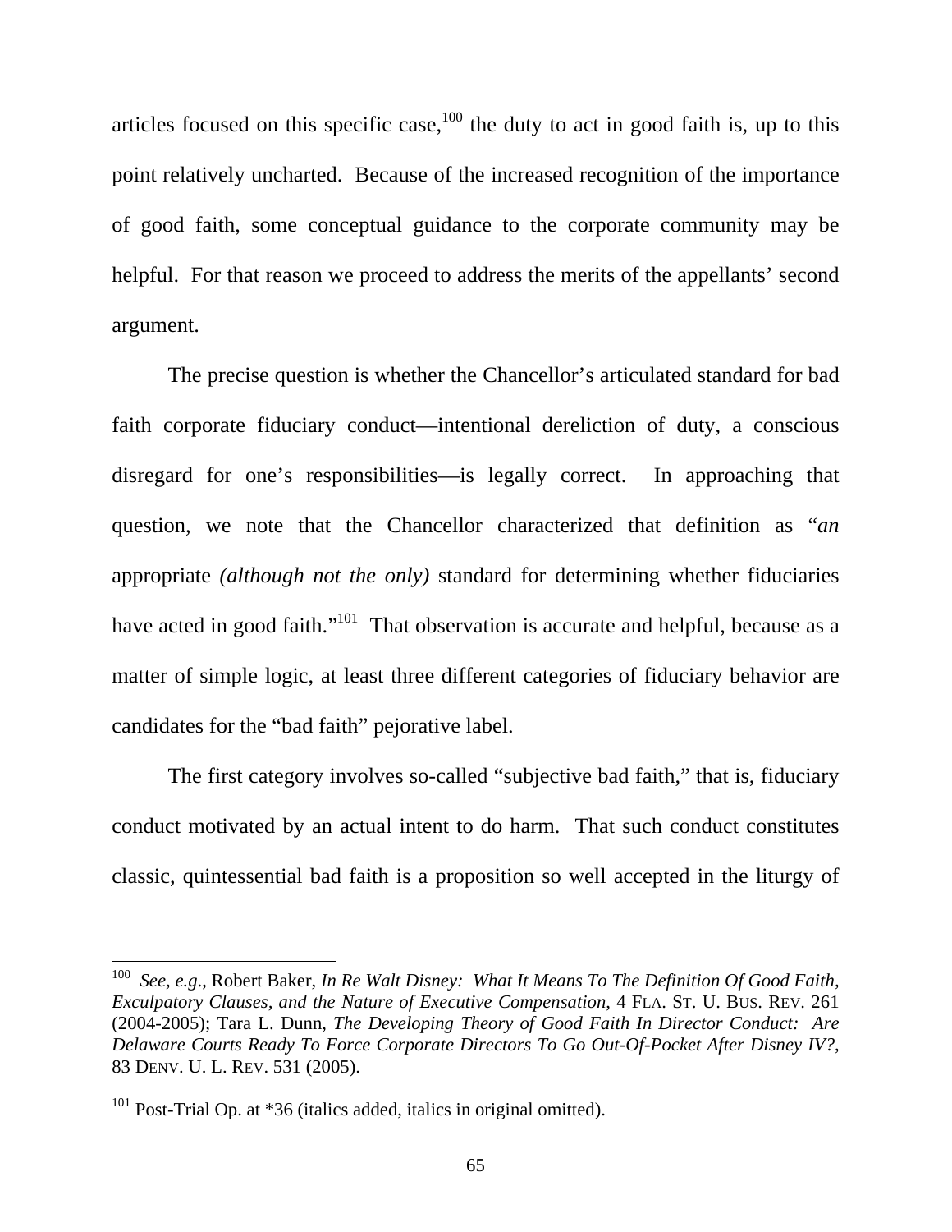articles focused on this specific case,[100] the duty to act in good faith is, up to this point relatively uncharted. Because of the increased recognition of the importance of good faith, some conceptual guidance to the corporate community may be helpful. For that reason we proceed to address the merits of the appellants' second argument.

The precise question is whether the Chancellor's articulated standard for bad faith corporate fiduciary conduct—intentional dereliction of duty, a conscious disregard for one's responsibilities—is legally correct. In approaching that question, we note that the Chancellor characterized that definition as "*an* appropriate *(although not the only)* standard for determining whether fiduciaries have acted in good faith."[101] That observation is accurate and helpful, because as a matter of simple logic, at least three different categories of fiduciary behavior are candidates for the "bad faith" pejorative label.

The first category involves so-called "subjective bad faith," that is, fiduciary conduct motivated by an actual intent to do harm. That such conduct constitutes classic, quintessential bad faith is a proposition so well accepted in the liturgy of

---

[100] *See, e.g.*, Robert Baker, *In Re Walt Disney: What It Means To The Definition Of Good Faith, Exculpatory Clauses, and the Nature of Executive Compensation*, 4 FLA. ST. U. BUS. REV. 261 (2004-2005); Tara L. Dunn, *The Developing Theory of Good Faith In Director Conduct: Are Delaware Courts Ready To Force Corporate Directors To Go Out-Of-Pocket After Disney IV?*, 83 DENV. U. L. REV. 531 (2005).

[101] Post-Trial Op. at *36 (italics added, italics in original omitted).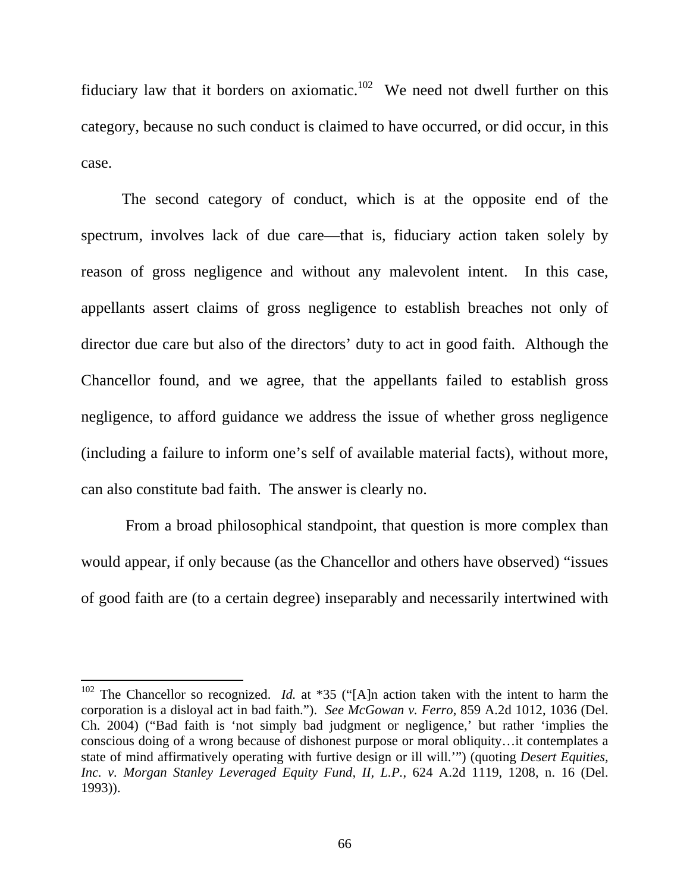fiduciary law that it borders on axiomatic.[102] We need not dwell further on this category, because no such conduct is claimed to have occurred, or did occur, in this case.

The second category of conduct, which is at the opposite end of the spectrum, involves lack of due care—that is, fiduciary action taken solely by reason of gross negligence and without any malevolent intent. In this case, appellants assert claims of gross negligence to establish breaches not only of director due care but also of the directors' duty to act in good faith. Although the Chancellor found, and we agree, that the appellants failed to establish gross negligence, to afford guidance we address the issue of whether gross negligence (including a failure to inform one's self of available material facts), without more, can also constitute bad faith. The answer is clearly no.

From a broad philosophical standpoint, that question is more complex than would appear, if only because (as the Chancellor and others have observed) "issues of good faith are (to a certain degree) inseparably and necessarily intertwined with

---

[102] The Chancellor so recognized. *Id.* at *35 ("[A]n action taken with the intent to harm the corporation is a disloyal act in bad faith."). *See McGowan v. Ferro*, 859 A.2d 1012, 1036 (Del. Ch. 2004) ("Bad faith is 'not simply bad judgment or negligence,' but rather 'implies the conscious doing of a wrong because of dishonest purpose or moral obliquity…it contemplates a state of mind affirmatively operating with furtive design or ill will.'") (quoting *Desert Equities, Inc. v. Morgan Stanley Leveraged Equity Fund, II, L.P.*, 624 A.2d 1119, 1208, n. 16 (Del. 1993)).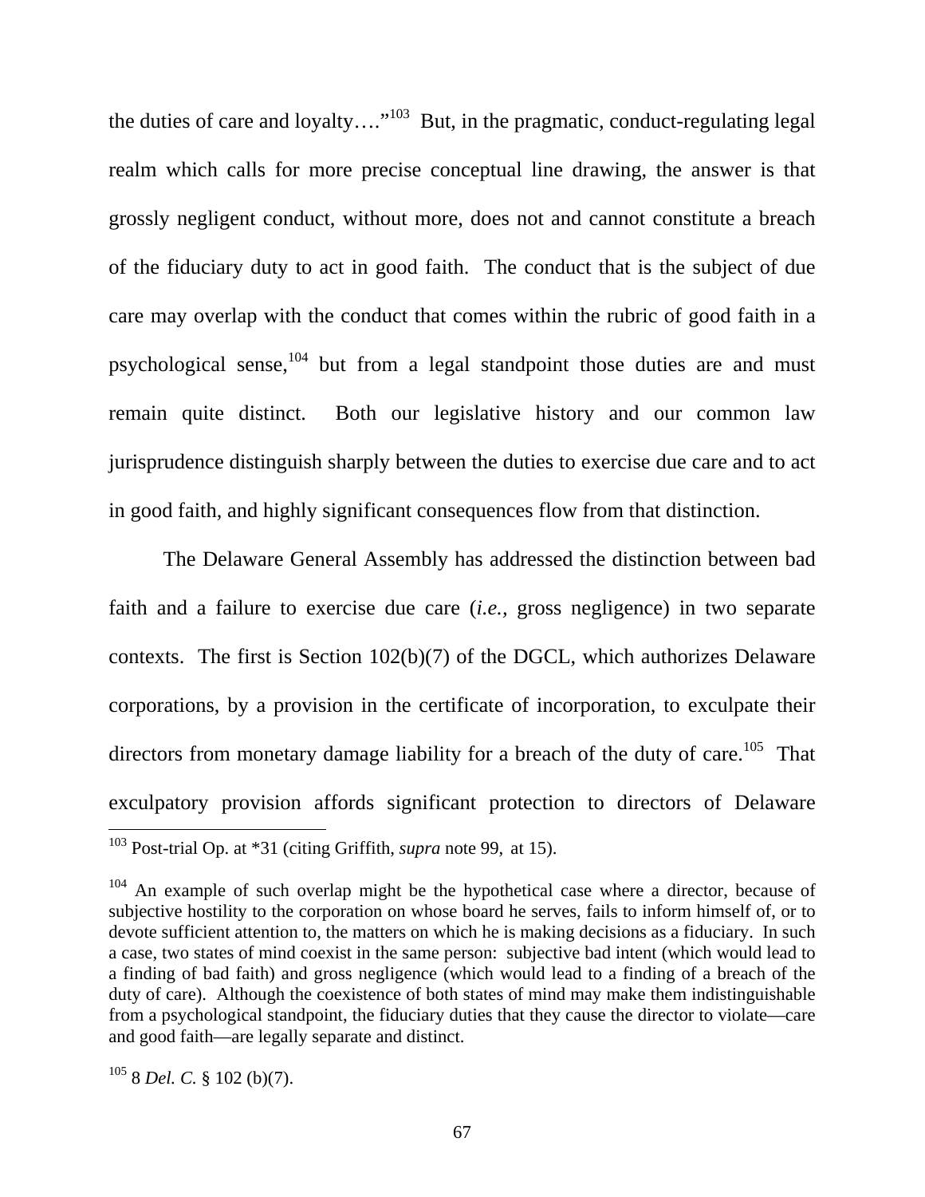the duties of care and loyalty…."[103] But, in the pragmatic, conduct-regulating legal realm which calls for more precise conceptual line drawing, the answer is that grossly negligent conduct, without more, does not and cannot constitute a breach of the fiduciary duty to act in good faith. The conduct that is the subject of due care may overlap with the conduct that comes within the rubric of good faith in a psychological sense,[104] but from a legal standpoint those duties are and must remain quite distinct. Both our legislative history and our common law jurisprudence distinguish sharply between the duties to exercise due care and to act in good faith, and highly significant consequences flow from that distinction.

The Delaware General Assembly has addressed the distinction between bad faith and a failure to exercise due care (*i.e.*, gross negligence) in two separate contexts. The first is Section 102(b)(7) of the DGCL, which authorizes Delaware corporations, by a provision in the certificate of incorporation, to exculpate their directors from monetary damage liability for a breach of the duty of care.[105] That exculpatory provision affords significant protection to directors of Delaware

---

[103] Post-trial Op. at *31 (citing Griffith, *supra* note 99, at 15).

[104] An example of such overlap might be the hypothetical case where a director, because of subjective hostility to the corporation on whose board he serves, fails to inform himself of, or to devote sufficient attention to, the matters on which he is making decisions as a fiduciary. In such a case, two states of mind coexist in the same person: subjective bad intent (which would lead to a finding of bad faith) and gross negligence (which would lead to a finding of a breach of the duty of care). Although the coexistence of both states of mind may make them indistinguishable from a psychological standpoint, the fiduciary duties that they cause the director to violate—care and good faith—are legally separate and distinct.

[105] 8 *Del. C.* § 102 (b)(7).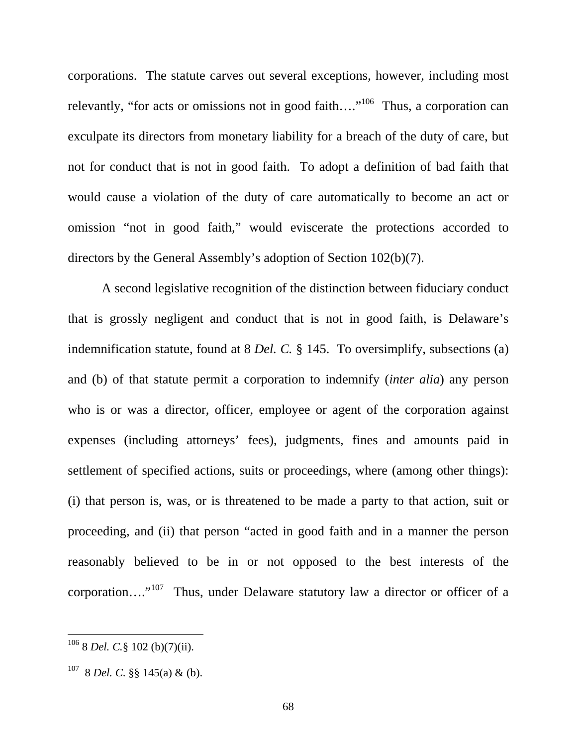corporations. The statute carves out several exceptions, however, including most relevantly, "for acts or omissions not in good faith…."[106] Thus, a corporation can exculpate its directors from monetary liability for a breach of the duty of care, but not for conduct that is not in good faith. To adopt a definition of bad faith that would cause a violation of the duty of care automatically to become an act or omission "not in good faith," would eviscerate the protections accorded to directors by the General Assembly's adoption of Section 102(b)(7).

A second legislative recognition of the distinction between fiduciary conduct that is grossly negligent and conduct that is not in good faith, is Delaware's indemnification statute, found at 8 *Del. C.* § 145. To oversimplify, subsections (a) and (b) of that statute permit a corporation to indemnify (*inter alia*) any person who is or was a director, officer, employee or agent of the corporation against expenses (including attorneys' fees), judgments, fines and amounts paid in settlement of specified actions, suits or proceedings, where (among other things): (i) that person is, was, or is threatened to be made a party to that action, suit or proceeding, and (ii) that person "acted in good faith and in a manner the person reasonably believed to be in or not opposed to the best interests of the corporation…."[107] Thus, under Delaware statutory law a director or officer of a

---

[106] 8 *Del. C.*§ 102 (b)(7)(ii).

[107] 8 *Del. C*. §§ 145(a) & (b).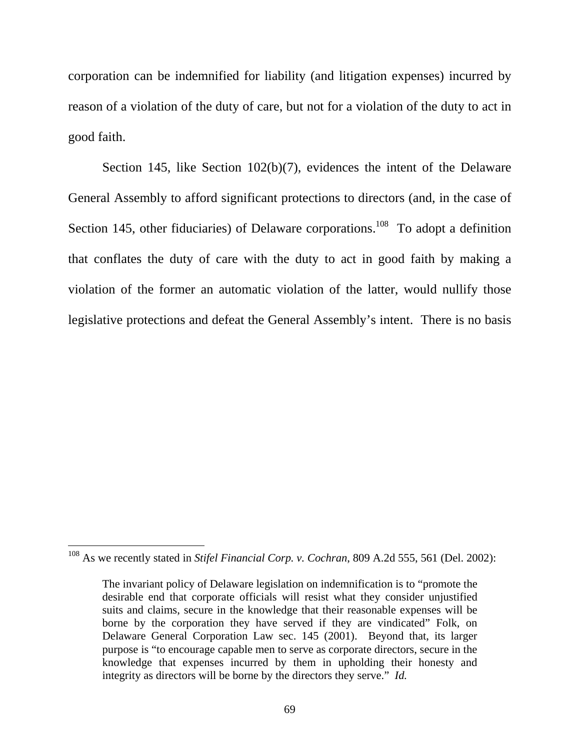corporation can be indemnified for liability (and litigation expenses) incurred by reason of a violation of the duty of care, but not for a violation of the duty to act in good faith.

Section 145, like Section 102(b)(7), evidences the intent of the Delaware General Assembly to afford significant protections to directors (and, in the case of Section 145, other fiduciaries) of Delaware corporations.[108] To adopt a definition that conflates the duty of care with the duty to act in good faith by making a violation of the former an automatic violation of the latter, would nullify those legislative protections and defeat the General Assembly's intent. There is no basis

---

[108] As we recently stated in *Stifel Financial Corp. v. Cochran*, 809 A.2d 555, 561 (Del. 2002):

> The invariant policy of Delaware legislation on indemnification is to "promote the desirable end that corporate officials will resist what they consider unjustified suits and claims, secure in the knowledge that their reasonable expenses will be borne by the corporation they have served if they are vindicated" Folk, on Delaware General Corporation Law sec. 145 (2001). Beyond that, its larger purpose is "to encourage capable men to serve as corporate directors, secure in the knowledge that expenses incurred by them in upholding their honesty and integrity as directors will be borne by the directors they serve." *Id.*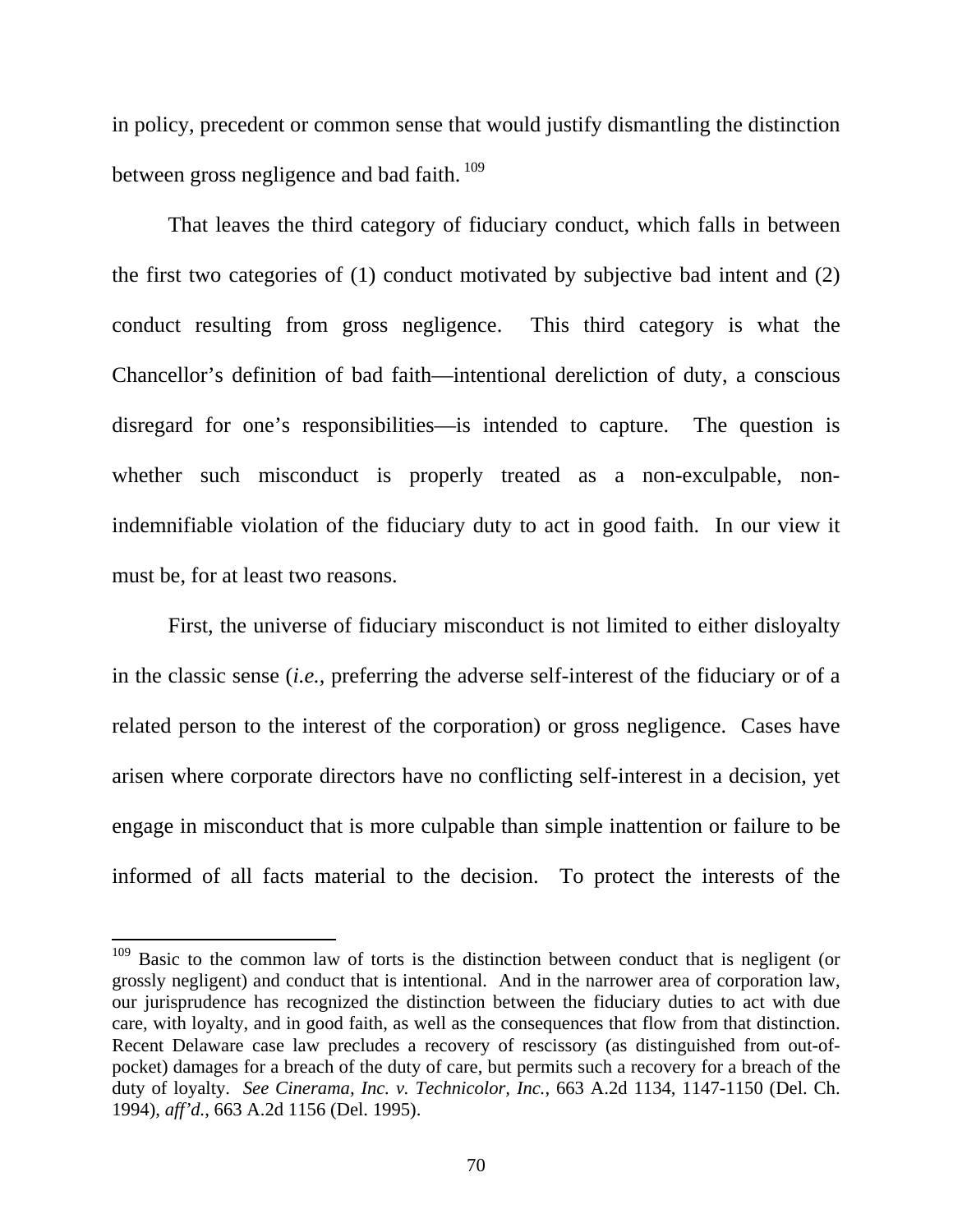in policy, precedent or common sense that would justify dismantling the distinction between gross negligence and bad faith.[109]

That leaves the third category of fiduciary conduct, which falls in between the first two categories of (1) conduct motivated by subjective bad intent and (2) conduct resulting from gross negligence. This third category is what the Chancellor's definition of bad faith—intentional dereliction of duty, a conscious disregard for one's responsibilities—is intended to capture. The question is whether such misconduct is properly treated as a non-exculpable, non-indemnifiable violation of the fiduciary duty to act in good faith. In our view it must be, for at least two reasons.

First, the universe of fiduciary misconduct is not limited to either disloyalty in the classic sense (*i.e.*, preferring the adverse self-interest of the fiduciary or of a related person to the interest of the corporation) or gross negligence. Cases have arisen where corporate directors have no conflicting self-interest in a decision, yet engage in misconduct that is more culpable than simple inattention or failure to be informed of all facts material to the decision. To protect the interests of the

---

[109] Basic to the common law of torts is the distinction between conduct that is negligent (or grossly negligent) and conduct that is intentional. And in the narrower area of corporation law, our jurisprudence has recognized the distinction between the fiduciary duties to act with due care, with loyalty, and in good faith, as well as the consequences that flow from that distinction. Recent Delaware case law precludes a recovery of rescissory (as distinguished from out-of-pocket) damages for a breach of the duty of care, but permits such a recovery for a breach of the duty of loyalty. *See Cinerama, Inc. v. Technicolor, Inc.*, 663 A.2d 1134, 1147-1150 (Del. Ch. 1994), *aff'd.*, 663 A.2d 1156 (Del. 1995).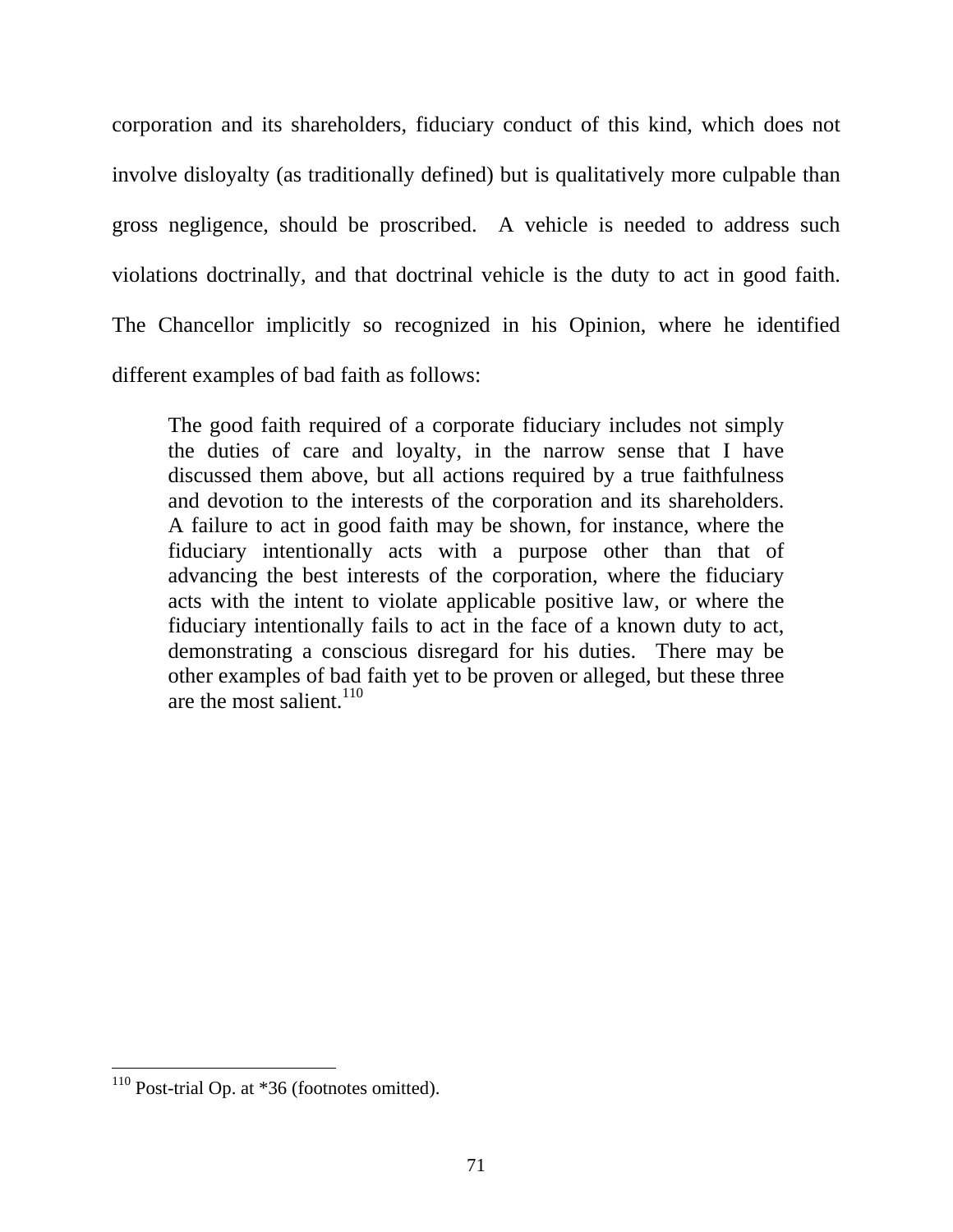corporation and its shareholders, fiduciary conduct of this kind, which does not involve disloyalty (as traditionally defined) but is qualitatively more culpable than gross negligence, should be proscribed. A vehicle is needed to address such violations doctrinally, and that doctrinal vehicle is the duty to act in good faith. The Chancellor implicitly so recognized in his Opinion, where he identified different examples of bad faith as follows:

> The good faith required of a corporate fiduciary includes not simply the duties of care and loyalty, in the narrow sense that I have discussed them above, but all actions required by a true faithfulness and devotion to the interests of the corporation and its shareholders. A failure to act in good faith may be shown, for instance, where the fiduciary intentionally acts with a purpose other than that of advancing the best interests of the corporation, where the fiduciary acts with the intent to violate applicable positive law, or where the fiduciary intentionally fails to act in the face of a known duty to act, demonstrating a conscious disregard for his duties. There may be other examples of bad faith yet to be proven or alleged, but these three are the most salient.[110]

---

[110] Post-trial Op. at *36 (footnotes omitted).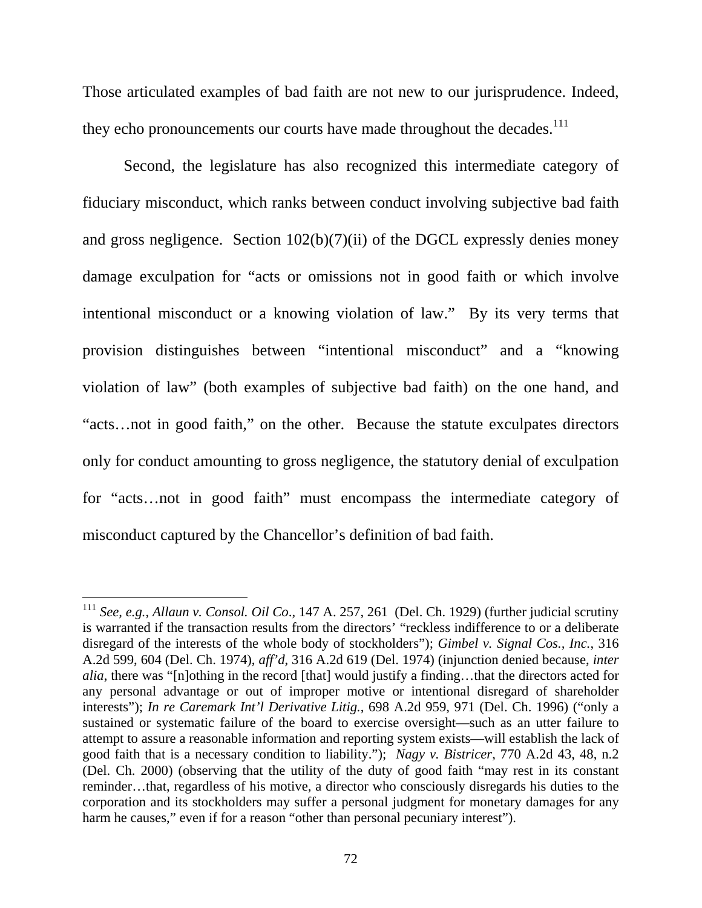Those articulated examples of bad faith are not new to our jurisprudence. Indeed, they echo pronouncements our courts have made throughout the decades.[111]

Second, the legislature has also recognized this intermediate category of fiduciary misconduct, which ranks between conduct involving subjective bad faith and gross negligence. Section 102(b)(7)(ii) of the DGCL expressly denies money damage exculpation for "acts or omissions not in good faith or which involve intentional misconduct or a knowing violation of law." By its very terms that provision distinguishes between "intentional misconduct" and a "knowing violation of law" (both examples of subjective bad faith) on the one hand, and "acts…not in good faith," on the other. Because the statute exculpates directors only for conduct amounting to gross negligence, the statutory denial of exculpation for "acts…not in good faith" must encompass the intermediate category of misconduct captured by the Chancellor's definition of bad faith.

---

[111] *See, e.g.*, *Allaun v. Consol. Oil Co*., 147 A. 257, 261 (Del. Ch. 1929) (further judicial scrutiny is warranted if the transaction results from the directors' "reckless indifference to or a deliberate disregard of the interests of the whole body of stockholders"); *Gimbel v. Signal Cos., Inc.*, 316 A.2d 599, 604 (Del. Ch. 1974), *aff'd*, 316 A.2d 619 (Del. 1974) (injunction denied because, *inter alia*, there was "[n]othing in the record [that] would justify a finding…that the directors acted for any personal advantage or out of improper motive or intentional disregard of shareholder interests"); *In re Caremark Int'l Derivative Litig.*, 698 A.2d 959, 971 (Del. Ch. 1996) ("only a sustained or systematic failure of the board to exercise oversight—such as an utter failure to attempt to assure a reasonable information and reporting system exists—will establish the lack of good faith that is a necessary condition to liability."); *Nagy v. Bistricer*, 770 A.2d 43, 48, n.2 (Del. Ch. 2000) (observing that the utility of the duty of good faith "may rest in its constant reminder…that, regardless of his motive, a director who consciously disregards his duties to the corporation and its stockholders may suffer a personal judgment for monetary damages for any harm he causes," even if for a reason "other than personal pecuniary interest").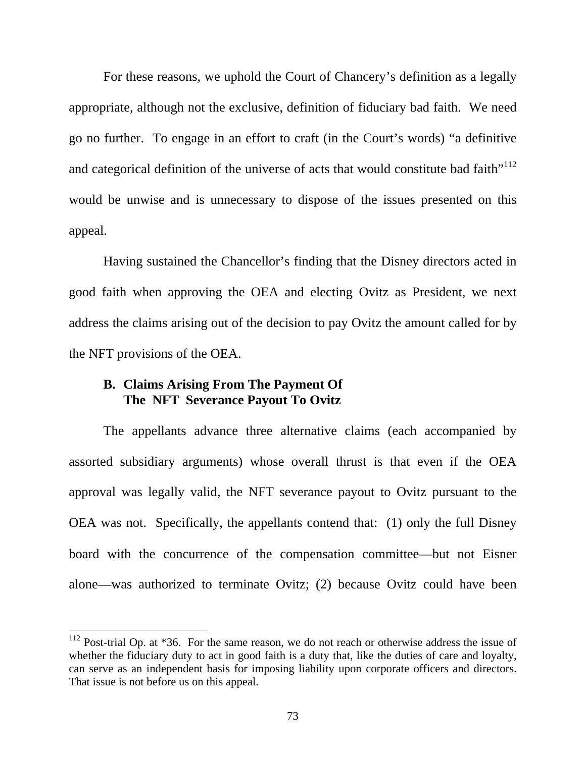For these reasons, we uphold the Court of Chancery's definition as a legally appropriate, although not the exclusive, definition of fiduciary bad faith. We need go no further. To engage in an effort to craft (in the Court's words) "a definitive and categorical definition of the universe of acts that would constitute bad faith"[112] would be unwise and is unnecessary to dispose of the issues presented on this appeal.

Having sustained the Chancellor's finding that the Disney directors acted in good faith when approving the OEA and electing Ovitz as President, we next address the claims arising out of the decision to pay Ovitz the amount called for by the NFT provisions of the OEA.

### B. Claims Arising From The Payment Of The NFT Severance Payout To Ovitz

The appellants advance three alternative claims (each accompanied by assorted subsidiary arguments) whose overall thrust is that even if the OEA approval was legally valid, the NFT severance payout to Ovitz pursuant to the OEA was not. Specifically, the appellants contend that: (1) only the full Disney board with the concurrence of the compensation committee—but not Eisner alone—was authorized to terminate Ovitz; (2) because Ovitz could have been

---

[112] Post-trial Op. at *36. For the same reason, we do not reach or otherwise address the issue of whether the fiduciary duty to act in good faith is a duty that, like the duties of care and loyalty, can serve as an independent basis for imposing liability upon corporate officers and directors. That issue is not before us on this appeal.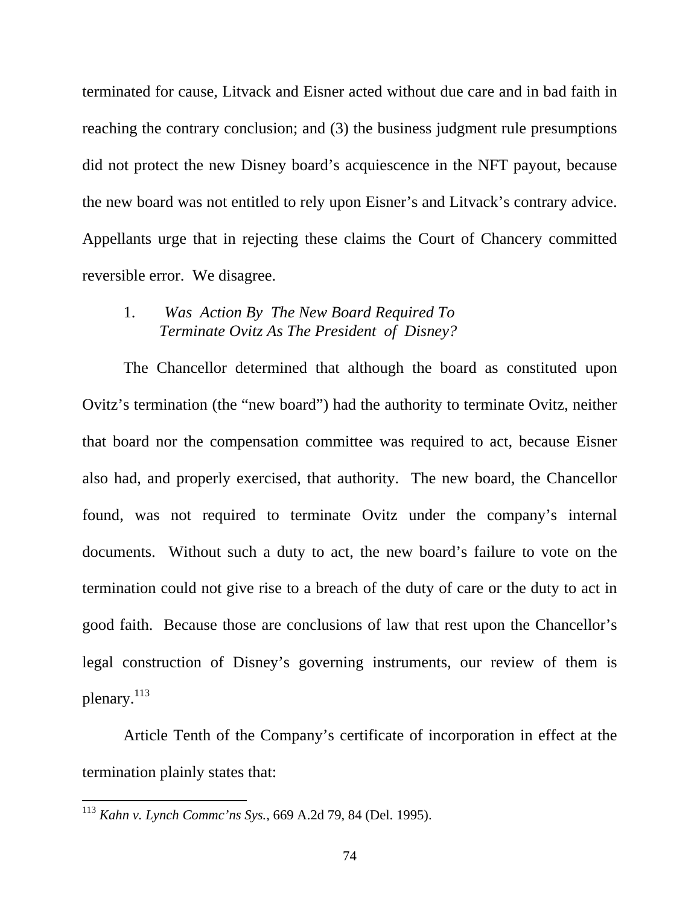terminated for cause, Litvack and Eisner acted without due care and in bad faith in reaching the contrary conclusion; and (3) the business judgment rule presumptions did not protect the new Disney board's acquiescence in the NFT payout, because the new board was not entitled to rely upon Eisner's and Litvack's contrary advice. Appellants urge that in rejecting these claims the Court of Chancery committed reversible error. We disagree.

1. *Was Action By The New Board Required To Terminate Ovitz As The President of Disney?*

The Chancellor determined that although the board as constituted upon Ovitz's termination (the "new board") had the authority to terminate Ovitz, neither that board nor the compensation committee was required to act, because Eisner also had, and properly exercised, that authority. The new board, the Chancellor found, was not required to terminate Ovitz under the company's internal documents. Without such a duty to act, the new board's failure to vote on the termination could not give rise to a breach of the duty of care or the duty to act in good faith. Because those are conclusions of law that rest upon the Chancellor's legal construction of Disney's governing instruments, our review of them is plenary.[113]

Article Tenth of the Company's certificate of incorporation in effect at the termination plainly states that:

---

[113] *Kahn v. Lynch Commc'ns Sys.*, 669 A.2d 79, 84 (Del. 1995).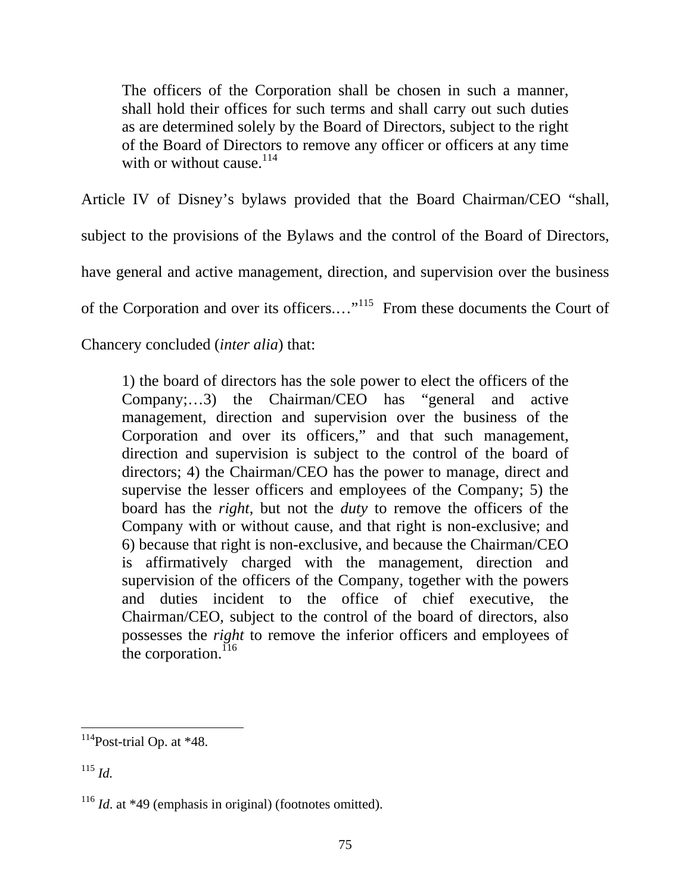> The officers of the Corporation shall be chosen in such a manner, shall hold their offices for such terms and shall carry out such duties as are determined solely by the Board of Directors, subject to the right of the Board of Directors to remove any officer or officers at any time with or without cause.[114]

Article IV of Disney's bylaws provided that the Board Chairman/CEO "shall, subject to the provisions of the Bylaws and the control of the Board of Directors, have general and active management, direction, and supervision over the business of the Corporation and over its officers.…"[115] From these documents the Court of Chancery concluded (*inter alia*) that:

> 1) the board of directors has the sole power to elect the officers of the Company;…3) the Chairman/CEO has "general and active management, direction and supervision over the business of the Corporation and over its officers," and that such management, direction and supervision is subject to the control of the board of directors; 4) the Chairman/CEO has the power to manage, direct and supervise the lesser officers and employees of the Company; 5) the board has the *right*, but not the *duty* to remove the officers of the Company with or without cause, and that right is non-exclusive; and 6) because that right is non-exclusive, and because the Chairman/CEO is affirmatively charged with the management, direction and supervision of the officers of the Company, together with the powers and duties incident to the office of chief executive, the Chairman/CEO, subject to the control of the board of directors, also possesses the *right* to remove the inferior officers and employees of the corporation.[116]

---

[114] Post-trial Op. at *48.

[115] *Id.*

[116] *Id.* at *49 (emphasis in original) (footnotes omitted).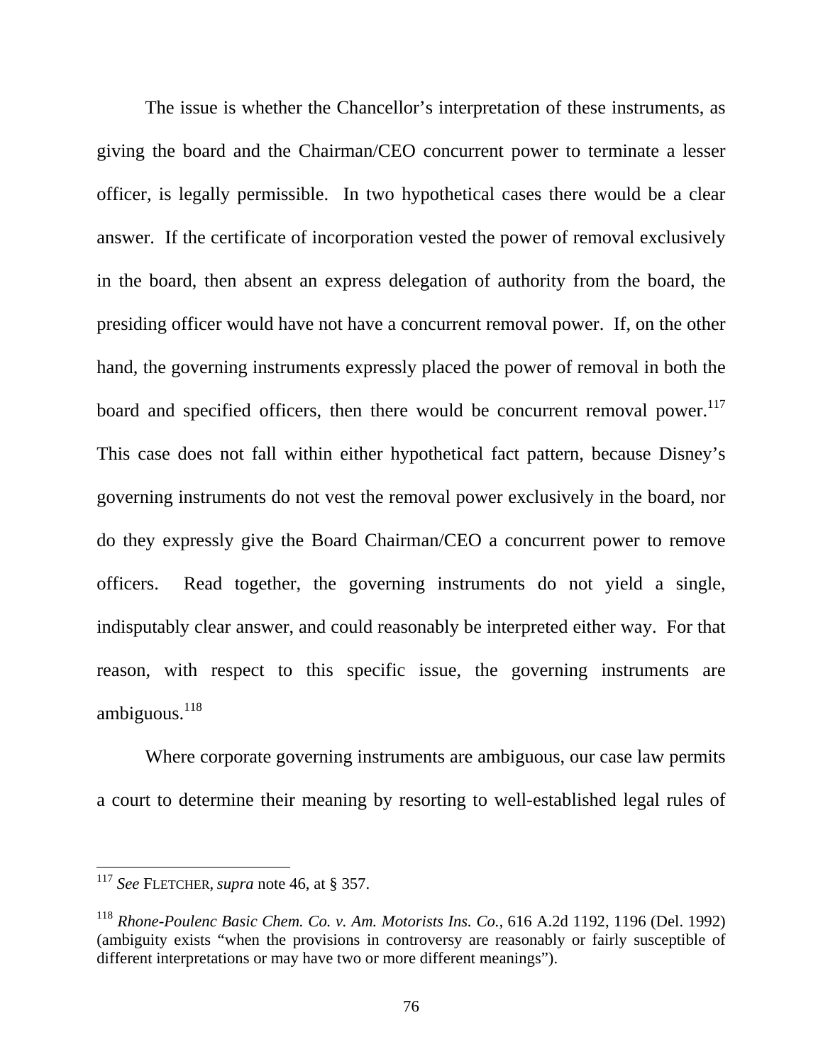The issue is whether the Chancellor's interpretation of these instruments, as giving the board and the Chairman/CEO concurrent power to terminate a lesser officer, is legally permissible. In two hypothetical cases there would be a clear answer. If the certificate of incorporation vested the power of removal exclusively in the board, then absent an express delegation of authority from the board, the presiding officer would have not have a concurrent removal power. If, on the other hand, the governing instruments expressly placed the power of removal in both the board and specified officers, then there would be concurrent removal power.[117] This case does not fall within either hypothetical fact pattern, because Disney's governing instruments do not vest the removal power exclusively in the board, nor do they expressly give the Board Chairman/CEO a concurrent power to remove officers. Read together, the governing instruments do not yield a single, indisputably clear answer, and could reasonably be interpreted either way. For that reason, with respect to this specific issue, the governing instruments are ambiguous.[118]

Where corporate governing instruments are ambiguous, our case law permits a court to determine their meaning by resorting to well-established legal rules of

---

[117] *See* FLETCHER, *supra* note 46, at § 357.

[118] *Rhone-Poulenc Basic Chem. Co. v. Am. Motorists Ins. Co.*, 616 A.2d 1192, 1196 (Del. 1992) (ambiguity exists "when the provisions in controversy are reasonably or fairly susceptible of different interpretations or may have two or more different meanings").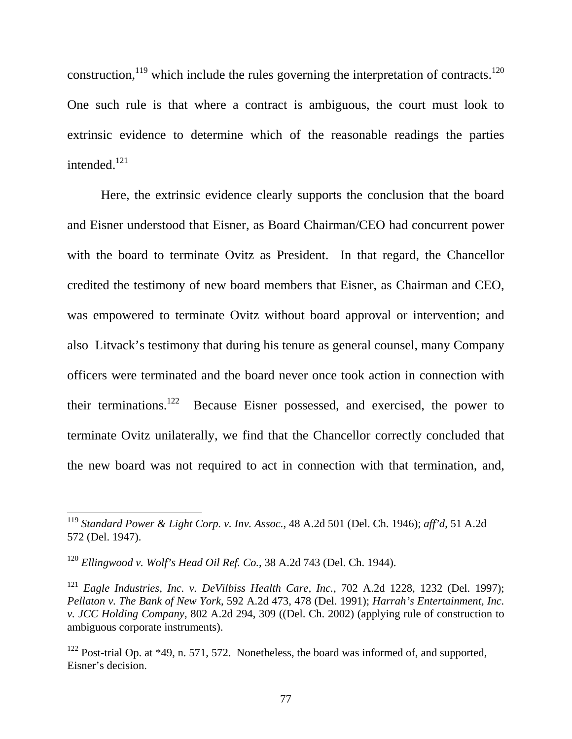construction,[119] which include the rules governing the interpretation of contracts.[120] One such rule is that where a contract is ambiguous, the court must look to extrinsic evidence to determine which of the reasonable readings the parties intended.[121]

Here, the extrinsic evidence clearly supports the conclusion that the board and Eisner understood that Eisner, as Board Chairman/CEO had concurrent power with the board to terminate Ovitz as President. In that regard, the Chancellor credited the testimony of new board members that Eisner, as Chairman and CEO, was empowered to terminate Ovitz without board approval or intervention; and also Litvack's testimony that during his tenure as general counsel, many Company officers were terminated and the board never once took action in connection with their terminations.[122] Because Eisner possessed, and exercised, the power to terminate Ovitz unilaterally, we find that the Chancellor correctly concluded that the new board was not required to act in connection with that termination, and,

---

[119] *Standard Power & Light Corp. v. Inv. Assoc.*, 48 A.2d 501 (Del. Ch. 1946); *aff'd*, 51 A.2d 572 (Del. 1947).

[120] *Ellingwood v. Wolf's Head Oil Ref. Co.*, 38 A.2d 743 (Del. Ch. 1944).

[121] *Eagle Industries, Inc. v. DeVilbiss Health Care, Inc.*, 702 A.2d 1228, 1232 (Del. 1997); *Pellaton v. The Bank of New York*, 592 A.2d 473, 478 (Del. 1991); *Harrah's Entertainment, Inc. v. JCC Holding Company*, 802 A.2d 294, 309 ((Del. Ch. 2002) (applying rule of construction to ambiguous corporate instruments).

[122] Post-trial Op. at *49, n. 571, 572. Nonetheless, the board was informed of, and supported, Eisner's decision.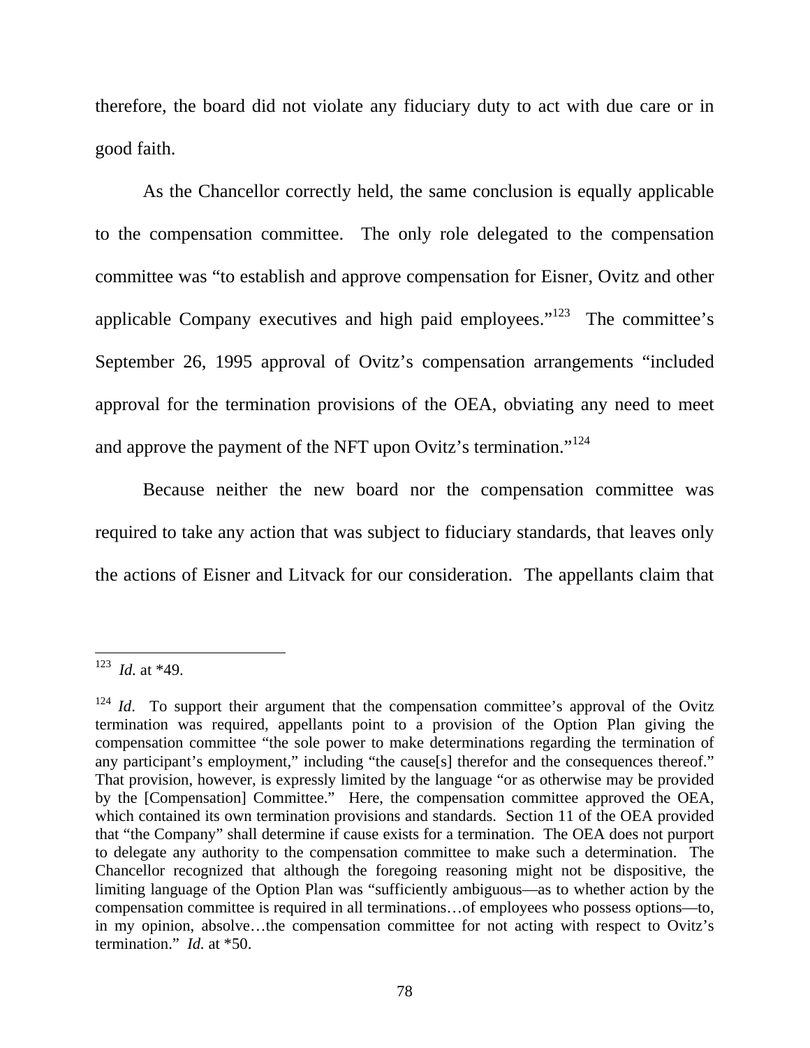therefore, the board did not violate any fiduciary duty to act with due care or in good faith.

As the Chancellor correctly held, the same conclusion is equally applicable to the compensation committee. The only role delegated to the compensation committee was "to establish and approve compensation for Eisner, Ovitz and other applicable Company executives and high paid employees."[123] The committee's September 26, 1995 approval of Ovitz's compensation arrangements "included approval for the termination provisions of the OEA, obviating any need to meet and approve the payment of the NFT upon Ovitz's termination."[124]

Because neither the new board nor the compensation committee was required to take any action that was subject to fiduciary standards, that leaves only the actions of Eisner and Litvack for our consideration. The appellants claim that

---

[123] *Id.* at *49.

[124] *Id*. To support their argument that the compensation committee's approval of the Ovitz termination was required, appellants point to a provision of the Option Plan giving the compensation committee "the sole power to make determinations regarding the termination of any participant's employment," including "the cause[s] therefor and the consequences thereof." That provision, however, is expressly limited by the language "or as otherwise may be provided by the [Compensation] Committee." Here, the compensation committee approved the OEA, which contained its own termination provisions and standards. Section 11 of the OEA provided that "the Company" shall determine if cause exists for a termination. The OEA does not purport to delegate any authority to the compensation committee to make such a determination. The Chancellor recognized that although the foregoing reasoning might not be dispositive, the limiting language of the Option Plan was "sufficiently ambiguous—as to whether action by the compensation committee is required in all terminations…of employees who possess options—to, in my opinion, absolve…the compensation committee for not acting with respect to Ovitz's termination." *Id.* at *50.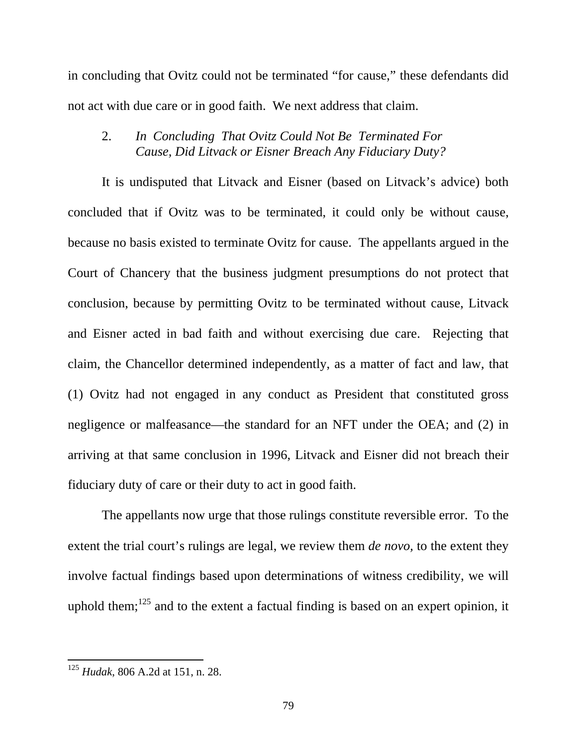in concluding that Ovitz could not be terminated "for cause," these defendants did not act with due care or in good faith. We next address that claim.

### 2. *In Concluding That Ovitz Could Not Be Terminated For Cause, Did Litvack or Eisner Breach Any Fiduciary Duty?*

It is undisputed that Litvack and Eisner (based on Litvack's advice) both concluded that if Ovitz was to be terminated, it could only be without cause, because no basis existed to terminate Ovitz for cause. The appellants argued in the Court of Chancery that the business judgment presumptions do not protect that conclusion, because by permitting Ovitz to be terminated without cause, Litvack and Eisner acted in bad faith and without exercising due care. Rejecting that claim, the Chancellor determined independently, as a matter of fact and law, that (1) Ovitz had not engaged in any conduct as President that constituted gross negligence or malfeasance—the standard for an NFT under the OEA; and (2) in arriving at that same conclusion in 1996, Litvack and Eisner did not breach their fiduciary duty of care or their duty to act in good faith.

The appellants now urge that those rulings constitute reversible error. To the extent the trial court's rulings are legal, we review them *de novo,* to the extent they involve factual findings based upon determinations of witness credibility, we will uphold them;[125] and to the extent a factual finding is based on an expert opinion, it

---

[125] *Hudak*, 806 A.2d at 151, n. 28.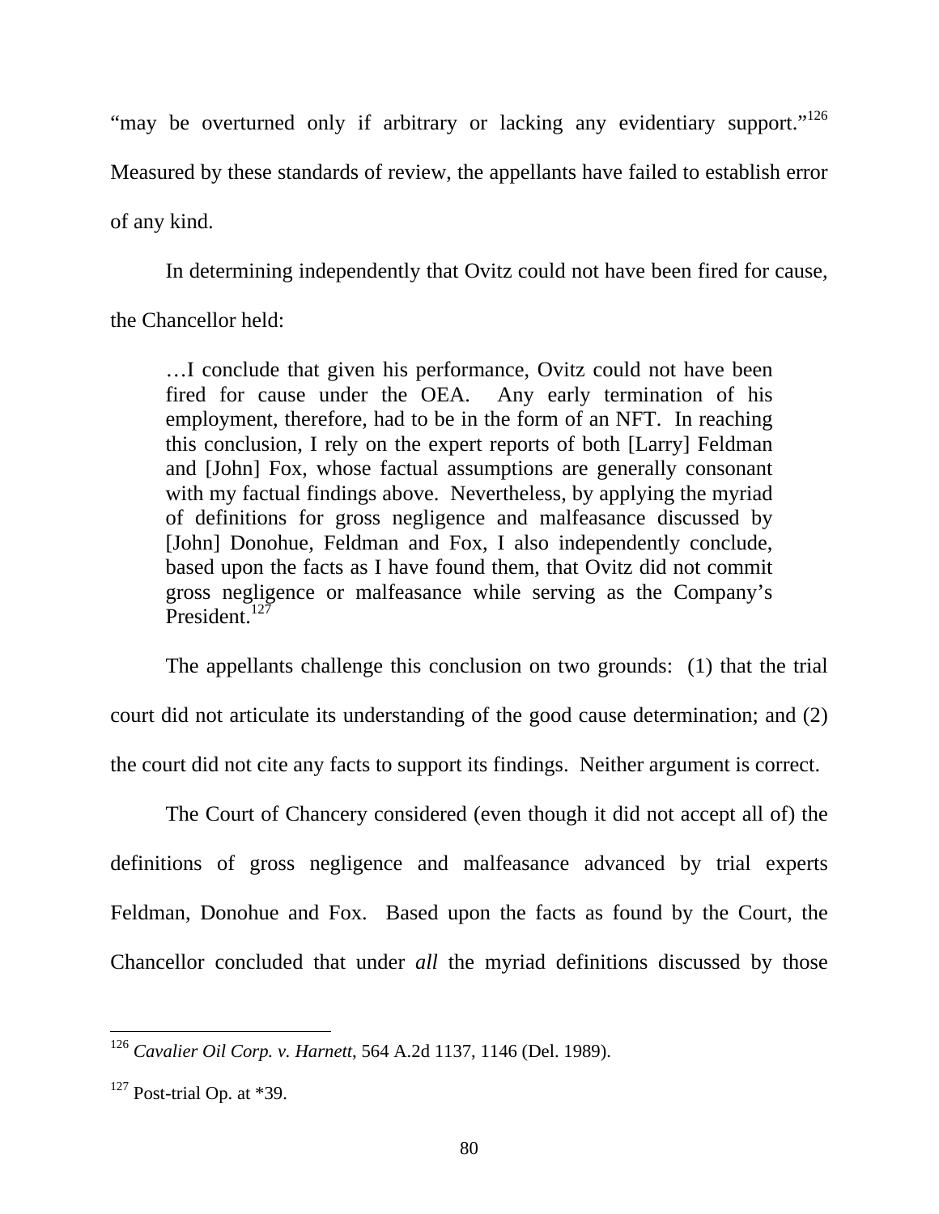"may be overturned only if arbitrary or lacking any evidentiary support."[126] Measured by these standards of review, the appellants have failed to establish error of any kind.

In determining independently that Ovitz could not have been fired for cause, the Chancellor held:

> …I conclude that given his performance, Ovitz could not have been fired for cause under the OEA. Any early termination of his employment, therefore, had to be in the form of an NFT. In reaching this conclusion, I rely on the expert reports of both [Larry] Feldman and [John] Fox, whose factual assumptions are generally consonant with my factual findings above. Nevertheless, by applying the myriad of definitions for gross negligence and malfeasance discussed by [John] Donohue, Feldman and Fox, I also independently conclude, based upon the facts as I have found them, that Ovitz did not commit gross negligence or malfeasance while serving as the Company's President.[127]

The appellants challenge this conclusion on two grounds: (1) that the trial court did not articulate its understanding of the good cause determination; and (2) the court did not cite any facts to support its findings. Neither argument is correct.

The Court of Chancery considered (even though it did not accept all of) the definitions of gross negligence and malfeasance advanced by trial experts Feldman, Donohue and Fox. Based upon the facts as found by the Court, the Chancellor concluded that under *all* the myriad definitions discussed by those

---

[126] *Cavalier Oil Corp. v. Harnett*, 564 A.2d 1137, 1146 (Del. 1989).

[127] Post-trial Op. at *39.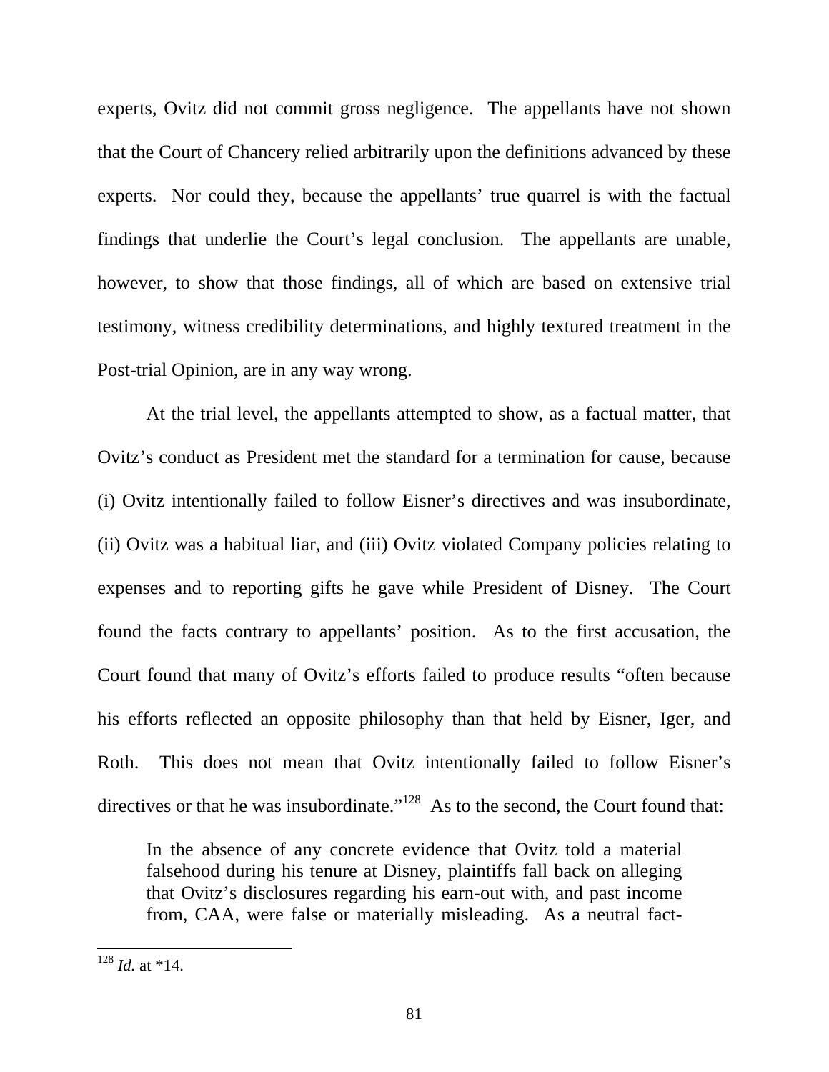experts, Ovitz did not commit gross negligence. The appellants have not shown that the Court of Chancery relied arbitrarily upon the definitions advanced by these experts. Nor could they, because the appellants' true quarrel is with the factual findings that underlie the Court's legal conclusion. The appellants are unable, however, to show that those findings, all of which are based on extensive trial testimony, witness credibility determinations, and highly textured treatment in the Post-trial Opinion, are in any way wrong.

At the trial level, the appellants attempted to show, as a factual matter, that Ovitz's conduct as President met the standard for a termination for cause, because (i) Ovitz intentionally failed to follow Eisner's directives and was insubordinate, (ii) Ovitz was a habitual liar, and (iii) Ovitz violated Company policies relating to expenses and to reporting gifts he gave while President of Disney. The Court found the facts contrary to appellants' position. As to the first accusation, the Court found that many of Ovitz's efforts failed to produce results "often because his efforts reflected an opposite philosophy than that held by Eisner, Iger, and Roth. This does not mean that Ovitz intentionally failed to follow Eisner's directives or that he was insubordinate."[128] As to the second, the Court found that:

> In the absence of any concrete evidence that Ovitz told a material falsehood during his tenure at Disney, plaintiffs fall back on alleging that Ovitz's disclosures regarding his earn-out with, and past income from, CAA, were false or materially misleading. As a neutral fact-

[128] *Id.* at *14.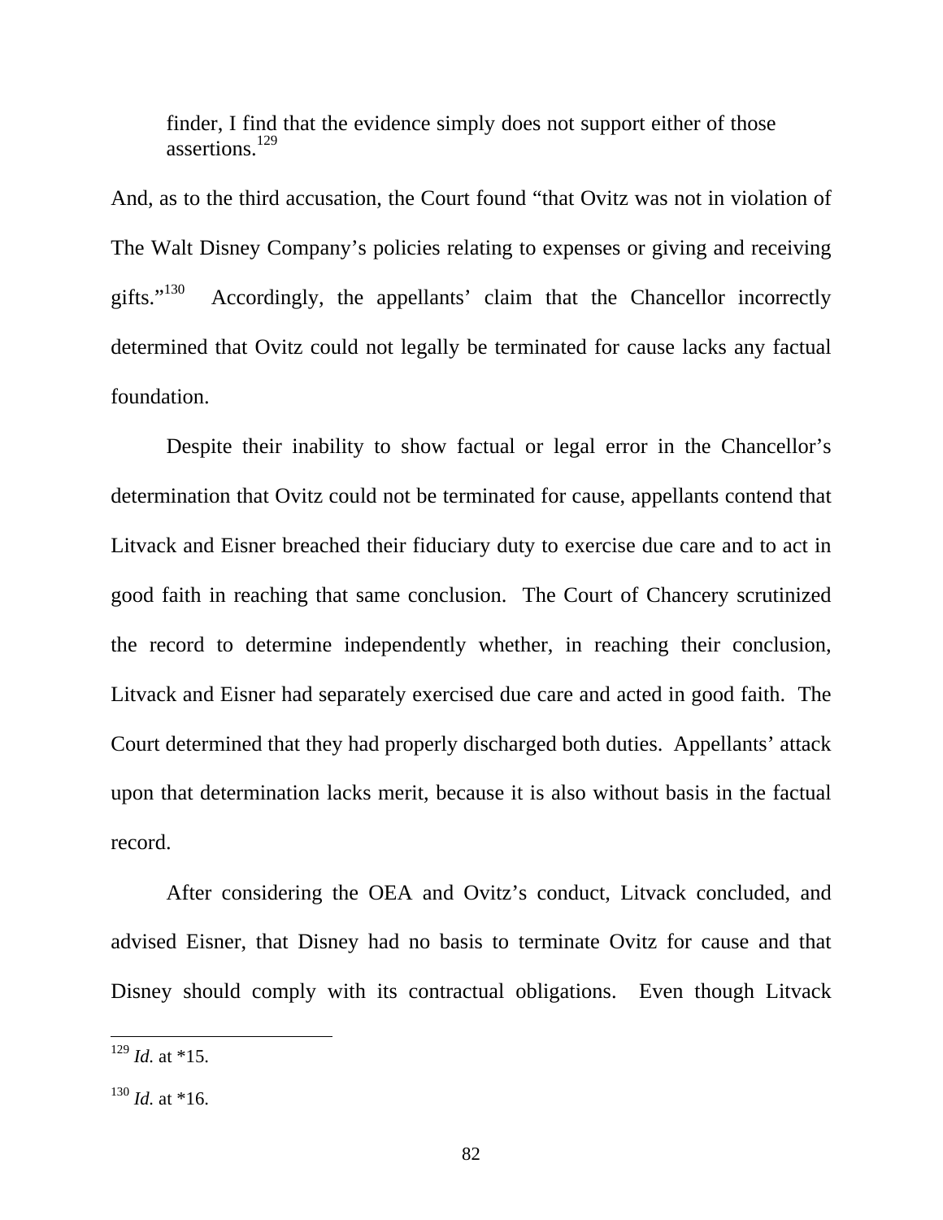> finder, I find that the evidence simply does not support either of those assertions.[129]

And, as to the third accusation, the Court found "that Ovitz was not in violation of The Walt Disney Company's policies relating to expenses or giving and receiving gifts."[130] Accordingly, the appellants' claim that the Chancellor incorrectly determined that Ovitz could not legally be terminated for cause lacks any factual foundation.

Despite their inability to show factual or legal error in the Chancellor's determination that Ovitz could not be terminated for cause, appellants contend that Litvack and Eisner breached their fiduciary duty to exercise due care and to act in good faith in reaching that same conclusion. The Court of Chancery scrutinized the record to determine independently whether, in reaching their conclusion, Litvack and Eisner had separately exercised due care and acted in good faith. The Court determined that they had properly discharged both duties. Appellants' attack upon that determination lacks merit, because it is also without basis in the factual record.

After considering the OEA and Ovitz's conduct, Litvack concluded, and advised Eisner, that Disney had no basis to terminate Ovitz for cause and that Disney should comply with its contractual obligations. Even though Litvack

---

[129] *Id.* at *15.

[130] *Id.* at *16.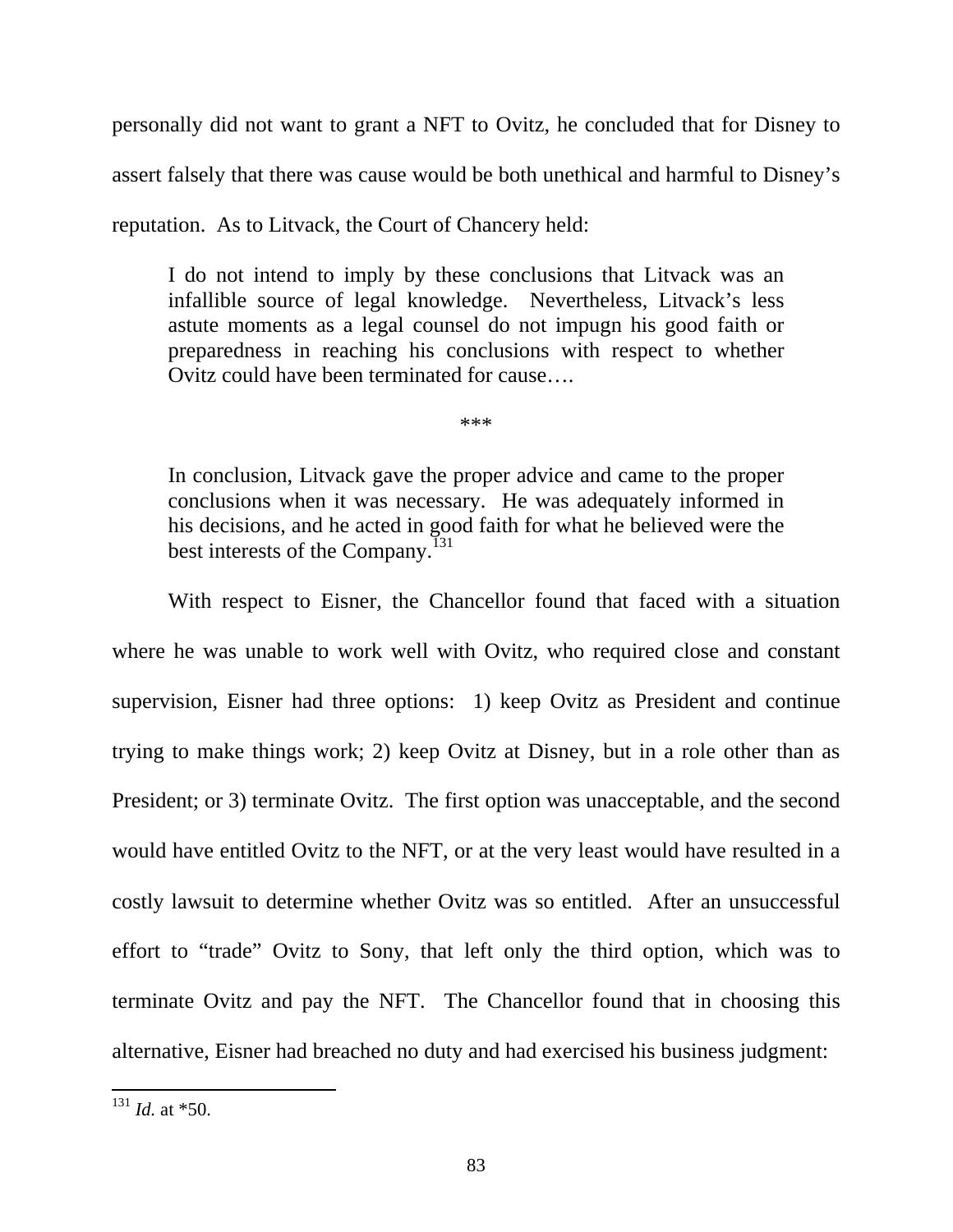personally did not want to grant a NFT to Ovitz, he concluded that for Disney to assert falsely that there was cause would be both unethical and harmful to Disney's reputation. As to Litvack, the Court of Chancery held:

> I do not intend to imply by these conclusions that Litvack was an infallible source of legal knowledge. Nevertheless, Litvack's less astute moments as a legal counsel do not impugn his good faith or preparedness in reaching his conclusions with respect to whether Ovitz could have been terminated for cause….
>
> ***
>
> In conclusion, Litvack gave the proper advice and came to the proper conclusions when it was necessary. He was adequately informed in his decisions, and he acted in good faith for what he believed were the best interests of the Company.[131]

With respect to Eisner, the Chancellor found that faced with a situation where he was unable to work well with Ovitz, who required close and constant supervision, Eisner had three options: 1) keep Ovitz as President and continue trying to make things work; 2) keep Ovitz at Disney, but in a role other than as President; or 3) terminate Ovitz. The first option was unacceptable, and the second would have entitled Ovitz to the NFT, or at the very least would have resulted in a costly lawsuit to determine whether Ovitz was so entitled. After an unsuccessful effort to "trade" Ovitz to Sony, that left only the third option, which was to terminate Ovitz and pay the NFT. The Chancellor found that in choosing this alternative, Eisner had breached no duty and had exercised his business judgment:

---

[131] *Id.* at *50.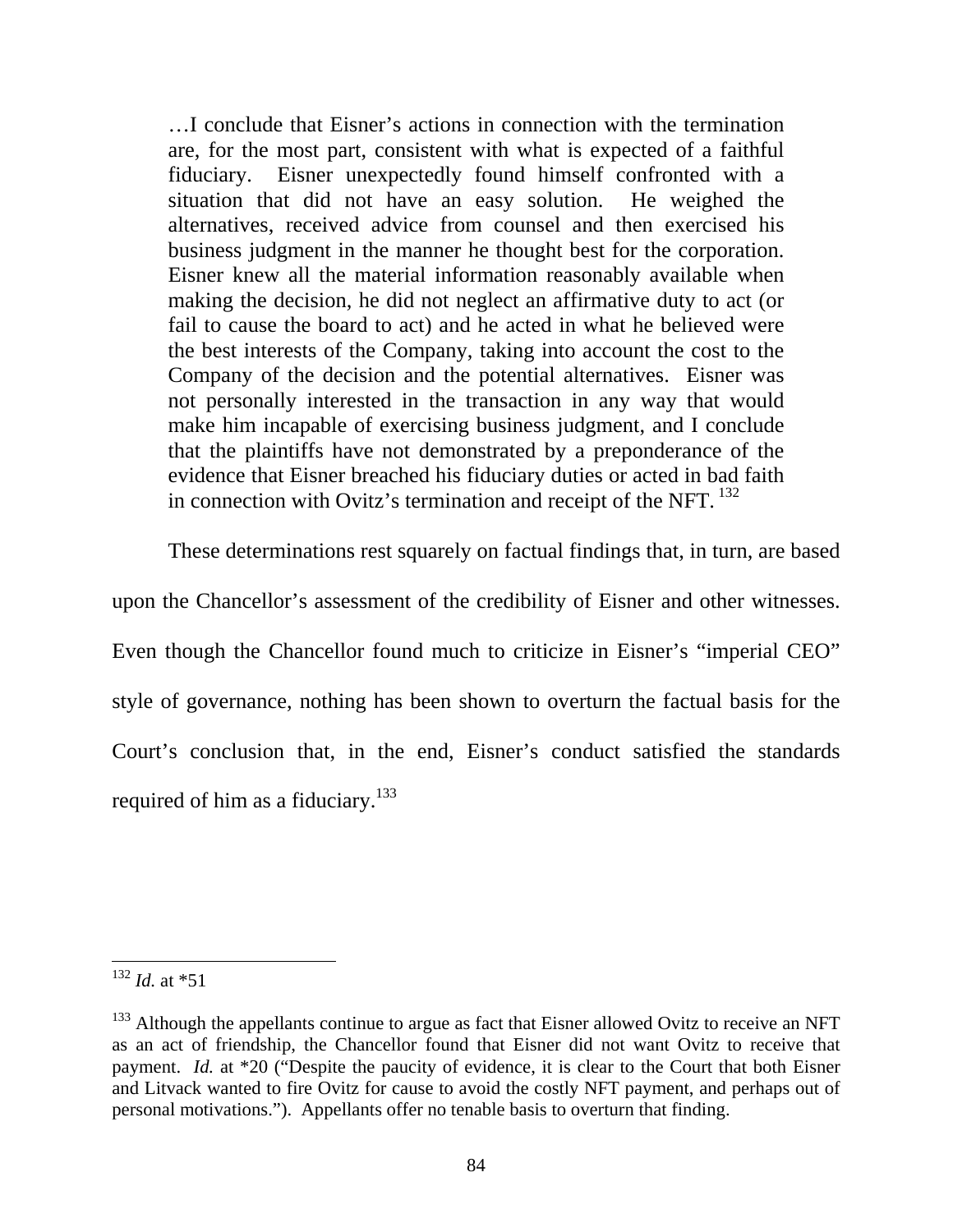> …I conclude that Eisner's actions in connection with the termination are, for the most part, consistent with what is expected of a faithful fiduciary. Eisner unexpectedly found himself confronted with a situation that did not have an easy solution. He weighed the alternatives, received advice from counsel and then exercised his business judgment in the manner he thought best for the corporation. Eisner knew all the material information reasonably available when making the decision, he did not neglect an affirmative duty to act (or fail to cause the board to act) and he acted in what he believed were the best interests of the Company, taking into account the cost to the Company of the decision and the potential alternatives. Eisner was not personally interested in the transaction in any way that would make him incapable of exercising business judgment, and I conclude that the plaintiffs have not demonstrated by a preponderance of the evidence that Eisner breached his fiduciary duties or acted in bad faith in connection with Ovitz's termination and receipt of the NFT. [132]

These determinations rest squarely on factual findings that, in turn, are based upon the Chancellor's assessment of the credibility of Eisner and other witnesses. Even though the Chancellor found much to criticize in Eisner's "imperial CEO" style of governance, nothing has been shown to overturn the factual basis for the Court's conclusion that, in the end, Eisner's conduct satisfied the standards required of him as a fiduciary.[133]

---

[132] *Id.* at *51

[133] Although the appellants continue to argue as fact that Eisner allowed Ovitz to receive an NFT as an act of friendship, the Chancellor found that Eisner did not want Ovitz to receive that payment. *Id.* at *20 ("Despite the paucity of evidence, it is clear to the Court that both Eisner and Litvack wanted to fire Ovitz for cause to avoid the costly NFT payment, and perhaps out of personal motivations."). Appellants offer no tenable basis to overturn that finding.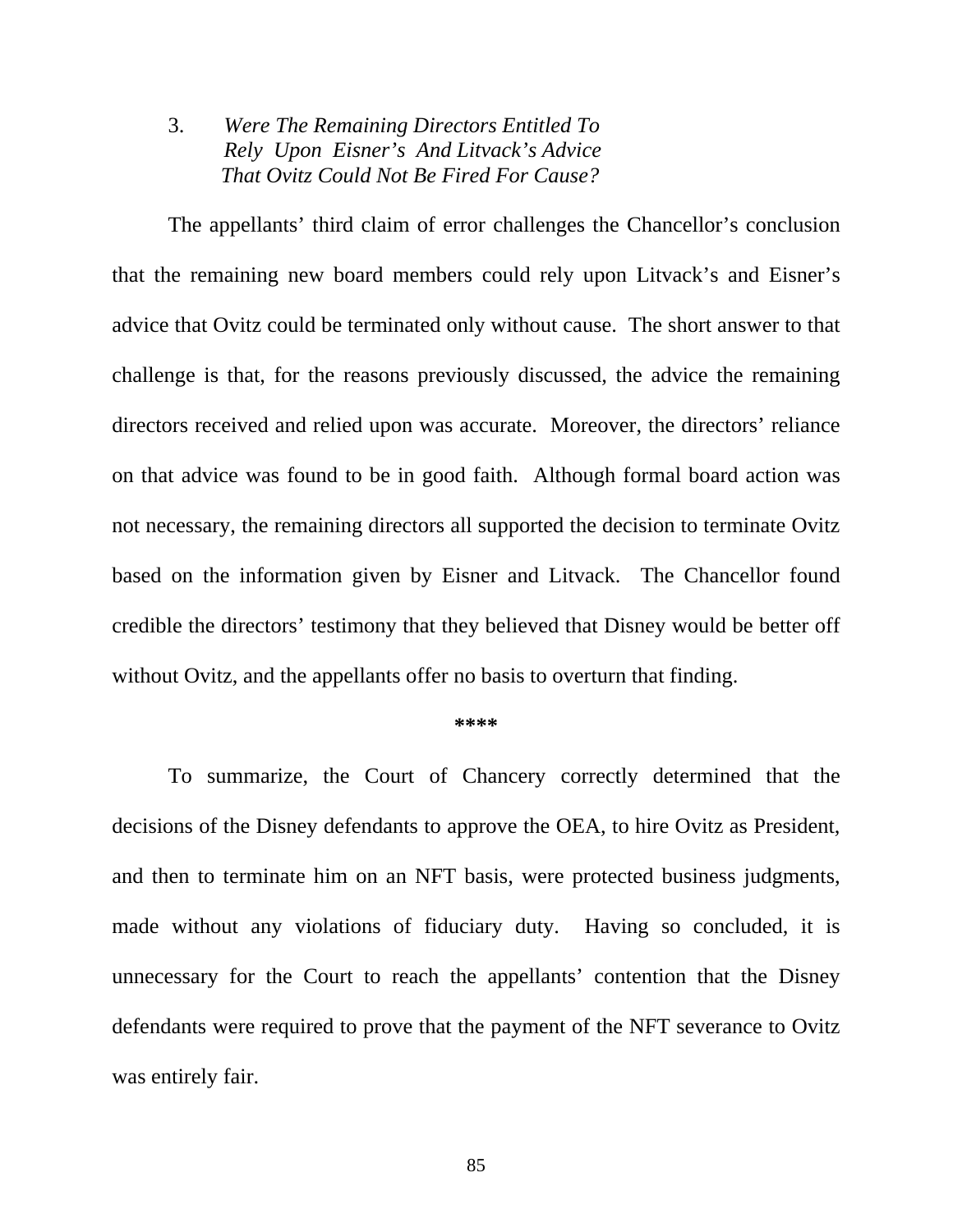### 3. *Were The Remaining Directors Entitled To Rely Upon Eisner's And Litvack's Advice That Ovitz Could Not Be Fired For Cause?*

The appellants' third claim of error challenges the Chancellor's conclusion that the remaining new board members could rely upon Litvack's and Eisner's advice that Ovitz could be terminated only without cause. The short answer to that challenge is that, for the reasons previously discussed, the advice the remaining directors received and relied upon was accurate. Moreover, the directors' reliance on that advice was found to be in good faith. Although formal board action was not necessary, the remaining directors all supported the decision to terminate Ovitz based on the information given by Eisner and Litvack. The Chancellor found credible the directors' testimony that they believed that Disney would be better off without Ovitz, and the appellants offer no basis to overturn that finding.

****

To summarize, the Court of Chancery correctly determined that the decisions of the Disney defendants to approve the OEA, to hire Ovitz as President, and then to terminate him on an NFT basis, were protected business judgments, made without any violations of fiduciary duty. Having so concluded, it is unnecessary for the Court to reach the appellants' contention that the Disney defendants were required to prove that the payment of the NFT severance to Ovitz was entirely fair.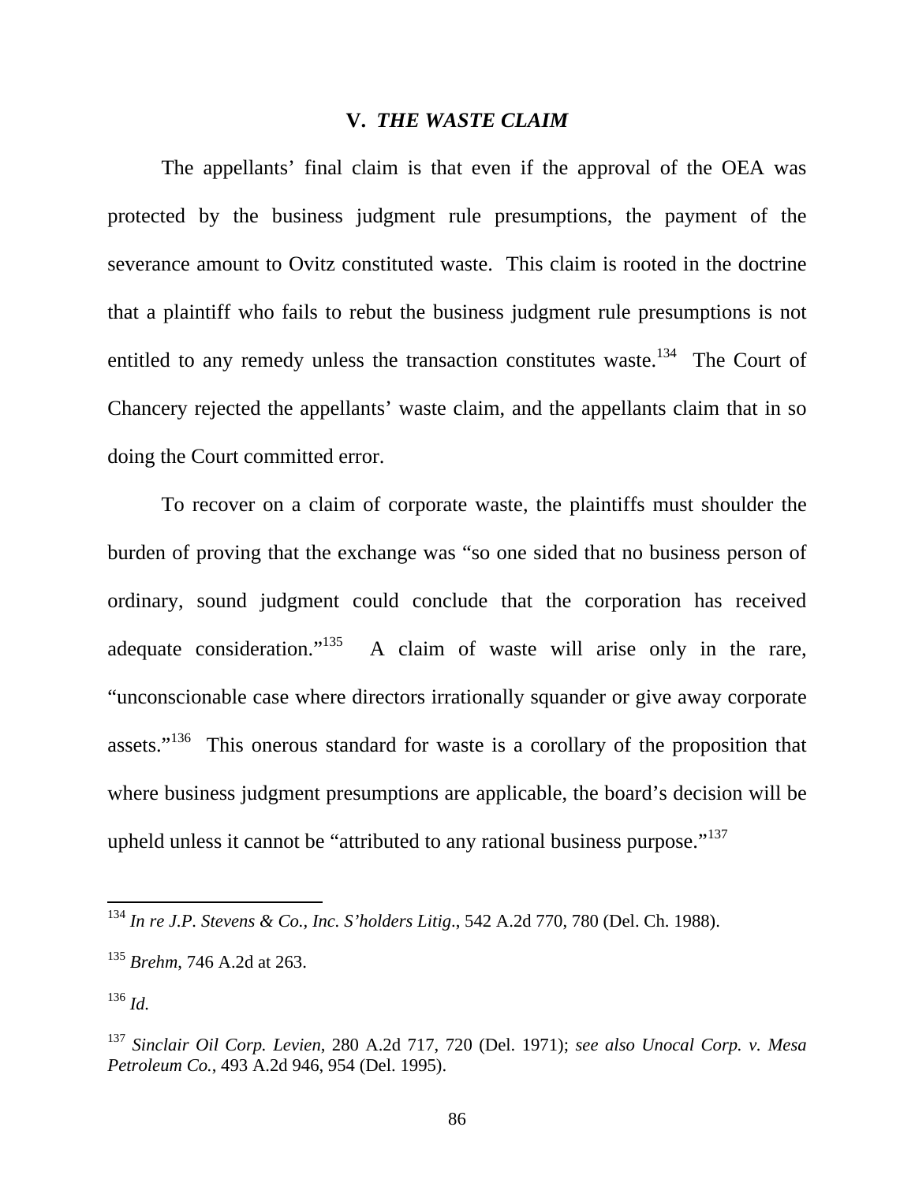## V. *THE WASTE CLAIM*

The appellants' final claim is that even if the approval of the OEA was protected by the business judgment rule presumptions, the payment of the severance amount to Ovitz constituted waste. This claim is rooted in the doctrine that a plaintiff who fails to rebut the business judgment rule presumptions is not entitled to any remedy unless the transaction constitutes waste.[134] The Court of Chancery rejected the appellants' waste claim, and the appellants claim that in so doing the Court committed error.

To recover on a claim of corporate waste, the plaintiffs must shoulder the burden of proving that the exchange was "so one sided that no business person of ordinary, sound judgment could conclude that the corporation has received adequate consideration."[135] A claim of waste will arise only in the rare, "unconscionable case where directors irrationally squander or give away corporate assets."[136] This onerous standard for waste is a corollary of the proposition that where business judgment presumptions are applicable, the board's decision will be upheld unless it cannot be "attributed to any rational business purpose."[137]

---

[134] *In re J.P. Stevens & Co., Inc. S'holders Litig.*, 542 A.2d 770, 780 (Del. Ch. 1988).

[135] *Brehm*, 746 A.2d at 263.

[136] *Id.*

[137] *Sinclair Oil Corp. Levien*, 280 A.2d 717, 720 (Del. 1971); *see also Unocal Corp. v. Mesa Petroleum Co.*, 493 A.2d 946, 954 (Del. 1995).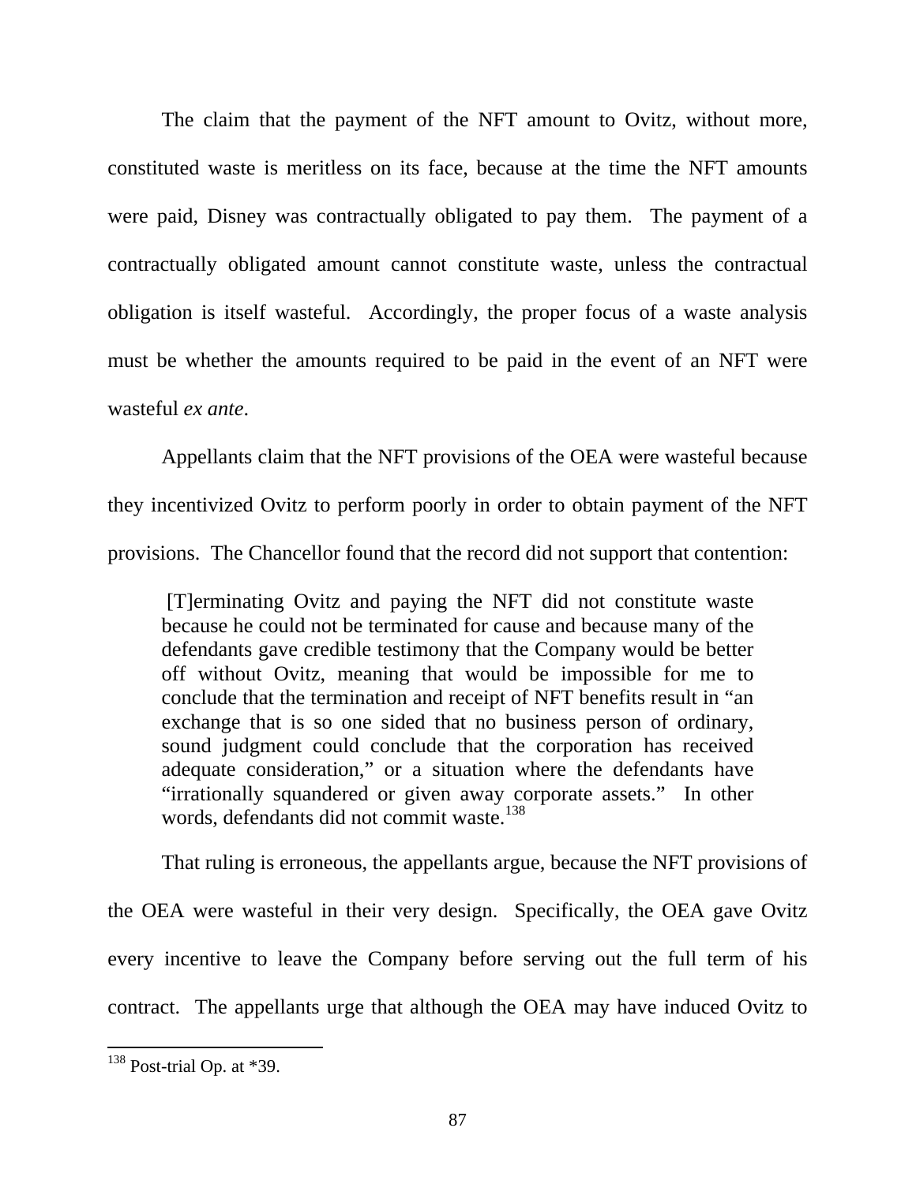The claim that the payment of the NFT amount to Ovitz, without more, constituted waste is meritless on its face, because at the time the NFT amounts were paid, Disney was contractually obligated to pay them. The payment of a contractually obligated amount cannot constitute waste, unless the contractual obligation is itself wasteful. Accordingly, the proper focus of a waste analysis must be whether the amounts required to be paid in the event of an NFT were wasteful *ex ante*.

Appellants claim that the NFT provisions of the OEA were wasteful because they incentivized Ovitz to perform poorly in order to obtain payment of the NFT provisions. The Chancellor found that the record did not support that contention:

> [T]erminating Ovitz and paying the NFT did not constitute waste because he could not be terminated for cause and because many of the defendants gave credible testimony that the Company would be better off without Ovitz, meaning that would be impossible for me to conclude that the termination and receipt of NFT benefits result in "an exchange that is so one sided that no business person of ordinary, sound judgment could conclude that the corporation has received adequate consideration," or a situation where the defendants have "irrationally squandered or given away corporate assets." In other words, defendants did not commit waste.[138]

That ruling is erroneous, the appellants argue, because the NFT provisions of the OEA were wasteful in their very design. Specifically, the OEA gave Ovitz every incentive to leave the Company before serving out the full term of his contract. The appellants urge that although the OEA may have induced Ovitz to

[138] Post-trial Op. at *39.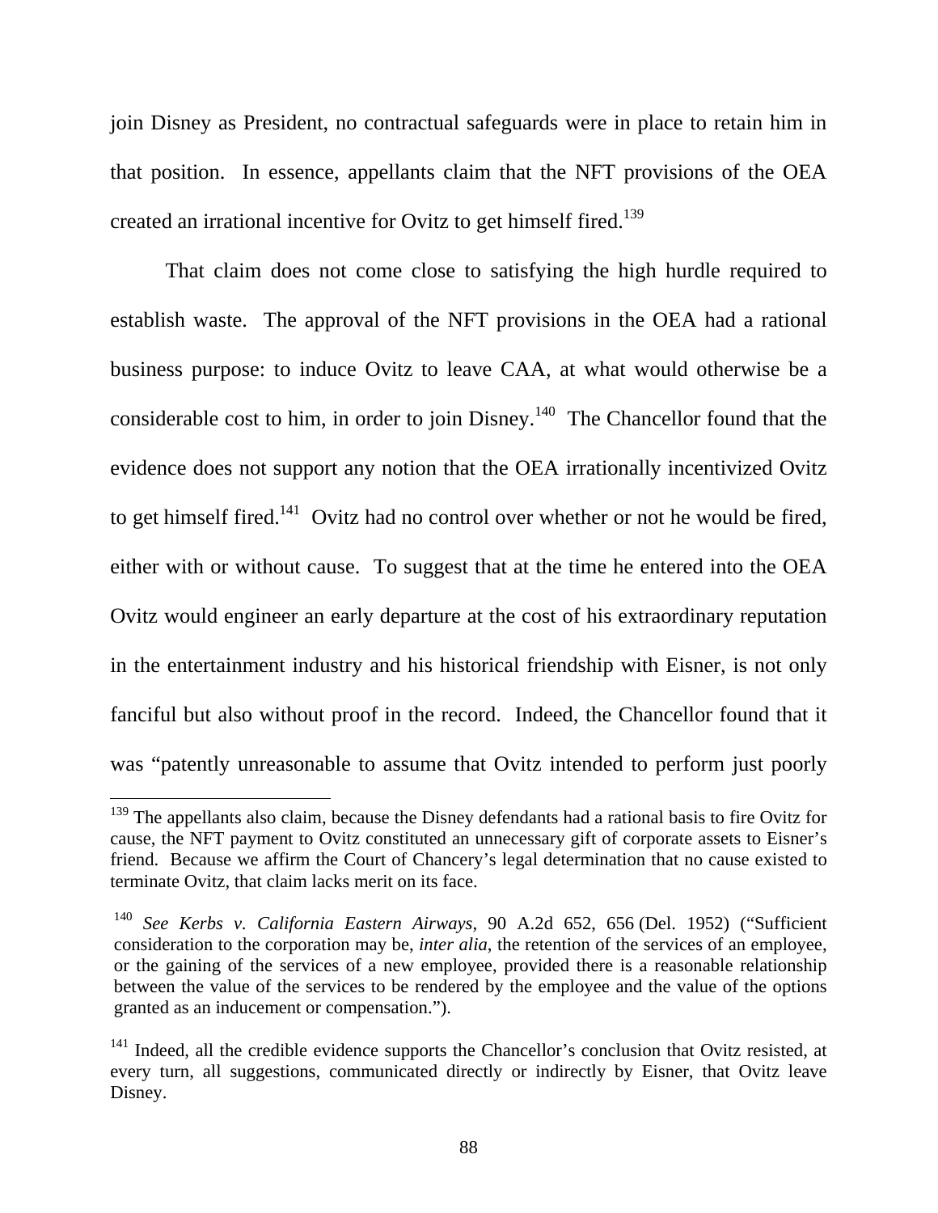join Disney as President, no contractual safeguards were in place to retain him in that position. In essence, appellants claim that the NFT provisions of the OEA created an irrational incentive for Ovitz to get himself fired.[139]

That claim does not come close to satisfying the high hurdle required to establish waste. The approval of the NFT provisions in the OEA had a rational business purpose: to induce Ovitz to leave CAA, at what would otherwise be a considerable cost to him, in order to join Disney.[140] The Chancellor found that the evidence does not support any notion that the OEA irrationally incentivized Ovitz to get himself fired.[141] Ovitz had no control over whether or not he would be fired, either with or without cause. To suggest that at the time he entered into the OEA Ovitz would engineer an early departure at the cost of his extraordinary reputation in the entertainment industry and his historical friendship with Eisner, is not only fanciful but also without proof in the record. Indeed, the Chancellor found that it was "patently unreasonable to assume that Ovitz intended to perform just poorly

---

[139] The appellants also claim, because the Disney defendants had a rational basis to fire Ovitz for cause, the NFT payment to Ovitz constituted an unnecessary gift of corporate assets to Eisner's friend. Because we affirm the Court of Chancery's legal determination that no cause existed to terminate Ovitz, that claim lacks merit on its face.

[140] *See Kerbs v. California Eastern Airways*, 90 A.2d 652, 656 (Del. 1952) ("Sufficient consideration to the corporation may be, *inter alia*, the retention of the services of an employee, or the gaining of the services of a new employee, provided there is a reasonable relationship between the value of the services to be rendered by the employee and the value of the options granted as an inducement or compensation.").

[141] Indeed, all the credible evidence supports the Chancellor's conclusion that Ovitz resisted, at every turn, all suggestions, communicated directly or indirectly by Eisner, that Ovitz leave Disney.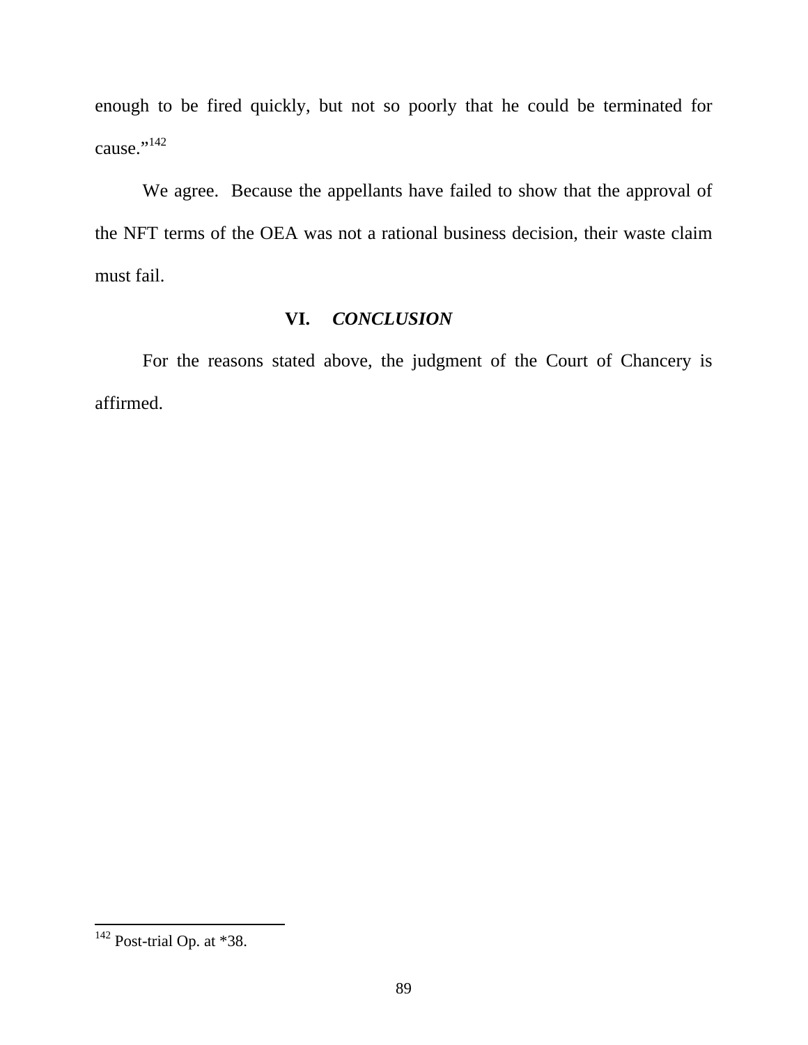enough to be fired quickly, but not so poorly that he could be terminated for cause."[142]

We agree. Because the appellants have failed to show that the approval of the NFT terms of the OEA was not a rational business decision, their waste claim must fail.

## VI. *CONCLUSION*

For the reasons stated above, the judgment of the Court of Chancery is affirmed.

---

[142] Post-trial Op. at *38.